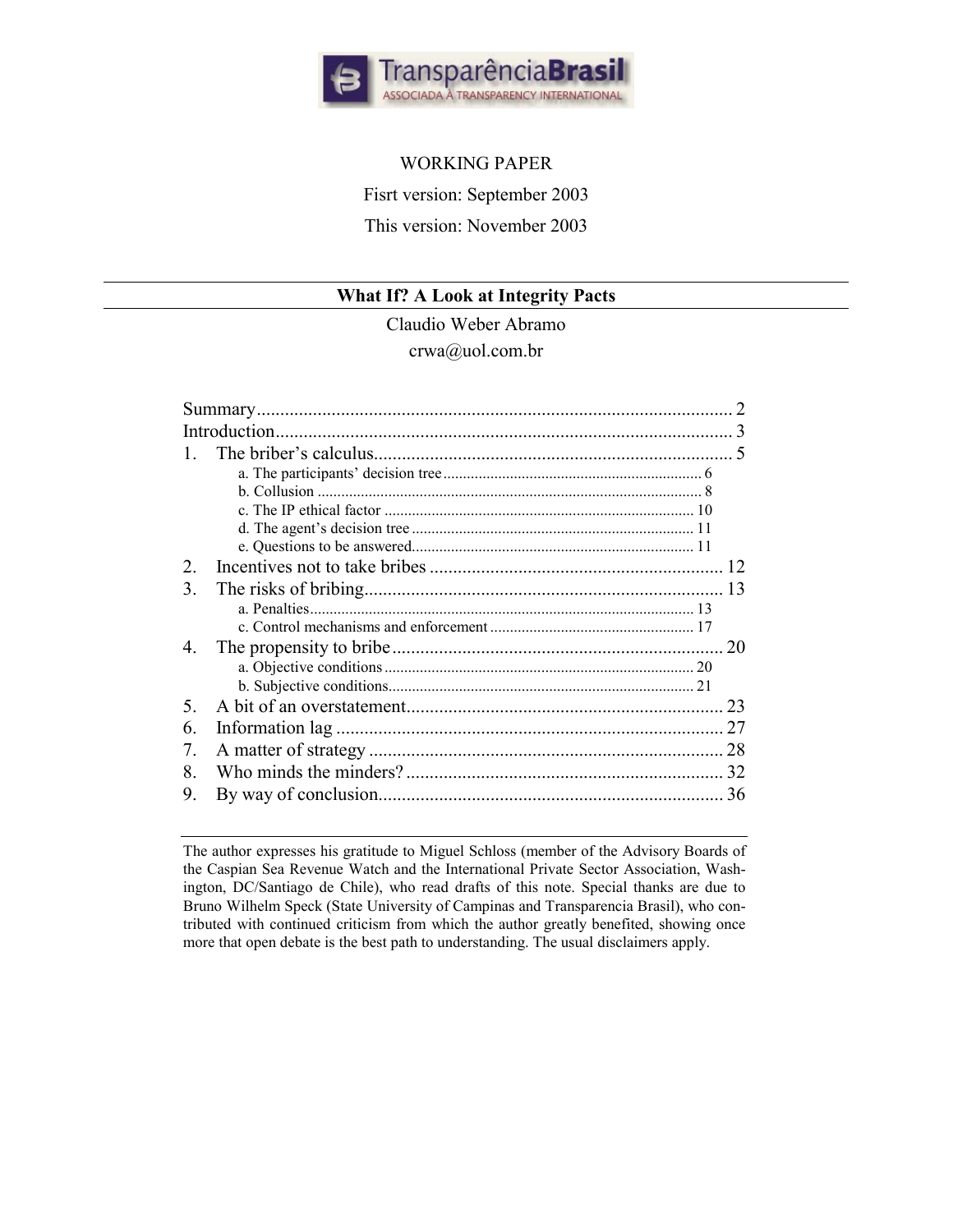TransparênciaBrasil
ASSOCIADA À TRANSPARENCY INTERNATIONAL

WORKING PAPER

Fisrt version: September 2003

This version: November 2003

# What If? A Look at Integrity Pacts

Claudio Weber Abramo

crwa@uol.com.br

Summary ........................................................................................ 2
Introduction ..................................................................................... 3
1. The briber's calculus ................................................................ 5
   a. The participants' decision tree ..................................................... 6
   b. Collusion ..................................................................................... 8
   c. The IP ethical factor ................................................................... 10
   d. The agent's decision tree ............................................................ 11
   e. Questions to be answered ........................................................... 11
2. Incentives not to take bribes ................................................... 12
3. The risks of bribing .................................................................. 13
   a. Penalties ..................................................................................... 13
   c. Control mechanisms and enforcement ........................................ 17
4. The propensity to bribe ............................................................ 20
   a. Objective conditions .................................................................. 20
   b. Subjective conditions ................................................................. 21
5. A bit of an overstatement .......................................................... 23
6. Information lag ......................................................................... 27
7. A matter of strategy .................................................................. 28
8. Who minds the minders? .......................................................... 32
9. By way of conclusion ................................................................ 36

---

The author expresses his gratitude to Miguel Schloss (member of the Advisory Boards of the Caspian Sea Revenue Watch and the International Private Sector Association, Washington, DC/Santiago de Chile), who read drafts of this note. Special thanks are due to Bruno Wilhelm Speck (State University of Campinas and Transparencia Brasil), who contributed with continued criticism from which the author greatly benefited, showing once more that open debate is the best path to understanding. The usual disclaimers apply.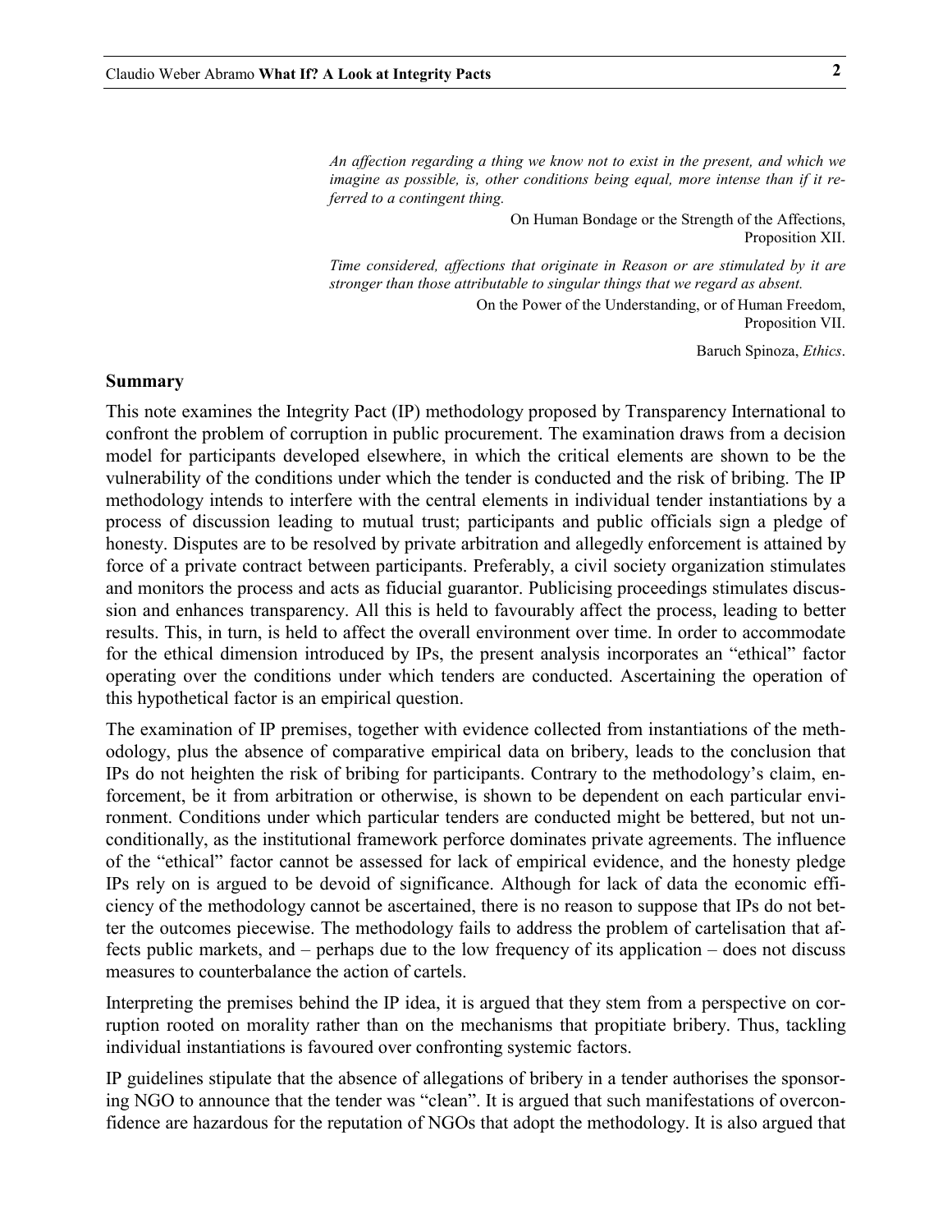*An affection regarding a thing we know not to exist in the present, and which we imagine as possible, is, other conditions being equal, more intense than if it referred to a contingent thing.*

On Human Bondage or the Strength of the Affections, Proposition XII.

*Time considered, affections that originate in Reason or are stimulated by it are stronger than those attributable to singular things that we regard as absent.*

On the Power of the Understanding, or of Human Freedom, Proposition VII.

Baruch Spinoza, *Ethics*.

## Summary

This note examines the Integrity Pact (IP) methodology proposed by Transparency International to confront the problem of corruption in public procurement. The examination draws from a decision model for participants developed elsewhere, in which the critical elements are shown to be the vulnerability of the conditions under which the tender is conducted and the risk of bribing. The IP methodology intends to interfere with the central elements in individual tender instantiations by a process of discussion leading to mutual trust; participants and public officials sign a pledge of honesty. Disputes are to be resolved by private arbitration and allegedly enforcement is attained by force of a private contract between participants. Preferably, a civil society organization stimulates and monitors the process and acts as fiducial guarantor. Publicising proceedings stimulates discussion and enhances transparency. All this is held to favourably affect the process, leading to better results. This, in turn, is held to affect the overall environment over time. In order to accommodate for the ethical dimension introduced by IPs, the present analysis incorporates an "ethical" factor operating over the conditions under which tenders are conducted. Ascertaining the operation of this hypothetical factor is an empirical question.

The examination of IP premises, together with evidence collected from instantiations of the methodology, plus the absence of comparative empirical data on bribery, leads to the conclusion that IPs do not heighten the risk of bribing for participants. Contrary to the methodology's claim, enforcement, be it from arbitration or otherwise, is shown to be dependent on each particular environment. Conditions under which particular tenders are conducted might be bettered, but not unconditionally, as the institutional framework perforce dominates private agreements. The influence of the "ethical" factor cannot be assessed for lack of empirical evidence, and the honesty pledge IPs rely on is argued to be devoid of significance. Although for lack of data the economic efficiency of the methodology cannot be ascertained, there is no reason to suppose that IPs do not better the outcomes piecewise. The methodology fails to address the problem of cartelisation that affects public markets, and – perhaps due to the low frequency of its application – does not discuss measures to counterbalance the action of cartels.

Interpreting the premises behind the IP idea, it is argued that they stem from a perspective on corruption rooted on morality rather than on the mechanisms that propitiate bribery. Thus, tackling individual instantiations is favoured over confronting systemic factors.

IP guidelines stipulate that the absence of allegations of bribery in a tender authorises the sponsoring NGO to announce that the tender was "clean". It is argued that such manifestations of overconfidence are hazardous for the reputation of NGOs that adopt the methodology. It is also argued that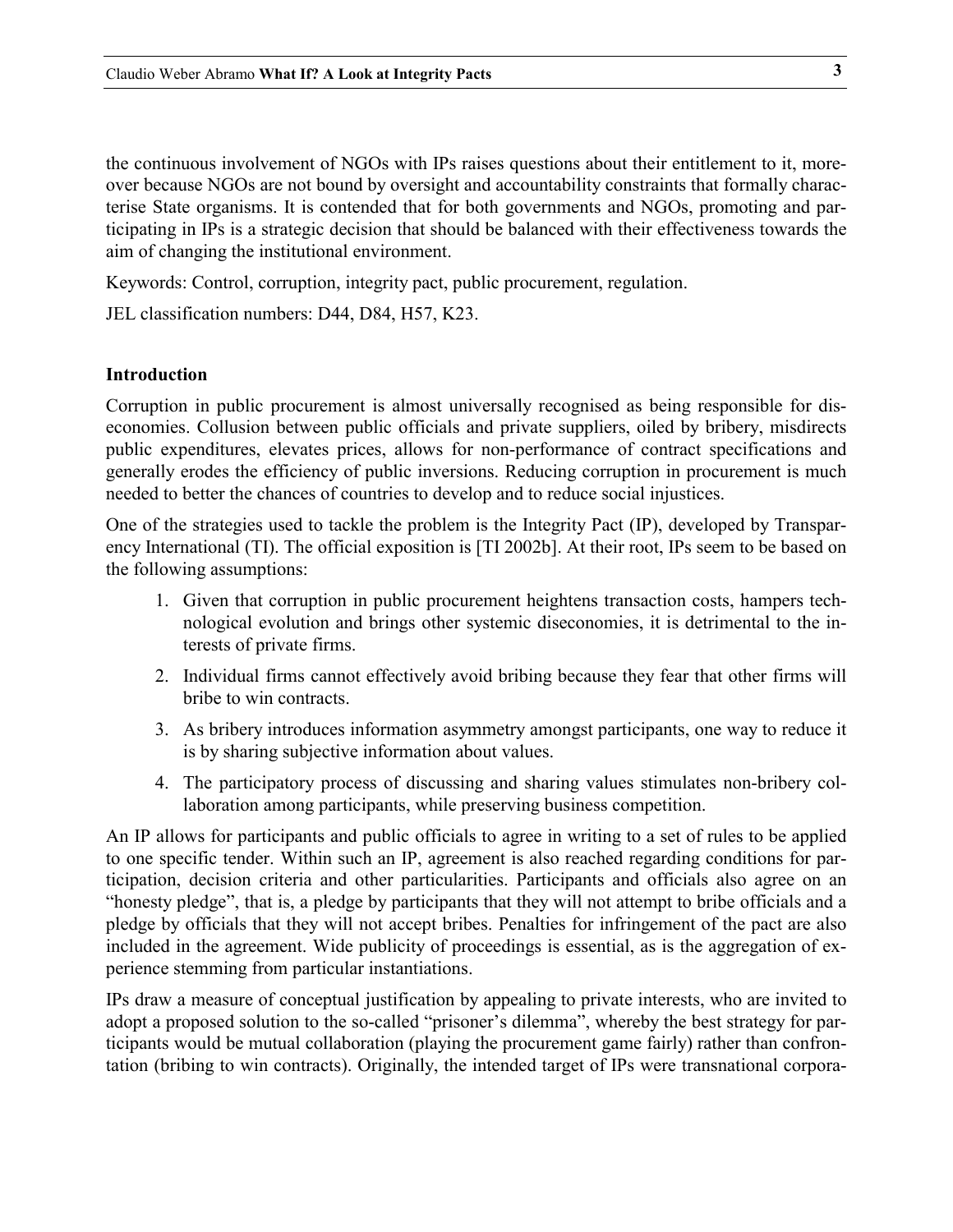the continuous involvement of NGOs with IPs raises questions about their entitlement to it, moreover because NGOs are not bound by oversight and accountability constraints that formally characterise State organisms. It is contended that for both governments and NGOs, promoting and participating in IPs is a strategic decision that should be balanced with their effectiveness towards the aim of changing the institutional environment.

Keywords: Control, corruption, integrity pact, public procurement, regulation.

JEL classification numbers: D44, D84, H57, K23.

## Introduction

Corruption in public procurement is almost universally recognised as being responsible for diseconomies. Collusion between public officials and private suppliers, oiled by bribery, misdirects public expenditures, elevates prices, allows for non-performance of contract specifications and generally erodes the efficiency of public inversions. Reducing corruption in procurement is much needed to better the chances of countries to develop and to reduce social injustices.

One of the strategies used to tackle the problem is the Integrity Pact (IP), developed by Transparency International (TI). The official exposition is [TI 2002b]. At their root, IPs seem to be based on the following assumptions:

1. Given that corruption in public procurement heightens transaction costs, hampers technological evolution and brings other systemic diseconomies, it is detrimental to the interests of private firms.
2. Individual firms cannot effectively avoid bribing because they fear that other firms will bribe to win contracts.
3. As bribery introduces information asymmetry amongst participants, one way to reduce it is by sharing subjective information about values.
4. The participatory process of discussing and sharing values stimulates non-bribery collaboration among participants, while preserving business competition.

An IP allows for participants and public officials to agree in writing to a set of rules to be applied to one specific tender. Within such an IP, agreement is also reached regarding conditions for participation, decision criteria and other particularities. Participants and officials also agree on an "honesty pledge", that is, a pledge by participants that they will not attempt to bribe officials and a pledge by officials that they will not accept bribes. Penalties for infringement of the pact are also included in the agreement. Wide publicity of proceedings is essential, as is the aggregation of experience stemming from particular instantiations.

IPs draw a measure of conceptual justification by appealing to private interests, who are invited to adopt a proposed solution to the so-called "prisoner's dilemma", whereby the best strategy for participants would be mutual collaboration (playing the procurement game fairly) rather than confrontation (bribing to win contracts). Originally, the intended target of IPs were transnational corpora-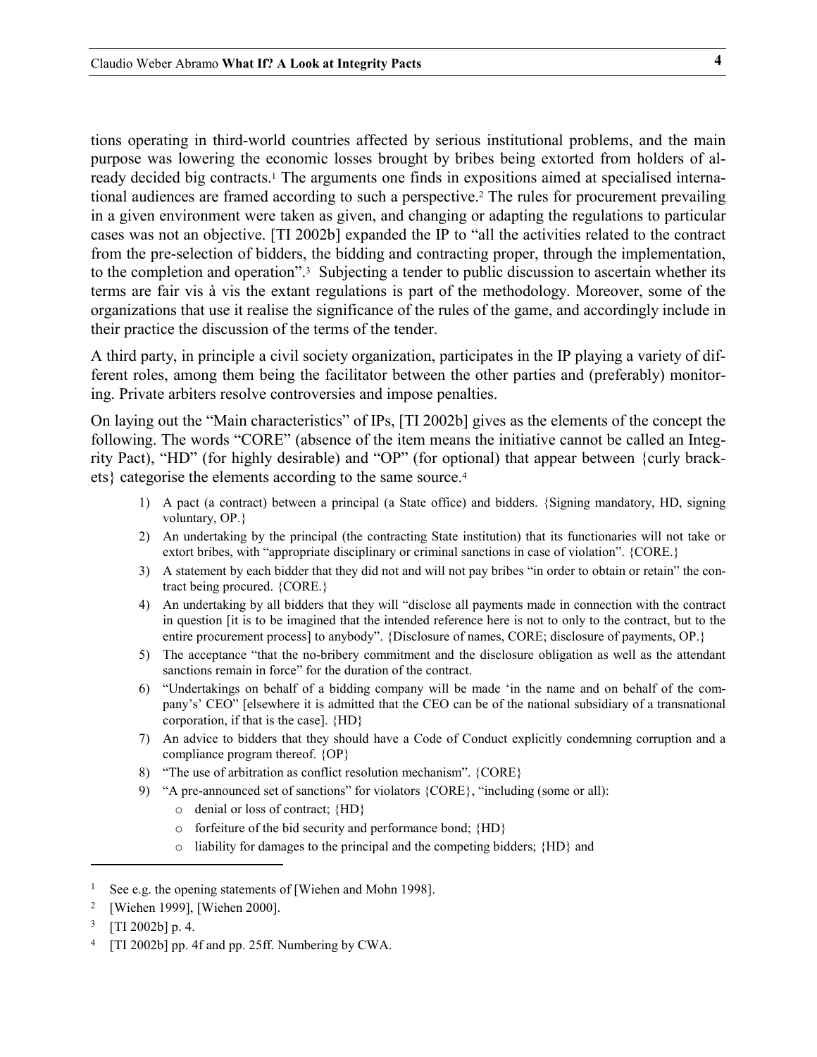tions operating in third-world countries affected by serious institutional problems, and the main purpose was lowering the economic losses brought by bribes being extorted from holders of already decided big contracts.[1] The arguments one finds in expositions aimed at specialised international audiences are framed according to such a perspective.[2] The rules for procurement prevailing in a given environment were taken as given, and changing or adapting the regulations to particular cases was not an objective. [TI 2002b] expanded the IP to "all the activities related to the contract from the pre-selection of bidders, the bidding and contracting proper, through the implementation, to the completion and operation".[3] Subjecting a tender to public discussion to ascertain whether its terms are fair vis à vis the extant regulations is part of the methodology. Moreover, some of the organizations that use it realise the significance of the rules of the game, and accordingly include in their practice the discussion of the terms of the tender.

A third party, in principle a civil society organization, participates in the IP playing a variety of different roles, among them being the facilitator between the other parties and (preferably) monitoring. Private arbiters resolve controversies and impose penalties.

On laying out the "Main characteristics" of IPs, [TI 2002b] gives as the elements of the concept the following. The words "CORE" (absence of the item means the initiative cannot be called an Integrity Pact), "HD" (for highly desirable) and "OP" (for optional) that appear between {curly brackets} categorise the elements according to the same source.[4]

1) A pact (a contract) between a principal (a State office) and bidders. {Signing mandatory, HD, signing voluntary, OP.}
2) An undertaking by the principal (the contracting State institution) that its functionaries will not take or extort bribes, with "appropriate disciplinary or criminal sanctions in case of violation". {CORE.}
3) A statement by each bidder that they did not and will not pay bribes "in order to obtain or retain" the contract being procured. {CORE.}
4) An undertaking by all bidders that they will "disclose all payments made in connection with the contract in question [it is to be imagined that the intended reference here is not to only to the contract, but to the entire procurement process] to anybody". {Disclosure of names, CORE; disclosure of payments, OP.}
5) The acceptance "that the no-bribery commitment and the disclosure obligation as well as the attendant sanctions remain in force" for the duration of the contract.
6) "Undertakings on behalf of a bidding company will be made 'in the name and on behalf of the company's' CEO" [elsewhere it is admitted that the CEO can be of the national subsidiary of a transnational corporation, if that is the case]. {HD}
7) An advice to bidders that they should have a Code of Conduct explicitly condemning corruption and a compliance program thereof. {OP}
8) "The use of arbitration as conflict resolution mechanism". {CORE}
9) "A pre-announced set of sanctions" for violators {CORE}, "including (some or all):
   - denial or loss of contract; {HD}
   - forfeiture of the bid security and performance bond; {HD}
   - liability for damages to the principal and the competing bidders; {HD} and

[1] See e.g. the opening statements of [Wiehen and Mohn 1998].

[2] [Wiehen 1999], [Wiehen 2000].

[3] [TI 2002b] p. 4.

[4] [TI 2002b] pp. 4f and pp. 25ff. Numbering by CWA.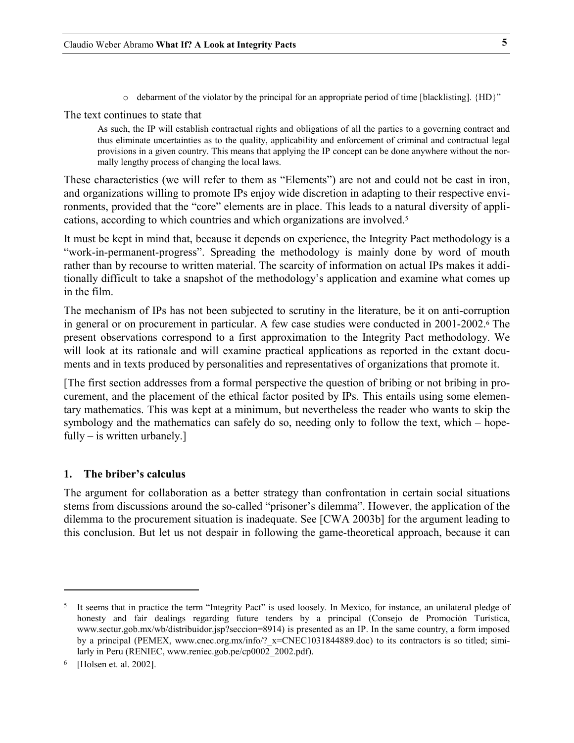- debarment of the violator by the principal for an appropriate period of time [blacklisting]. {HD}"

The text continues to state that

> As such, the IP will establish contractual rights and obligations of all the parties to a governing contract and thus eliminate uncertainties as to the quality, applicability and enforcement of criminal and contractual legal provisions in a given country. This means that applying the IP concept can be done anywhere without the normally lengthy process of changing the local laws.

These characteristics (we will refer to them as "Elements") are not and could not be cast in iron, and organizations willing to promote IPs enjoy wide discretion in adapting to their respective environments, provided that the "core" elements are in place. This leads to a natural diversity of applications, according to which countries and which organizations are involved.[5]

It must be kept in mind that, because it depends on experience, the Integrity Pact methodology is a "work-in-permanent-progress". Spreading the methodology is mainly done by word of mouth rather than by recourse to written material. The scarcity of information on actual IPs makes it additionally difficult to take a snapshot of the methodology's application and examine what comes up in the film.

The mechanism of IPs has not been subjected to scrutiny in the literature, be it on anti-corruption in general or on procurement in particular. A few case studies were conducted in 2001-2002.[6] The present observations correspond to a first approximation to the Integrity Pact methodology. We will look at its rationale and will examine practical applications as reported in the extant documents and in texts produced by personalities and representatives of organizations that promote it.

[The first section addresses from a formal perspective the question of bribing or not bribing in procurement, and the placement of the ethical factor posited by IPs. This entails using some elementary mathematics. This was kept at a minimum, but nevertheless the reader who wants to skip the symbology and the mathematics can safely do so, needing only to follow the text, which – hopefully – is written urbanely.]

## 1. The briber's calculus

The argument for collaboration as a better strategy than confrontation in certain social situations stems from discussions around the so-called "prisoner's dilemma". However, the application of the dilemma to the procurement situation is inadequate. See [CWA 2003b] for the argument leading to this conclusion. But let us not despair in following the game-theoretical approach, because it can

---

[5] It seems that in practice the term "Integrity Pact" is used loosely. In Mexico, for instance, an unilateral pledge of honesty and fair dealings regarding future tenders by a principal (Consejo de Promoción Turística, www.sectur.gob.mx/wb/distribuidor.jsp?seccion=8914) is presented as an IP. In the same country, a form imposed by a principal (PEMEX, www.cnec.org.mx/info/?_x=CNEC1031844889.doc) to its contractors is so titled; similarly in Peru (RENIEC, www.reniec.gob.pe/cp0002_2002.pdf).

[6] [Holsen et. al. 2002].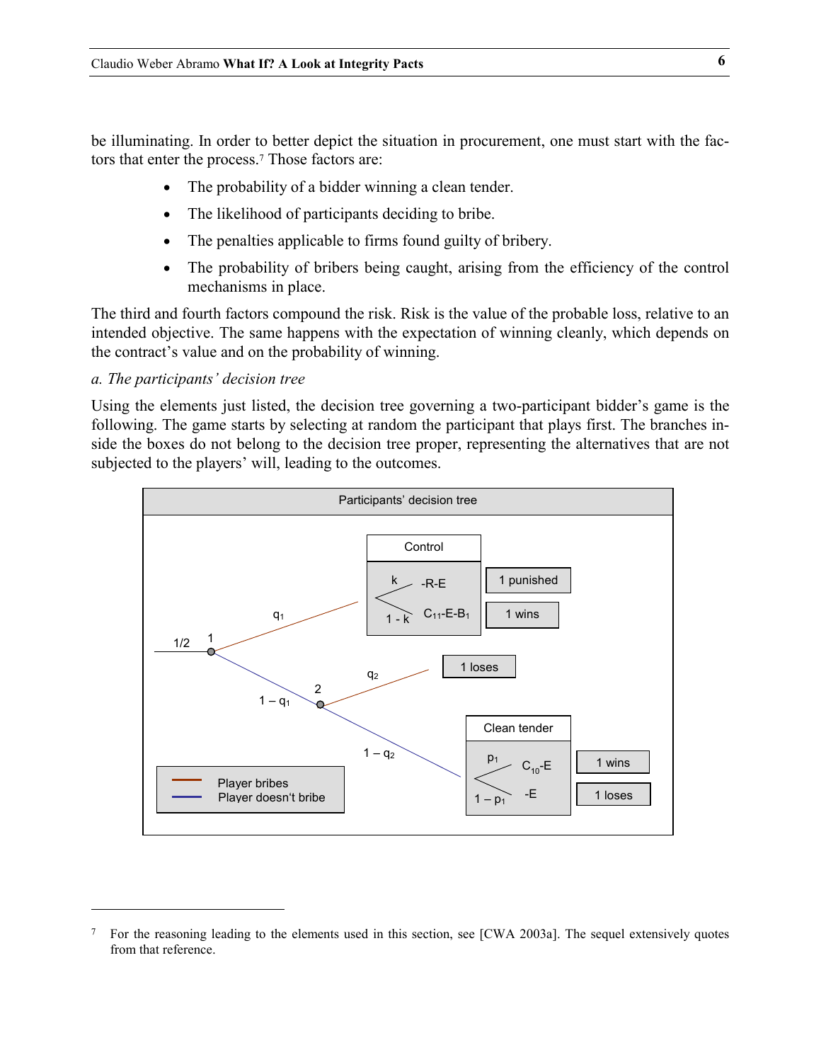be illuminating. In order to better depict the situation in procurement, one must start with the factors that enter the process.[7] Those factors are:

- The probability of a bidder winning a clean tender.
- The likelihood of participants deciding to bribe.
- The penalties applicable to firms found guilty of bribery.
- The probability of bribers being caught, arising from the efficiency of the control mechanisms in place.

The third and fourth factors compound the risk. Risk is the value of the probable loss, relative to an intended objective. The same happens with the expectation of winning cleanly, which depends on the contract's value and on the probability of winning.

*a. The participants' decision tree*

Using the elements just listed, the decision tree governing a two-participant bidder's game is the following. The game starts by selecting at random the participant that plays first. The branches inside the boxes do not belong to the decision tree proper, representing the alternatives that are not subjected to the players' will, leading to the outcomes.

**Participants' decision tree**

- Start: $1/2$ → node 1
  - Player 1 bribes ($q_1$) → **Control**
    - $k$: $-R-E$ → 1 punished
    - $1-k$: $C_{11}-E-B_1$ → 1 wins
  - Player 1 doesn't bribe ($1-q_1$) → node 2
    - Player 2 bribes ($q_2$) → 1 loses
    - Player 2 doesn't bribe ($1-q_2$) → **Clean tender**
      - $p_1$: $C_{10}-E$ → 1 wins
      - $1-p_1$: $-E$ → 1 loses

Legend: red line — Player bribes; blue line — Player doesn't bribe

---

[7] For the reasoning leading to the elements used in this section, see [CWA 2003a]. The sequel extensively quotes from that reference.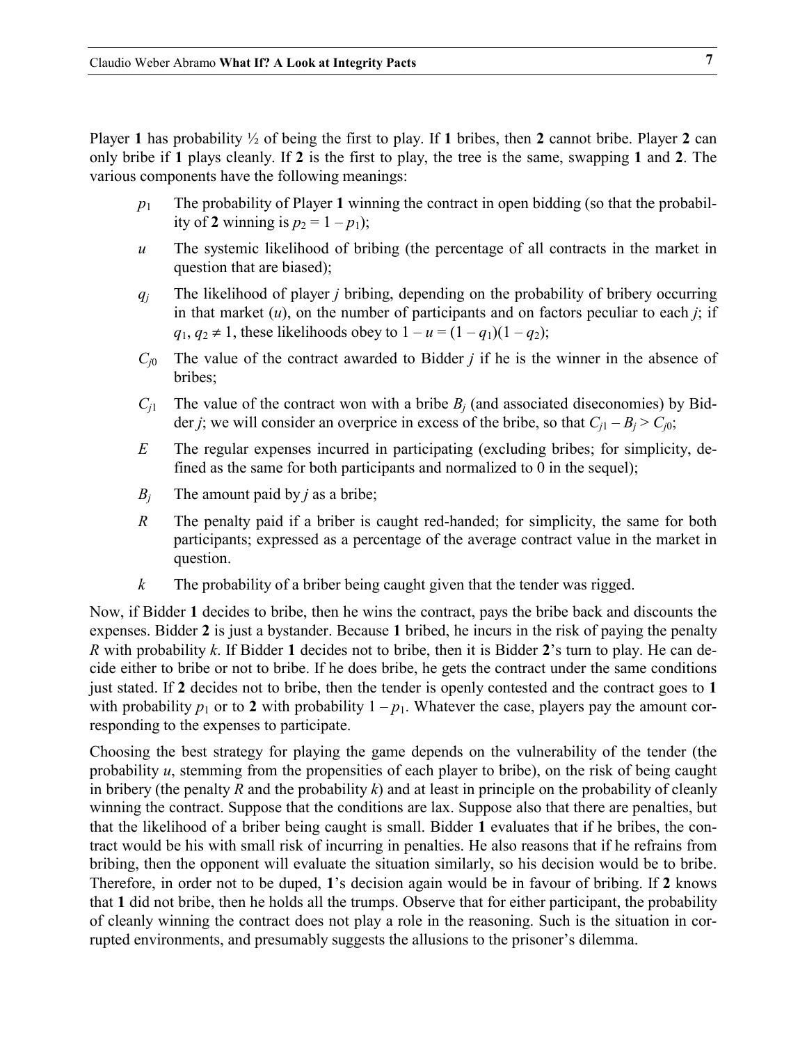Player **1** has probability ½ of being the first to play. If **1** bribes, then **2** cannot bribe. Player **2** can only bribe if **1** plays cleanly. If **2** is the first to play, the tree is the same, swapping **1** and **2**. The various components have the following meanings:

- $p_1$ The probability of Player **1** winning the contract in open bidding (so that the probability of **2** winning is $p_2 = 1 - p_1$);
- $u$ The systemic likelihood of bribing (the percentage of all contracts in the market in question that are biased);
- $q_j$ The likelihood of player $j$ bribing, depending on the probability of bribery occurring in that market ($u$), on the number of participants and on factors peculiar to each $j$; if $q_1, q_2 \neq 1$, these likelihoods obey to $1 - u = (1 - q_1)(1 - q_2)$;
- $C_{j0}$ The value of the contract awarded to Bidder $j$ if he is the winner in the absence of bribes;
- $C_{j1}$ The value of the contract won with a bribe $B_j$ (and associated diseconomies) by Bidder $j$; we will consider an overprice in excess of the bribe, so that $C_{j1} - B_j > C_{j0}$;
- $E$ The regular expenses incurred in participating (excluding bribes; for simplicity, defined as the same for both participants and normalized to 0 in the sequel);
- $B_j$ The amount paid by $j$ as a bribe;
- $R$ The penalty paid if a briber is caught red-handed; for simplicity, the same for both participants; expressed as a percentage of the average contract value in the market in question.
- $k$ The probability of a briber being caught given that the tender was rigged.

Now, if Bidder **1** decides to bribe, then he wins the contract, pays the bribe back and discounts the expenses. Bidder **2** is just a bystander. Because **1** bribed, he incurs in the risk of paying the penalty $R$ with probability $k$. If Bidder **1** decides not to bribe, then it is Bidder **2**'s turn to play. He can decide either to bribe or not to bribe. If he does bribe, he gets the contract under the same conditions just stated. If **2** decides not to bribe, then the tender is openly contested and the contract goes to **1** with probability $p_1$ or to **2** with probability $1 - p_1$. Whatever the case, players pay the amount corresponding to the expenses to participate.

Choosing the best strategy for playing the game depends on the vulnerability of the tender (the probability $u$, stemming from the propensities of each player to bribe), on the risk of being caught in bribery (the penalty $R$ and the probability $k$) and at least in principle on the probability of cleanly winning the contract. Suppose that the conditions are lax. Suppose also that there are penalties, but that the likelihood of a briber being caught is small. Bidder **1** evaluates that if he bribes, the contract would be his with small risk of incurring in penalties. He also reasons that if he refrains from bribing, then the opponent will evaluate the situation similarly, so his decision would be to bribe. Therefore, in order not to be duped, **1**'s decision again would be in favour of bribing. If **2** knows that **1** did not bribe, then he holds all the trumps. Observe that for either participant, the probability of cleanly winning the contract does not play a role in the reasoning. Such is the situation in corrupted environments, and presumably suggests the allusions to the prisoner's dilemma.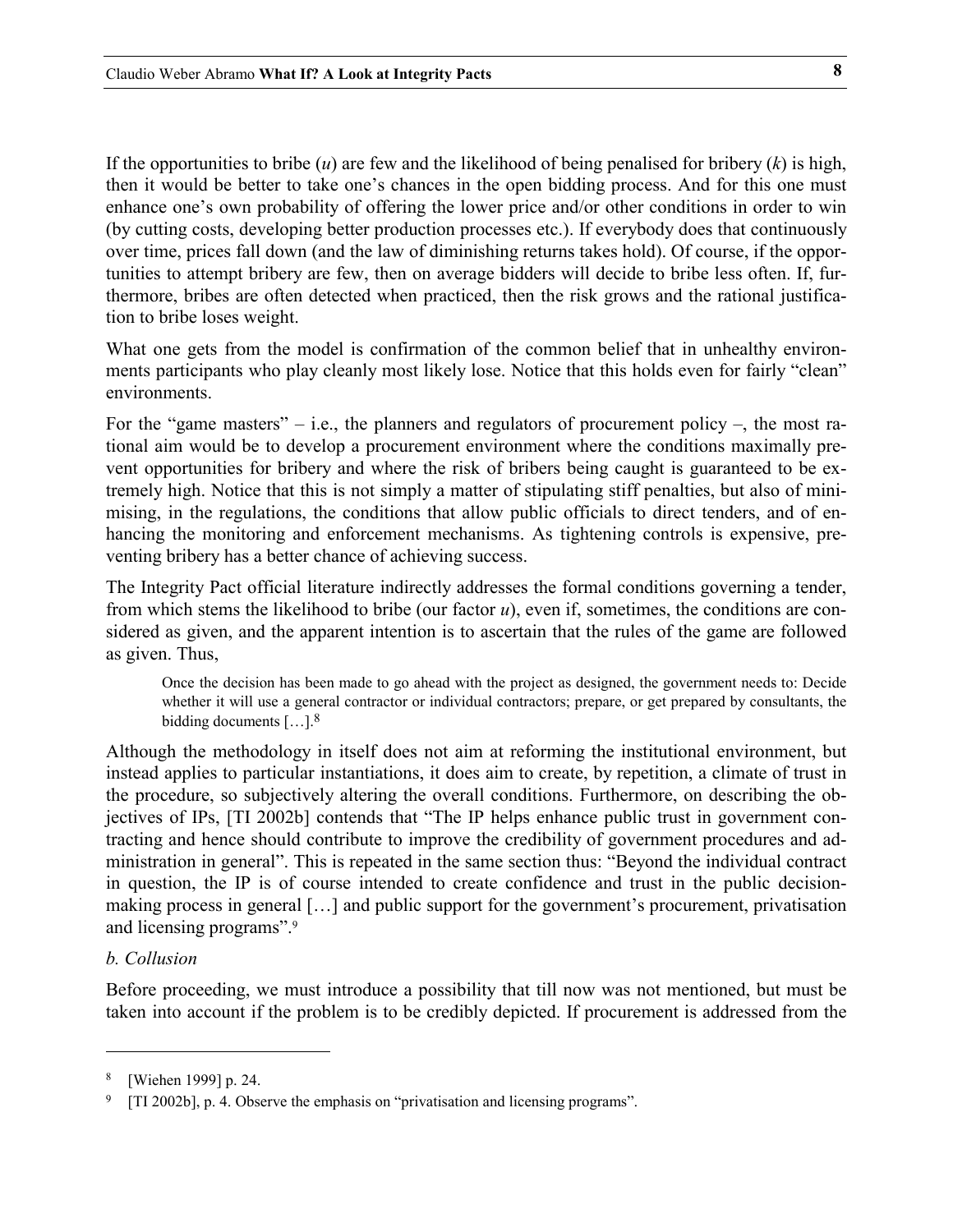If the opportunities to bribe ($u$) are few and the likelihood of being penalised for bribery ($k$) is high, then it would be better to take one's chances in the open bidding process. And for this one must enhance one's own probability of offering the lower price and/or other conditions in order to win (by cutting costs, developing better production processes etc.). If everybody does that continuously over time, prices fall down (and the law of diminishing returns takes hold). Of course, if the opportunities to attempt bribery are few, then on average bidders will decide to bribe less often. If, furthermore, bribes are often detected when practiced, then the risk grows and the rational justification to bribe loses weight.

What one gets from the model is confirmation of the common belief that in unhealthy environments participants who play cleanly most likely lose. Notice that this holds even for fairly "clean" environments.

For the "game masters" – i.e., the planners and regulators of procurement policy –, the most rational aim would be to develop a procurement environment where the conditions maximally prevent opportunities for bribery and where the risk of bribers being caught is guaranteed to be extremely high. Notice that this is not simply a matter of stipulating stiff penalties, but also of minimising, in the regulations, the conditions that allow public officials to direct tenders, and of enhancing the monitoring and enforcement mechanisms. As tightening controls is expensive, preventing bribery has a better chance of achieving success.

The Integrity Pact official literature indirectly addresses the formal conditions governing a tender, from which stems the likelihood to bribe (our factor $u$), even if, sometimes, the conditions are considered as given, and the apparent intention is to ascertain that the rules of the game are followed as given. Thus,

> Once the decision has been made to go ahead with the project as designed, the government needs to: Decide whether it will use a general contractor or individual contractors; prepare, or get prepared by consultants, the bidding documents […].[8]

Although the methodology in itself does not aim at reforming the institutional environment, but instead applies to particular instantiations, it does aim to create, by repetition, a climate of trust in the procedure, so subjectively altering the overall conditions. Furthermore, on describing the objectives of IPs, [TI 2002b] contends that "The IP helps enhance public trust in government contracting and hence should contribute to improve the credibility of government procedures and administration in general". This is repeated in the same section thus: "Beyond the individual contract in question, the IP is of course intended to create confidence and trust in the public decision-making process in general […] and public support for the government's procurement, privatisation and licensing programs".[9]

*b. Collusion*

Before proceeding, we must introduce a possibility that till now was not mentioned, but must be taken into account if the problem is to be credibly depicted. If procurement is addressed from the

---

[8] [Wiehen 1999] p. 24.

[9] [TI 2002b], p. 4. Observe the emphasis on "privatisation and licensing programs".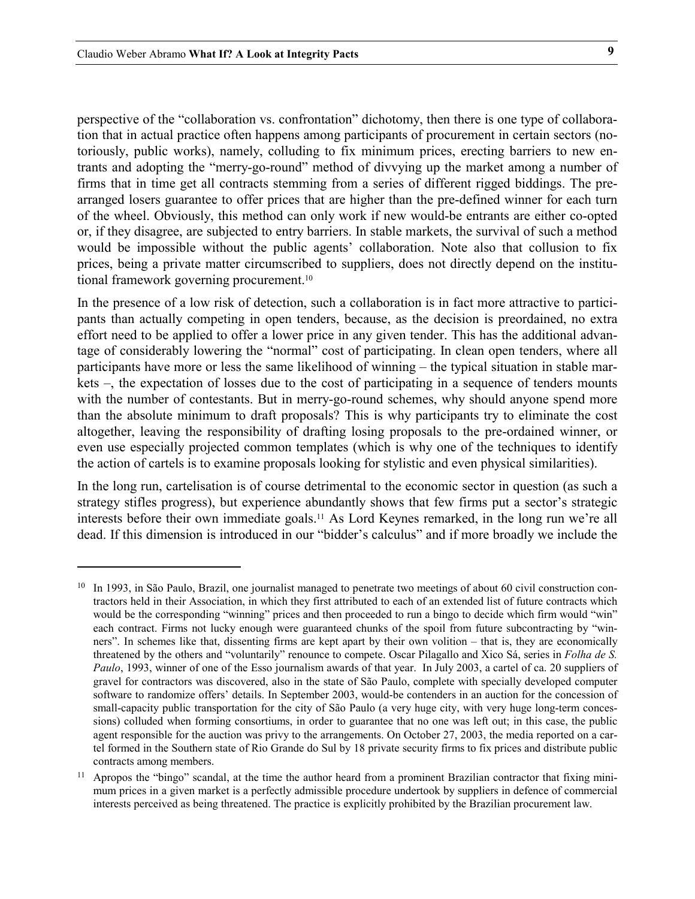perspective of the "collaboration vs. confrontation" dichotomy, then there is one type of collaboration that in actual practice often happens among participants of procurement in certain sectors (notoriously, public works), namely, colluding to fix minimum prices, erecting barriers to new entrants and adopting the "merry-go-round" method of divvying up the market among a number of firms that in time get all contracts stemming from a series of different rigged biddings. The pre-arranged losers guarantee to offer prices that are higher than the pre-defined winner for each turn of the wheel. Obviously, this method can only work if new would-be entrants are either co-opted or, if they disagree, are subjected to entry barriers. In stable markets, the survival of such a method would be impossible without the public agents' collaboration. Note also that collusion to fix prices, being a private matter circumscribed to suppliers, does not directly depend on the institutional framework governing procurement.[10]

In the presence of a low risk of detection, such a collaboration is in fact more attractive to participants than actually competing in open tenders, because, as the decision is preordained, no extra effort need to be applied to offer a lower price in any given tender. This has the additional advantage of considerably lowering the "normal" cost of participating. In clean open tenders, where all participants have more or less the same likelihood of winning – the typical situation in stable markets –, the expectation of losses due to the cost of participating in a sequence of tenders mounts with the number of contestants. But in merry-go-round schemes, why should anyone spend more than the absolute minimum to draft proposals? This is why participants try to eliminate the cost altogether, leaving the responsibility of drafting losing proposals to the pre-ordained winner, or even use especially projected common templates (which is why one of the techniques to identify the action of cartels is to examine proposals looking for stylistic and even physical similarities).

In the long run, cartelisation is of course detrimental to the economic sector in question (as such a strategy stifles progress), but experience abundantly shows that few firms put a sector's strategic interests before their own immediate goals.[11] As Lord Keynes remarked, in the long run we're all dead. If this dimension is introduced in our "bidder's calculus" and if more broadly we include the

---

[10] In 1993, in São Paulo, Brazil, one journalist managed to penetrate two meetings of about 60 civil construction contractors held in their Association, in which they first attributed to each of an extended list of future contracts which would be the corresponding "winning" prices and then proceeded to run a bingo to decide which firm would "win" each contract. Firms not lucky enough were guaranteed chunks of the spoil from future subcontracting by "winners". In schemes like that, dissenting firms are kept apart by their own volition – that is, they are economically threatened by the others and "voluntarily" renounce to compete. Oscar Pilagallo and Xico Sá, series in *Folha de S. Paulo*, 1993, winner of one of the Esso journalism awards of that year. In July 2003, a cartel of ca. 20 suppliers of gravel for contractors was discovered, also in the state of São Paulo, complete with specially developed computer software to randomize offers' details. In September 2003, would-be contenders in an auction for the concession of small-capacity public transportation for the city of São Paulo (a very huge city, with very huge long-term concessions) colluded when forming consortiums, in order to guarantee that no one was left out; in this case, the public agent responsible for the auction was privy to the arrangements. On October 27, 2003, the media reported on a cartel formed in the Southern state of Rio Grande do Sul by 18 private security firms to fix prices and distribute public contracts among members.

[11] Apropos the "bingo" scandal, at the time the author heard from a prominent Brazilian contractor that fixing minimum prices in a given market is a perfectly admissible procedure undertook by suppliers in defence of commercial interests perceived as being threatened. The practice is explicitly prohibited by the Brazilian procurement law.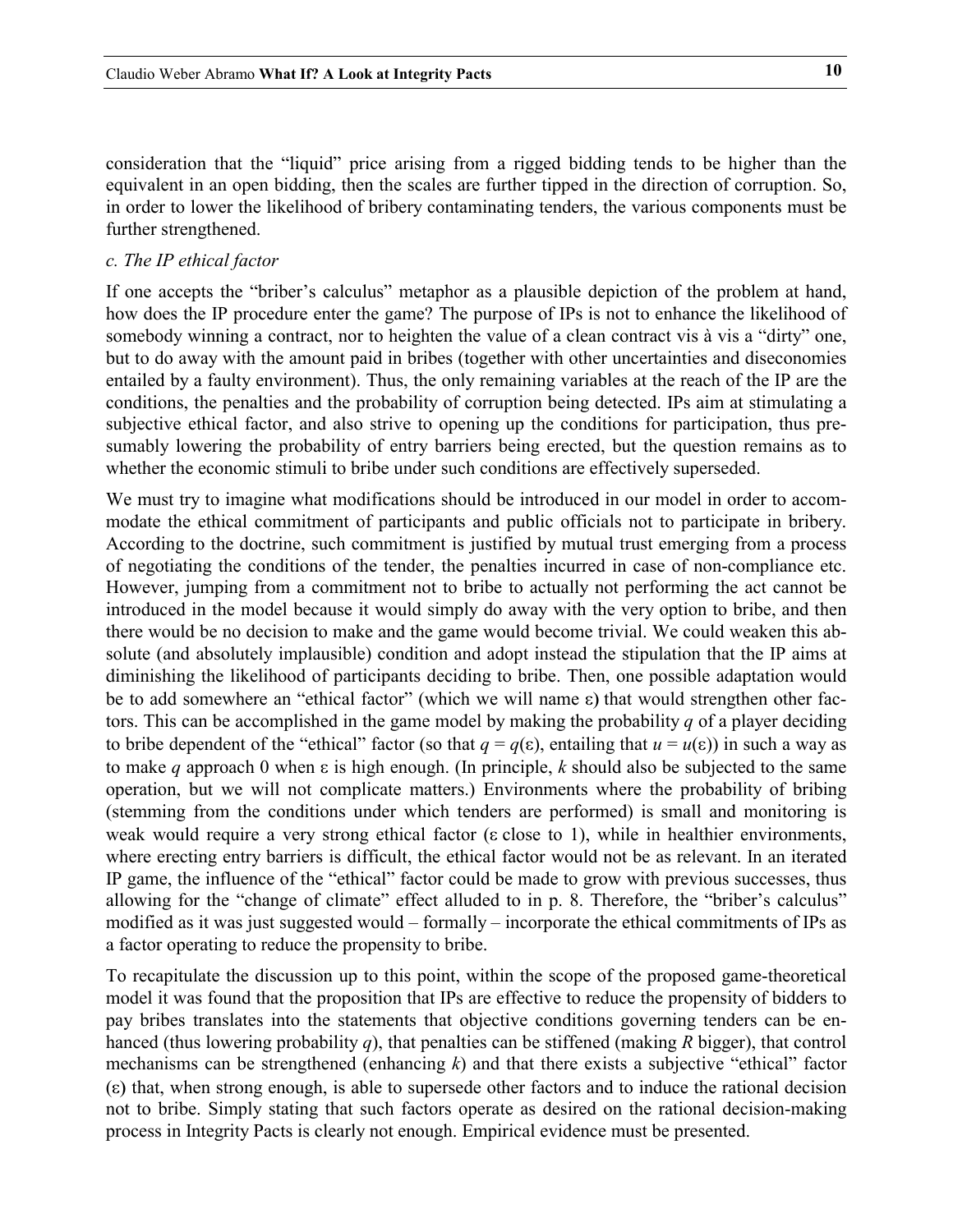consideration that the "liquid" price arising from a rigged bidding tends to be higher than the equivalent in an open bidding, then the scales are further tipped in the direction of corruption. So, in order to lower the likelihood of bribery contaminating tenders, the various components must be further strengthened.

*c. The IP ethical factor*

If one accepts the "briber's calculus" metaphor as a plausible depiction of the problem at hand, how does the IP procedure enter the game? The purpose of IPs is not to enhance the likelihood of somebody winning a contract, nor to heighten the value of a clean contract vis à vis a "dirty" one, but to do away with the amount paid in bribes (together with other uncertainties and diseconomies entailed by a faulty environment). Thus, the only remaining variables at the reach of the IP are the conditions, the penalties and the probability of corruption being detected. IPs aim at stimulating a subjective ethical factor, and also strive to opening up the conditions for participation, thus presumably lowering the probability of entry barriers being erected, but the question remains as to whether the economic stimuli to bribe under such conditions are effectively superseded.

We must try to imagine what modifications should be introduced in our model in order to accommodate the ethical commitment of participants and public officials not to participate in bribery. According to the doctrine, such commitment is justified by mutual trust emerging from a process of negotiating the conditions of the tender, the penalties incurred in case of non-compliance etc. However, jumping from a commitment not to bribe to actually not performing the act cannot be introduced in the model because it would simply do away with the very option to bribe, and then there would be no decision to make and the game would become trivial. We could weaken this absolute (and absolutely implausible) condition and adopt instead the stipulation that the IP aims at diminishing the likelihood of participants deciding to bribe. Then, one possible adaptation would be to add somewhere an "ethical factor" (which we will name $\varepsilon$) that would strengthen other factors. This can be accomplished in the game model by making the probability $q$ of a player deciding to bribe dependent of the "ethical" factor (so that $q = q(\varepsilon)$, entailing that $u = u(\varepsilon)$) in such a way as to make $q$ approach 0 when $\varepsilon$ is high enough. (In principle, $k$ should also be subjected to the same operation, but we will not complicate matters.) Environments where the probability of bribing (stemming from the conditions under which tenders are performed) is small and monitoring is weak would require a very strong ethical factor ($\varepsilon$ close to 1), while in healthier environments, where erecting entry barriers is difficult, the ethical factor would not be as relevant. In an iterated IP game, the influence of the "ethical" factor could be made to grow with previous successes, thus allowing for the "change of climate" effect alluded to in p. 8. Therefore, the "briber's calculus" modified as it was just suggested would – formally – incorporate the ethical commitments of IPs as a factor operating to reduce the propensity to bribe.

To recapitulate the discussion up to this point, within the scope of the proposed game-theoretical model it was found that the proposition that IPs are effective to reduce the propensity of bidders to pay bribes translates into the statements that objective conditions governing tenders can be enhanced (thus lowering probability $q$), that penalties can be stiffened (making $R$ bigger), that control mechanisms can be strengthened (enhancing $k$) and that there exists a subjective "ethical" factor ($\varepsilon$) that, when strong enough, is able to supersede other factors and to induce the rational decision not to bribe. Simply stating that such factors operate as desired on the rational decision-making process in Integrity Pacts is clearly not enough. Empirical evidence must be presented.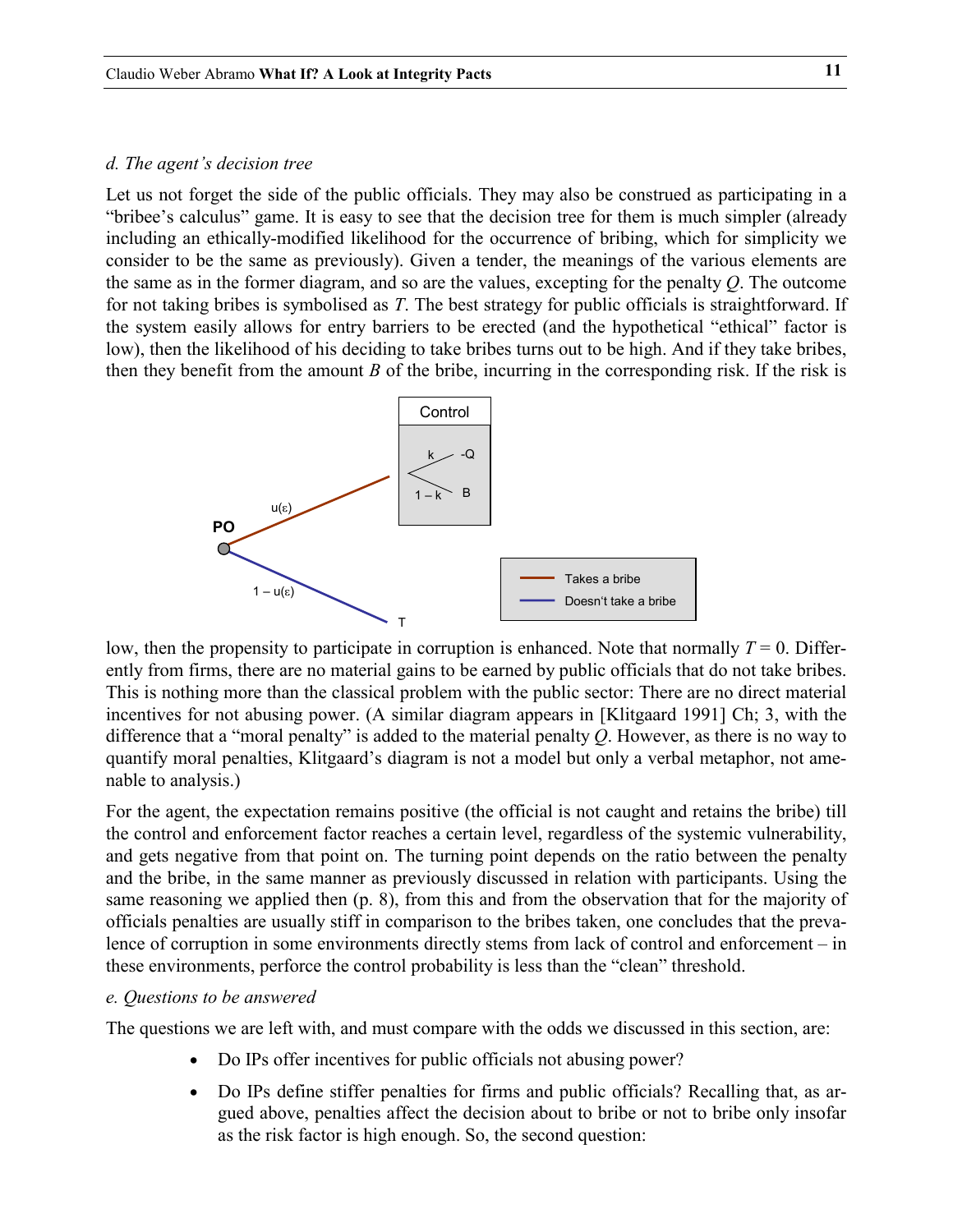*d. The agent's decision tree*

Let us not forget the side of the public officials. They may also be construed as participating in a "bribee's calculus" game. It is easy to see that the decision tree for them is much simpler (already including an ethically-modified likelihood for the occurrence of bribing, which for simplicity we consider to be the same as previously). Given a tender, the meanings of the various elements are the same as in the former diagram, and so are the values, excepting for the penalty $Q$. The outcome for not taking bribes is symbolised as $T$. The best strategy for public officials is straightforward. If the system easily allows for entry barriers to be erected (and the hypothetical "ethical" factor is low), then the likelihood of his deciding to take bribes turns out to be high. And if they take bribes, then they benefit from the amount $B$ of the bribe, incurring in the corresponding risk. If the risk is low, then the propensity to participate in corruption is enhanced. Note that normally $T = 0$. Differently from firms, there are no material gains to be earned by public officials that do not take bribes. This is nothing more than the classical problem with the public sector: There are no direct material incentives for not abusing power. (A similar diagram appears in [Klitgaard 1991] Ch; 3, with the difference that a "moral penalty" is added to the material penalty $Q$. However, as there is no way to quantify moral penalties, Klitgaard's diagram is not a model but only a verbal metaphor, not amenable to analysis.)

For the agent, the expectation remains positive (the official is not caught and retains the bribe) till the control and enforcement factor reaches a certain level, regardless of the systemic vulnerability, and gets negative from that point on. The turning point depends on the ratio between the penalty and the bribe, in the same manner as previously discussed in relation with participants. Using the same reasoning we applied then (p. 8), from this and from the observation that for the majority of officials penalties are usually stiff in comparison to the bribes taken, one concludes that the prevalence of corruption in some environments directly stems from lack of control and enforcement – in these environments, perforce the control probability is less than the "clean" threshold.

*e. Questions to be answered*

The questions we are left with, and must compare with the odds we discussed in this section, are:

- Do IPs offer incentives for public officials not abusing power?
- Do IPs define stiffer penalties for firms and public officials? Recalling that, as argued above, penalties affect the decision about to bribe or not to bribe only insofar as the risk factor is high enough. So, the second question: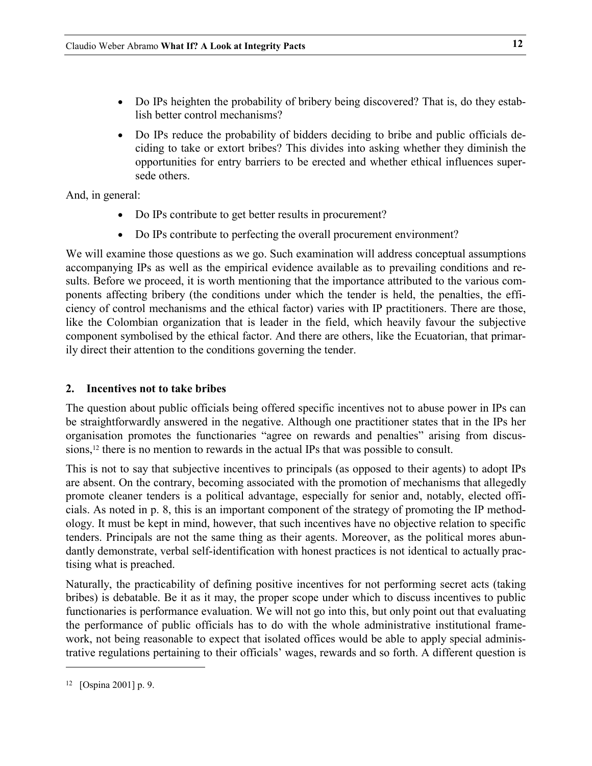- Do IPs heighten the probability of bribery being discovered? That is, do they establish better control mechanisms?
- Do IPs reduce the probability of bidders deciding to bribe and public officials deciding to take or extort bribes? This divides into asking whether they diminish the opportunities for entry barriers to be erected and whether ethical influences supersede others.

And, in general:

- Do IPs contribute to get better results in procurement?
- Do IPs contribute to perfecting the overall procurement environment?

We will examine those questions as we go. Such examination will address conceptual assumptions accompanying IPs as well as the empirical evidence available as to prevailing conditions and results. Before we proceed, it is worth mentioning that the importance attributed to the various components affecting bribery (the conditions under which the tender is held, the penalties, the efficiency of control mechanisms and the ethical factor) varies with IP practitioners. There are those, like the Colombian organization that is leader in the field, which heavily favour the subjective component symbolised by the ethical factor. And there are others, like the Ecuatorian, that primarily direct their attention to the conditions governing the tender.

## 2. Incentives not to take bribes

The question about public officials being offered specific incentives not to abuse power in IPs can be straightforwardly answered in the negative. Although one practitioner states that in the IPs her organisation promotes the functionaries "agree on rewards and penalties" arising from discussions,[12] there is no mention to rewards in the actual IPs that was possible to consult.

This is not to say that subjective incentives to principals (as opposed to their agents) to adopt IPs are absent. On the contrary, becoming associated with the promotion of mechanisms that allegedly promote cleaner tenders is a political advantage, especially for senior and, notably, elected officials. As noted in p. 8, this is an important component of the strategy of promoting the IP methodology. It must be kept in mind, however, that such incentives have no objective relation to specific tenders. Principals are not the same thing as their agents. Moreover, as the political mores abundantly demonstrate, verbal self-identification with honest practices is not identical to actually practising what is preached.

Naturally, the practicability of defining positive incentives for not performing secret acts (taking bribes) is debatable. Be it as it may, the proper scope under which to discuss incentives to public functionaries is performance evaluation. We will not go into this, but only point out that evaluating the performance of public officials has to do with the whole administrative institutional framework, not being reasonable to expect that isolated offices would be able to apply special administrative regulations pertaining to their officials' wages, rewards and so forth. A different question is

[12] [Ospina 2001] p. 9.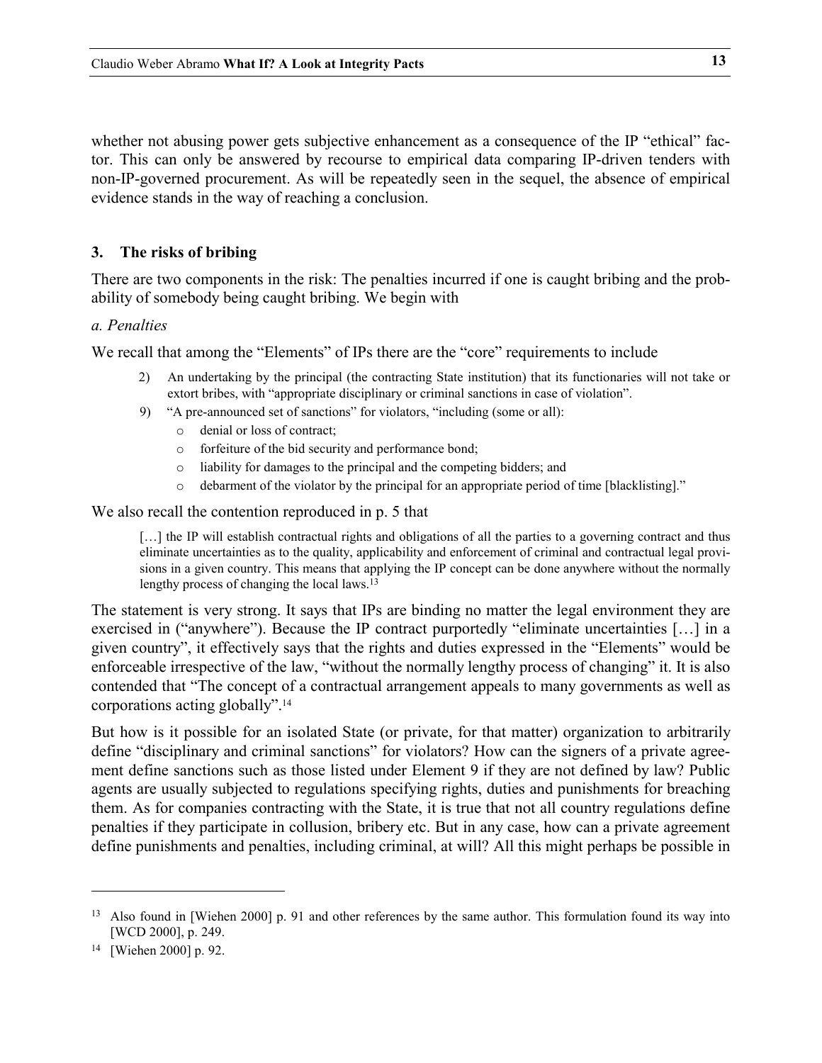whether not abusing power gets subjective enhancement as a consequence of the IP "ethical" factor. This can only be answered by recourse to empirical data comparing IP-driven tenders with non-IP-governed procurement. As will be repeatedly seen in the sequel, the absence of empirical evidence stands in the way of reaching a conclusion.

## 3. The risks of bribing

There are two components in the risk: The penalties incurred if one is caught bribing and the probability of somebody being caught bribing. We begin with

### *a. Penalties*

We recall that among the "Elements" of IPs there are the "core" requirements to include

> 2) An undertaking by the principal (the contracting State institution) that its functionaries will not take or extort bribes, with "appropriate disciplinary or criminal sanctions in case of violation".
>
> 9) "A pre-announced set of sanctions" for violators, "including (some or all):
>    - denial or loss of contract;
>    - forfeiture of the bid security and performance bond;
>    - liability for damages to the principal and the competing bidders; and
>    - debarment of the violator by the principal for an appropriate period of time [blacklisting]."

We also recall the contention reproduced in p. 5 that

> […] the IP will establish contractual rights and obligations of all the parties to a governing contract and thus eliminate uncertainties as to the quality, applicability and enforcement of criminal and contractual legal provisions in a given country. This means that applying the IP concept can be done anywhere without the normally lengthy process of changing the local laws.[13]

The statement is very strong. It says that IPs are binding no matter the legal environment they are exercised in ("anywhere"). Because the IP contract purportedly "eliminate uncertainties […] in a given country", it effectively says that the rights and duties expressed in the "Elements" would be enforceable irrespective of the law, "without the normally lengthy process of changing" it. It is also contended that "The concept of a contractual arrangement appeals to many governments as well as corporations acting globally".[14]

But how is it possible for an isolated State (or private, for that matter) organization to arbitrarily define "disciplinary and criminal sanctions" for violators? How can the signers of a private agreement define sanctions such as those listed under Element 9 if they are not defined by law? Public agents are usually subjected to regulations specifying rights, duties and punishments for breaching them. As for companies contracting with the State, it is true that not all country regulations define penalties if they participate in collusion, bribery etc. But in any case, how can a private agreement define punishments and penalties, including criminal, at will? All this might perhaps be possible in

---

[13] Also found in [Wiehen 2000] p. 91 and other references by the same author. This formulation found its way into [WCD 2000], p. 249.

[14] [Wiehen 2000] p. 92.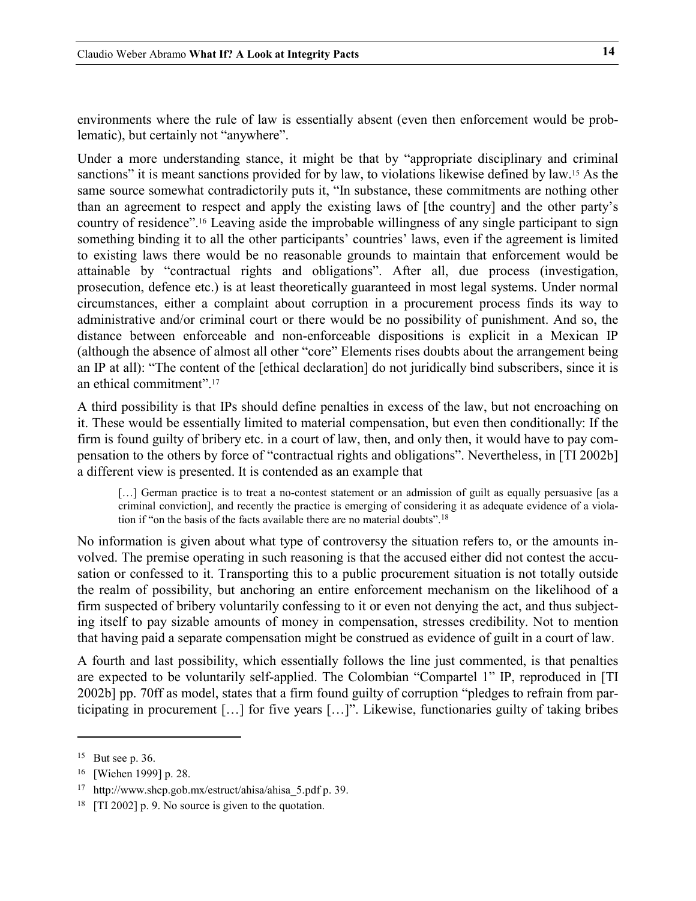environments where the rule of law is essentially absent (even then enforcement would be problematic), but certainly not "anywhere".

Under a more understanding stance, it might be that by "appropriate disciplinary and criminal sanctions" it is meant sanctions provided for by law, to violations likewise defined by law.[15] As the same source somewhat contradictorily puts it, "In substance, these commitments are nothing other than an agreement to respect and apply the existing laws of [the country] and the other party's country of residence".[16] Leaving aside the improbable willingness of any single participant to sign something binding it to all the other participants' countries' laws, even if the agreement is limited to existing laws there would be no reasonable grounds to maintain that enforcement would be attainable by "contractual rights and obligations". After all, due process (investigation, prosecution, defence etc.) is at least theoretically guaranteed in most legal systems. Under normal circumstances, either a complaint about corruption in a procurement process finds its way to administrative and/or criminal court or there would be no possibility of punishment. And so, the distance between enforceable and non-enforceable dispositions is explicit in a Mexican IP (although the absence of almost all other "core" Elements rises doubts about the arrangement being an IP at all): "The content of the [ethical declaration] do not juridically bind subscribers, since it is an ethical commitment".[17]

A third possibility is that IPs should define penalties in excess of the law, but not encroaching on it. These would be essentially limited to material compensation, but even then conditionally: If the firm is found guilty of bribery etc. in a court of law, then, and only then, it would have to pay compensation to the others by force of "contractual rights and obligations". Nevertheless, in [TI 2002b] a different view is presented. It is contended as an example that

> […] German practice is to treat a no-contest statement or an admission of guilt as equally persuasive [as a criminal conviction], and recently the practice is emerging of considering it as adequate evidence of a violation if "on the basis of the facts available there are no material doubts".[18]

No information is given about what type of controversy the situation refers to, or the amounts involved. The premise operating in such reasoning is that the accused either did not contest the accusation or confessed to it. Transporting this to a public procurement situation is not totally outside the realm of possibility, but anchoring an entire enforcement mechanism on the likelihood of a firm suspected of bribery voluntarily confessing to it or even not denying the act, and thus subjecting itself to pay sizable amounts of money in compensation, stresses credibility. Not to mention that having paid a separate compensation might be construed as evidence of guilt in a court of law.

A fourth and last possibility, which essentially follows the line just commented, is that penalties are expected to be voluntarily self-applied. The Colombian "Compartel 1" IP, reproduced in [TI 2002b] pp. 70ff as model, states that a firm found guilty of corruption "pledges to refrain from participating in procurement […] for five years […]". Likewise, functionaries guilty of taking bribes

---

[15] But see p. 36.

[16] [Wiehen 1999] p. 28.

[17] http://www.shcp.gob.mx/estruct/ahisa/ahisa_5.pdf p. 39.

[18] [TI 2002] p. 9. No source is given to the quotation.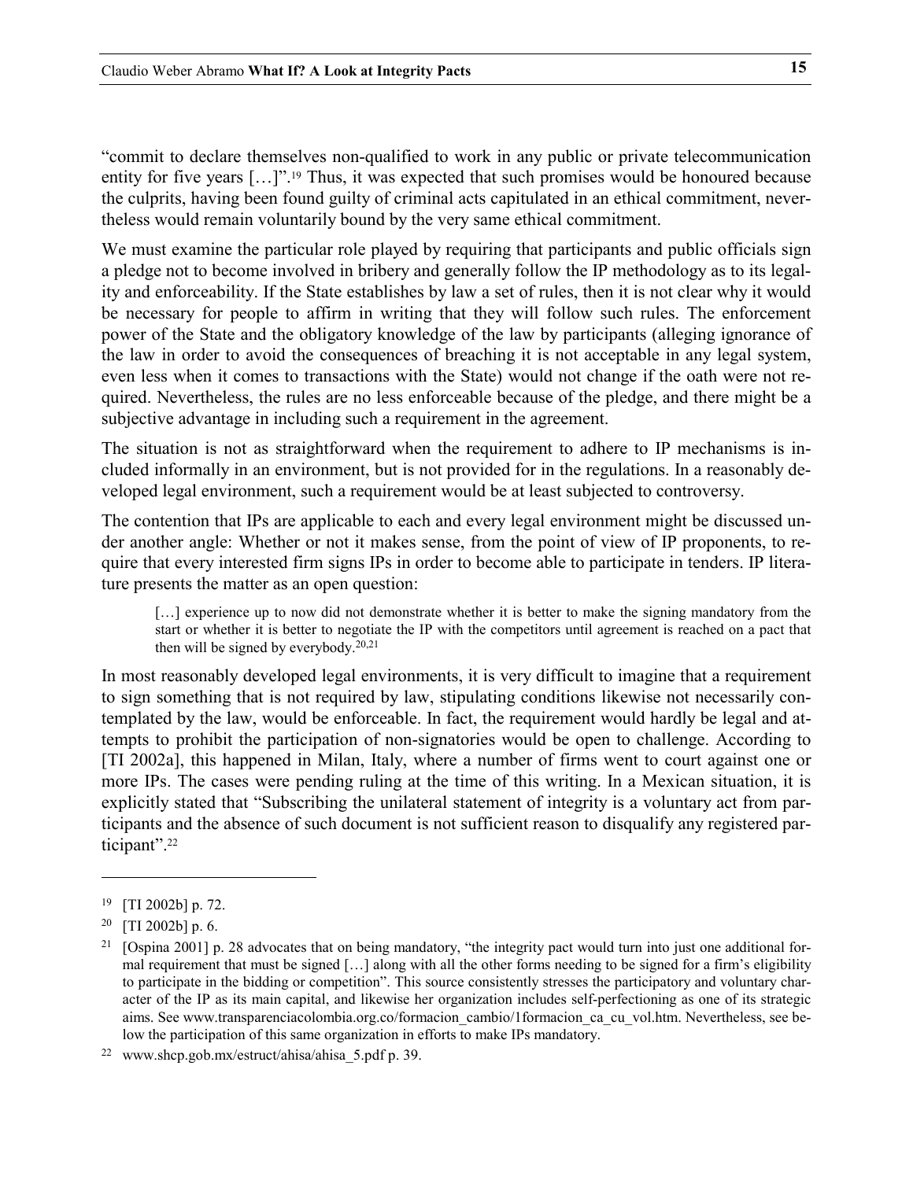"commit to declare themselves non-qualified to work in any public or private telecommunication entity for five years […]".[19] Thus, it was expected that such promises would be honoured because the culprits, having been found guilty of criminal acts capitulated in an ethical commitment, nevertheless would remain voluntarily bound by the very same ethical commitment.

We must examine the particular role played by requiring that participants and public officials sign a pledge not to become involved in bribery and generally follow the IP methodology as to its legality and enforceability. If the State establishes by law a set of rules, then it is not clear why it would be necessary for people to affirm in writing that they will follow such rules. The enforcement power of the State and the obligatory knowledge of the law by participants (alleging ignorance of the law in order to avoid the consequences of breaching it is not acceptable in any legal system, even less when it comes to transactions with the State) would not change if the oath were not required. Nevertheless, the rules are no less enforceable because of the pledge, and there might be a subjective advantage in including such a requirement in the agreement.

The situation is not as straightforward when the requirement to adhere to IP mechanisms is included informally in an environment, but is not provided for in the regulations. In a reasonably developed legal environment, such a requirement would be at least subjected to controversy.

The contention that IPs are applicable to each and every legal environment might be discussed under another angle: Whether or not it makes sense, from the point of view of IP proponents, to require that every interested firm signs IPs in order to become able to participate in tenders. IP literature presents the matter as an open question:

> […] experience up to now did not demonstrate whether it is better to make the signing mandatory from the start or whether it is better to negotiate the IP with the competitors until agreement is reached on a pact that then will be signed by everybody.[20,21]

In most reasonably developed legal environments, it is very difficult to imagine that a requirement to sign something that is not required by law, stipulating conditions likewise not necessarily contemplated by the law, would be enforceable. In fact, the requirement would hardly be legal and attempts to prohibit the participation of non-signatories would be open to challenge. According to [TI 2002a], this happened in Milan, Italy, where a number of firms went to court against one or more IPs. The cases were pending ruling at the time of this writing. In a Mexican situation, it is explicitly stated that "Subscribing the unilateral statement of integrity is a voluntary act from participants and the absence of such document is not sufficient reason to disqualify any registered participant".[22]

---

[19] [TI 2002b] p. 72.

[20] [TI 2002b] p. 6.

[21] [Ospina 2001] p. 28 advocates that on being mandatory, "the integrity pact would turn into just one additional formal requirement that must be signed […] along with all the other forms needing to be signed for a firm's eligibility to participate in the bidding or competition". This source consistently stresses the participatory and voluntary character of the IP as its main capital, and likewise her organization includes self-perfectioning as one of its strategic aims. See www.transparenciacolombia.org.co/formacion_cambio/1formacion_ca_cu_vol.htm. Nevertheless, see below the participation of this same organization in efforts to make IPs mandatory.

[22] www.shcp.gob.mx/estruct/ahisa/ahisa_5.pdf p. 39.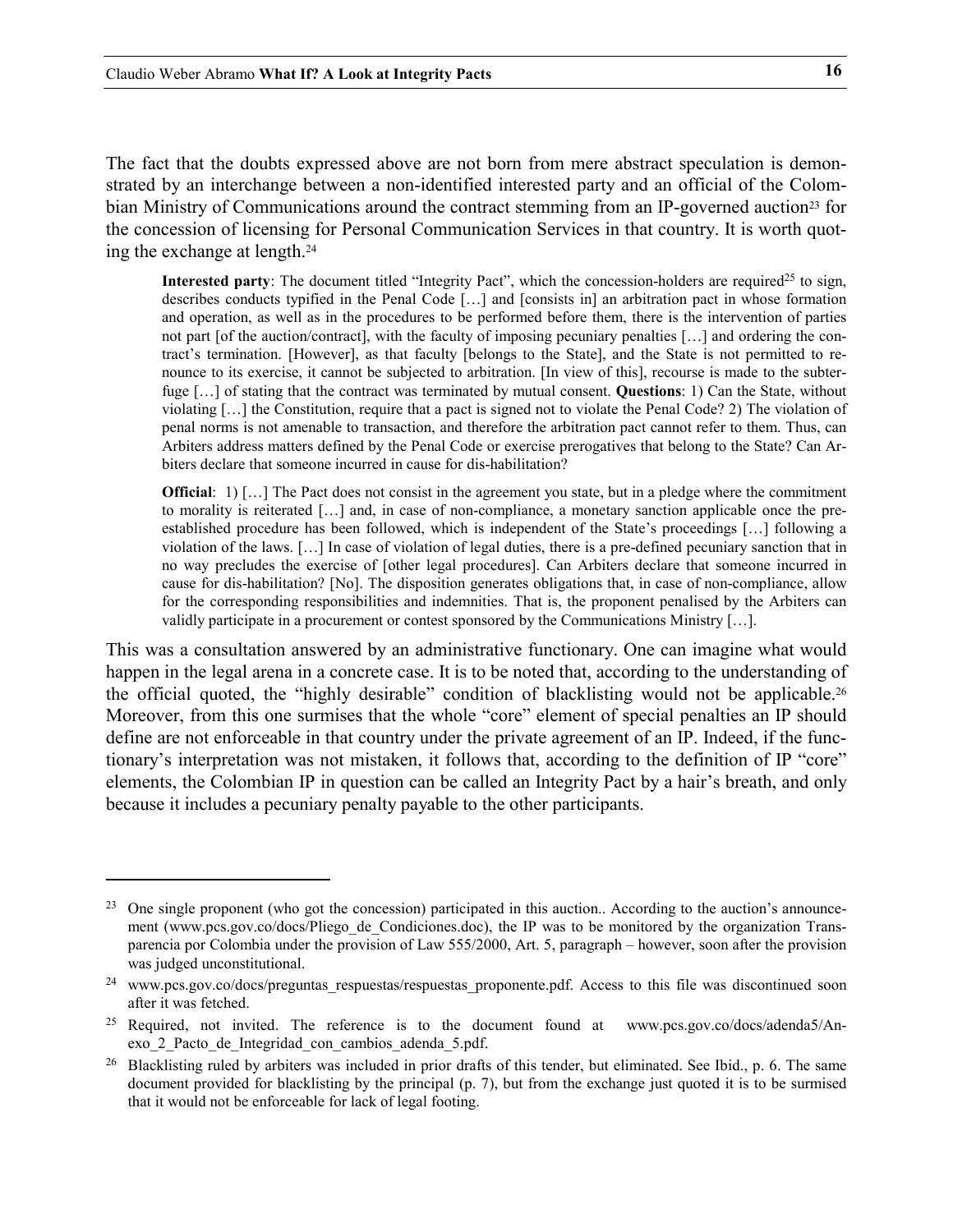The fact that the doubts expressed above are not born from mere abstract speculation is demonstrated by an interchange between a non-identified interested party and an official of the Colombian Ministry of Communications around the contract stemming from an IP-governed auction[23] for the concession of licensing for Personal Communication Services in that country. It is worth quoting the exchange at length.[24]

> **Interested party**: The document titled "Integrity Pact", which the concession-holders are required[25] to sign, describes conducts typified in the Penal Code […] and [consists in] an arbitration pact in whose formation and operation, as well as in the procedures to be performed before them, there is the intervention of parties not part [of the auction/contract], with the faculty of imposing pecuniary penalties […] and ordering the contract's termination. [However], as that faculty [belongs to the State], and the State is not permitted to renounce to its exercise, it cannot be subjected to arbitration. [In view of this], recourse is made to the subterfuge […] of stating that the contract was terminated by mutual consent. **Questions**: 1) Can the State, without violating […] the Constitution, require that a pact is signed not to violate the Penal Code? 2) The violation of penal norms is not amenable to transaction, and therefore the arbitration pact cannot refer to them. Thus, can Arbiters address matters defined by the Penal Code or exercise prerogatives that belong to the State? Can Arbiters declare that someone incurred in cause for dis-habilitation?
>
> **Official**: 1) […] The Pact does not consist in the agreement you state, but in a pledge where the commitment to morality is reiterated […] and, in case of non-compliance, a monetary sanction applicable once the pre-established procedure has been followed, which is independent of the State's proceedings […] following a violation of the laws. […] In case of violation of legal duties, there is a pre-defined pecuniary sanction that in no way precludes the exercise of [other legal procedures]. Can Arbiters declare that someone incurred in cause for dis-habilitation? [No]. The disposition generates obligations that, in case of non-compliance, allow for the corresponding responsibilities and indemnities. That is, the proponent penalised by the Arbiters can validly participate in a procurement or contest sponsored by the Communications Ministry […].

This was a consultation answered by an administrative functionary. One can imagine what would happen in the legal arena in a concrete case. It is to be noted that, according to the understanding of the official quoted, the "highly desirable" condition of blacklisting would not be applicable.[26] Moreover, from this one surmises that the whole "core" element of special penalties an IP should define are not enforceable in that country under the private agreement of an IP. Indeed, if the functionary's interpretation was not mistaken, it follows that, according to the definition of IP "core" elements, the Colombian IP in question can be called an Integrity Pact by a hair's breath, and only because it includes a pecuniary penalty payable to the other participants.

---

[23] One single proponent (who got the concession) participated in this auction.. According to the auction's announcement (www.pcs.gov.co/docs/Pliego_de_Condiciones.doc), the IP was to be monitored by the organization Transparencia por Colombia under the provision of Law 555/2000, Art. 5, paragraph – however, soon after the provision was judged unconstitutional.

[24] www.pcs.gov.co/docs/preguntas_respuestas/respuestas_proponente.pdf. Access to this file was discontinued soon after it was fetched.

[25] Required, not invited. The reference is to the document found at www.pcs.gov.co/docs/adenda5/Anexo_2_Pacto_de_Integridad_con_cambios_adenda_5.pdf.

[26] Blacklisting ruled by arbiters was included in prior drafts of this tender, but eliminated. See Ibid., p. 6. The same document provided for blacklisting by the principal (p. 7), but from the exchange just quoted it is to be surmised that it would not be enforceable for lack of legal footing.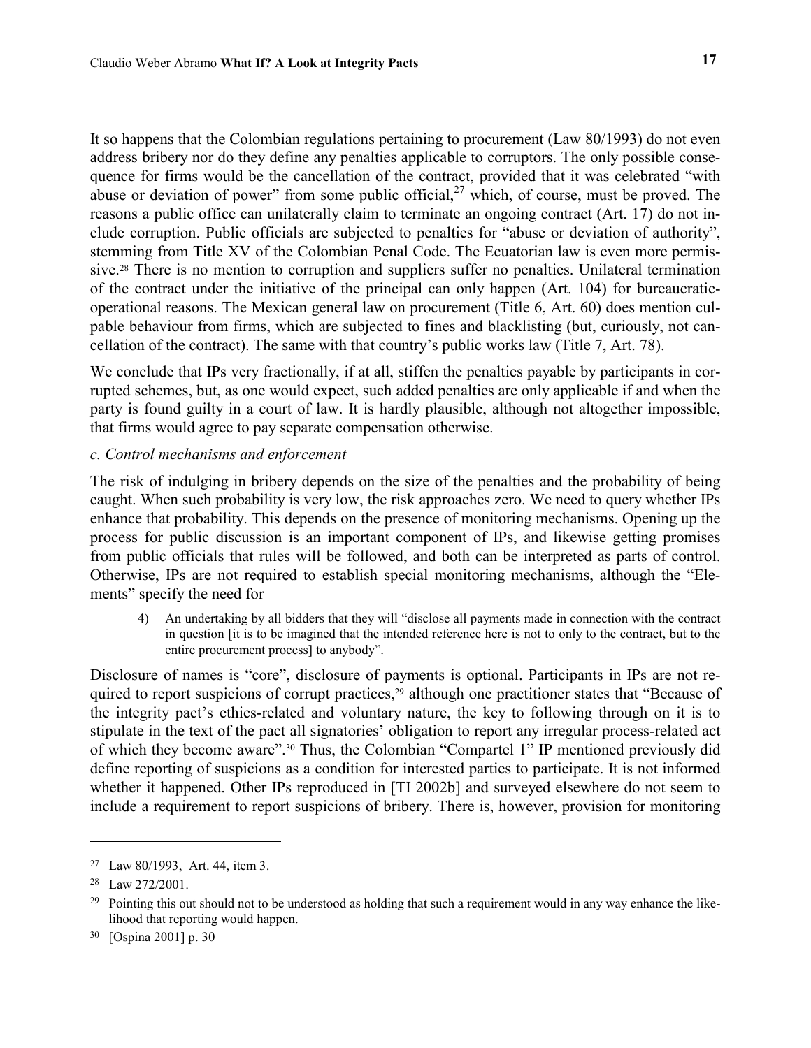It so happens that the Colombian regulations pertaining to procurement (Law 80/1993) do not even address bribery nor do they define any penalties applicable to corruptors. The only possible consequence for firms would be the cancellation of the contract, provided that it was celebrated "with abuse or deviation of power" from some public official,[27] which, of course, must be proved. The reasons a public office can unilaterally claim to terminate an ongoing contract (Art. 17) do not include corruption. Public officials are subjected to penalties for "abuse or deviation of authority", stemming from Title XV of the Colombian Penal Code. The Ecuatorian law is even more permissive.[28] There is no mention to corruption and suppliers suffer no penalties. Unilateral termination of the contract under the initiative of the principal can only happen (Art. 104) for bureaucratic-operational reasons. The Mexican general law on procurement (Title 6, Art. 60) does mention culpable behaviour from firms, which are subjected to fines and blacklisting (but, curiously, not cancellation of the contract). The same with that country's public works law (Title 7, Art. 78).

We conclude that IPs very fractionally, if at all, stiffen the penalties payable by participants in corrupted schemes, but, as one would expect, such added penalties are only applicable if and when the party is found guilty in a court of law. It is hardly plausible, although not altogether impossible, that firms would agree to pay separate compensation otherwise.

*c. Control mechanisms and enforcement*

The risk of indulging in bribery depends on the size of the penalties and the probability of being caught. When such probability is very low, the risk approaches zero. We need to query whether IPs enhance that probability. This depends on the presence of monitoring mechanisms. Opening up the process for public discussion is an important component of IPs, and likewise getting promises from public officials that rules will be followed, and both can be interpreted as parts of control. Otherwise, IPs are not required to establish special monitoring mechanisms, although the "Elements" specify the need for

> 4) An undertaking by all bidders that they will "disclose all payments made in connection with the contract in question [it is to be imagined that the intended reference here is not to only to the contract, but to the entire procurement process] to anybody".

Disclosure of names is "core", disclosure of payments is optional. Participants in IPs are not required to report suspicions of corrupt practices,[29] although one practitioner states that "Because of the integrity pact's ethics-related and voluntary nature, the key to following through on it is to stipulate in the text of the pact all signatories' obligation to report any irregular process-related act of which they become aware".[30] Thus, the Colombian "Compartel 1" IP mentioned previously did define reporting of suspicions as a condition for interested parties to participate. It is not informed whether it happened. Other IPs reproduced in [TI 2002b] and surveyed elsewhere do not seem to include a requirement to report suspicions of bribery. There is, however, provision for monitoring

---

[27] Law 80/1993, Art. 44, item 3.

[28] Law 272/2001.

[29] Pointing this out should not to be understood as holding that such a requirement would in any way enhance the likelihood that reporting would happen.

[30] [Ospina 2001] p. 30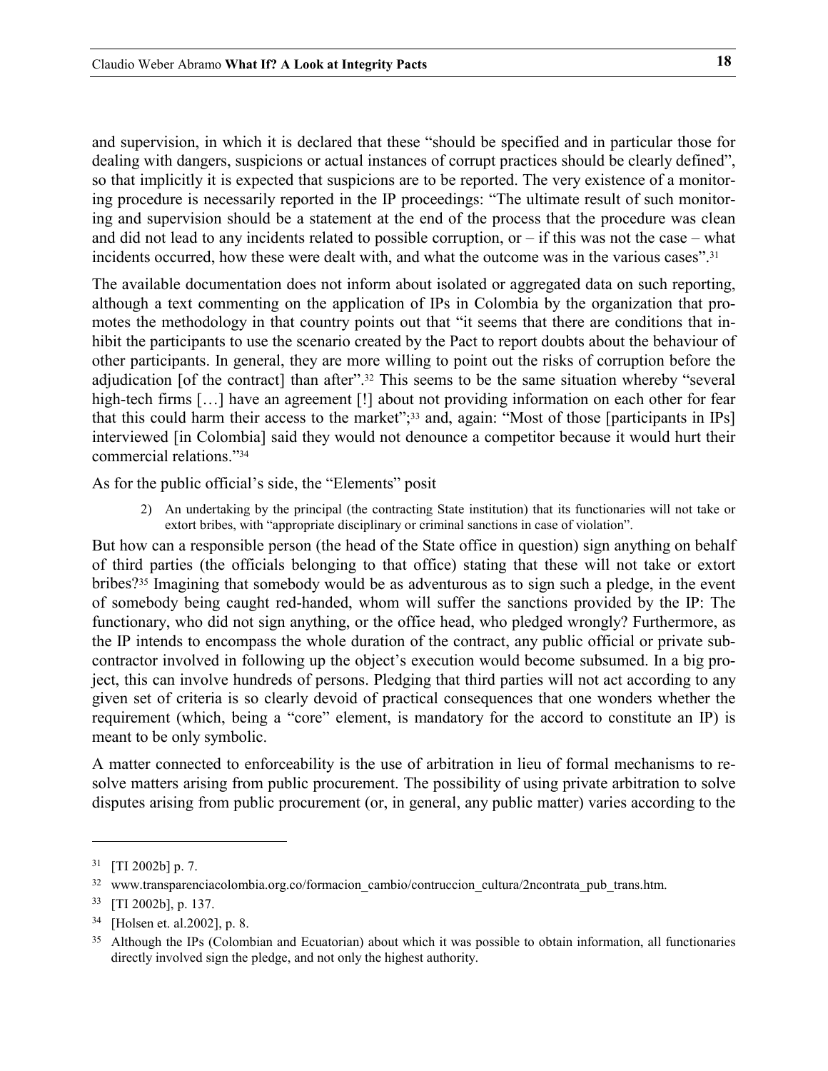and supervision, in which it is declared that these "should be specified and in particular those for dealing with dangers, suspicions or actual instances of corrupt practices should be clearly defined", so that implicitly it is expected that suspicions are to be reported. The very existence of a monitoring procedure is necessarily reported in the IP proceedings: "The ultimate result of such monitoring and supervision should be a statement at the end of the process that the procedure was clean and did not lead to any incidents related to possible corruption, or – if this was not the case – what incidents occurred, how these were dealt with, and what the outcome was in the various cases".[31]

The available documentation does not inform about isolated or aggregated data on such reporting, although a text commenting on the application of IPs in Colombia by the organization that promotes the methodology in that country points out that "it seems that there are conditions that inhibit the participants to use the scenario created by the Pact to report doubts about the behaviour of other participants. In general, they are more willing to point out the risks of corruption before the adjudication [of the contract] than after".[32] This seems to be the same situation whereby "several high-tech firms […] have an agreement [!] about not providing information on each other for fear that this could harm their access to the market";[33] and, again: "Most of those [participants in IPs] interviewed [in Colombia] said they would not denounce a competitor because it would hurt their commercial relations."[34]

As for the public official's side, the "Elements" posit

> 2) An undertaking by the principal (the contracting State institution) that its functionaries will not take or extort bribes, with "appropriate disciplinary or criminal sanctions in case of violation".

But how can a responsible person (the head of the State office in question) sign anything on behalf of third parties (the officials belonging to that office) stating that these will not take or extort bribes?[35] Imagining that somebody would be as adventurous as to sign such a pledge, in the event of somebody being caught red-handed, whom will suffer the sanctions provided by the IP: The functionary, who did not sign anything, or the office head, who pledged wrongly? Furthermore, as the IP intends to encompass the whole duration of the contract, any public official or private subcontractor involved in following up the object's execution would become subsumed. In a big project, this can involve hundreds of persons. Pledging that third parties will not act according to any given set of criteria is so clearly devoid of practical consequences that one wonders whether the requirement (which, being a "core" element, is mandatory for the accord to constitute an IP) is meant to be only symbolic.

A matter connected to enforceability is the use of arbitration in lieu of formal mechanisms to resolve matters arising from public procurement. The possibility of using private arbitration to solve disputes arising from public procurement (or, in general, any public matter) varies according to the

---

[31] [TI 2002b] p. 7.

[32] www.transparenciacolombia.org.co/formacion_cambio/contruccion_cultura/2ncontrata_pub_trans.htm.

[33] [TI 2002b], p. 137.

[34] [Holsen et. al.2002], p. 8.

[35] Although the IPs (Colombian and Ecuatorian) about which it was possible to obtain information, all functionaries directly involved sign the pledge, and not only the highest authority.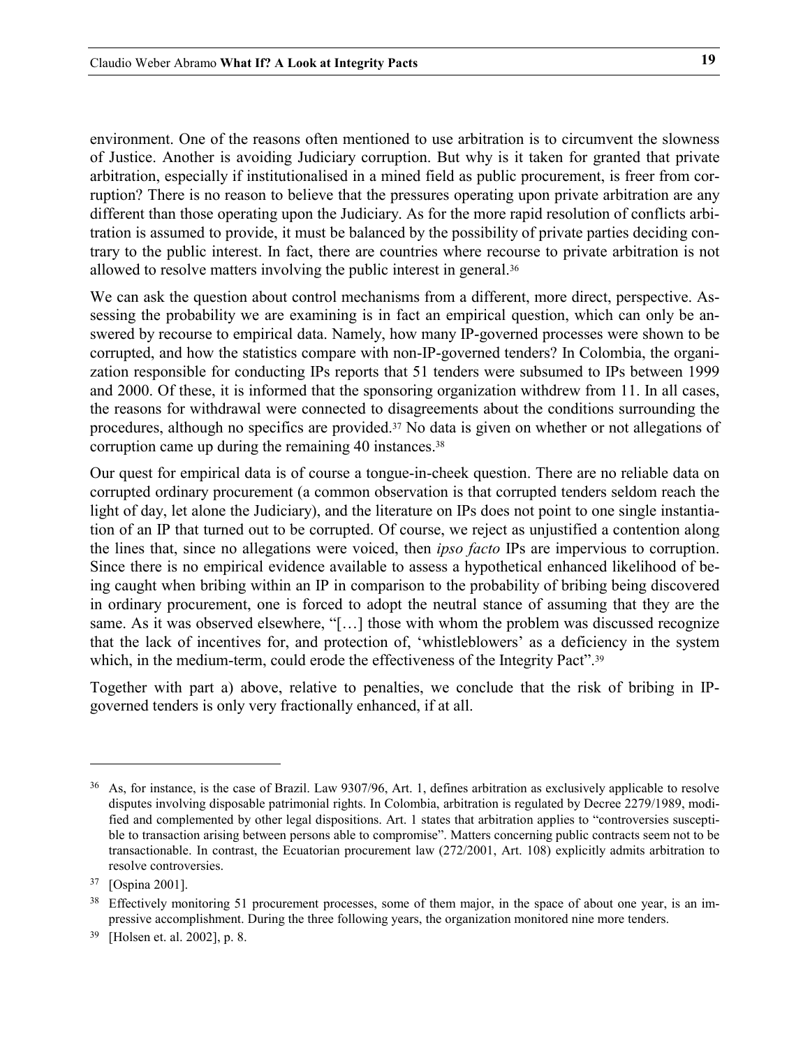environment. One of the reasons often mentioned to use arbitration is to circumvent the slowness of Justice. Another is avoiding Judiciary corruption. But why is it taken for granted that private arbitration, especially if institutionalised in a mined field as public procurement, is freer from corruption? There is no reason to believe that the pressures operating upon private arbitration are any different than those operating upon the Judiciary. As for the more rapid resolution of conflicts arbitration is assumed to provide, it must be balanced by the possibility of private parties deciding contrary to the public interest. In fact, there are countries where recourse to private arbitration is not allowed to resolve matters involving the public interest in general.[36]

We can ask the question about control mechanisms from a different, more direct, perspective. Assessing the probability we are examining is in fact an empirical question, which can only be answered by recourse to empirical data. Namely, how many IP-governed processes were shown to be corrupted, and how the statistics compare with non-IP-governed tenders? In Colombia, the organization responsible for conducting IPs reports that 51 tenders were subsumed to IPs between 1999 and 2000. Of these, it is informed that the sponsoring organization withdrew from 11. In all cases, the reasons for withdrawal were connected to disagreements about the conditions surrounding the procedures, although no specifics are provided.[37] No data is given on whether or not allegations of corruption came up during the remaining 40 instances.[38]

Our quest for empirical data is of course a tongue-in-cheek question. There are no reliable data on corrupted ordinary procurement (a common observation is that corrupted tenders seldom reach the light of day, let alone the Judiciary), and the literature on IPs does not point to one single instantiation of an IP that turned out to be corrupted. Of course, we reject as unjustified a contention along the lines that, since no allegations were voiced, then *ipso facto* IPs are impervious to corruption. Since there is no empirical evidence available to assess a hypothetical enhanced likelihood of being caught when bribing within an IP in comparison to the probability of bribing being discovered in ordinary procurement, one is forced to adopt the neutral stance of assuming that they are the same. As it was observed elsewhere, "[…] those with whom the problem was discussed recognize that the lack of incentives for, and protection of, 'whistleblowers' as a deficiency in the system which, in the medium-term, could erode the effectiveness of the Integrity Pact".[39]

Together with part a) above, relative to penalties, we conclude that the risk of bribing in IP-governed tenders is only very fractionally enhanced, if at all.

---

[36] As, for instance, is the case of Brazil. Law 9307/96, Art. 1, defines arbitration as exclusively applicable to resolve disputes involving disposable patrimonial rights. In Colombia, arbitration is regulated by Decree 2279/1989, modified and complemented by other legal dispositions. Art. 1 states that arbitration applies to "controversies susceptible to transaction arising between persons able to compromise". Matters concerning public contracts seem not to be transactionable. In contrast, the Ecuatorian procurement law (272/2001, Art. 108) explicitly admits arbitration to resolve controversies.

[37] [Ospina 2001].

[38] Effectively monitoring 51 procurement processes, some of them major, in the space of about one year, is an impressive accomplishment. During the three following years, the organization monitored nine more tenders.

[39] [Holsen et. al. 2002], p. 8.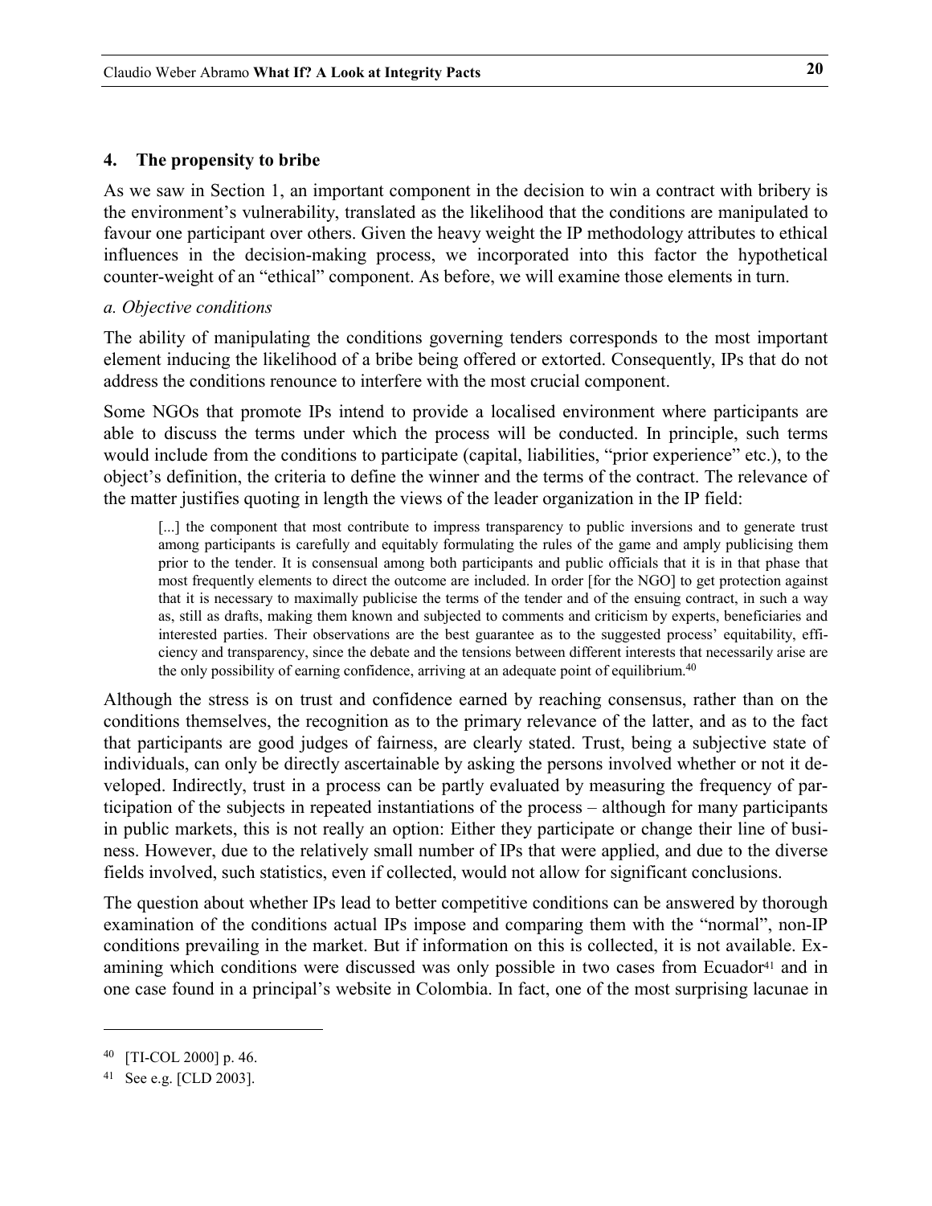## 4. The propensity to bribe

As we saw in Section 1, an important component in the decision to win a contract with bribery is the environment's vulnerability, translated as the likelihood that the conditions are manipulated to favour one participant over others. Given the heavy weight the IP methodology attributes to ethical influences in the decision-making process, we incorporated into this factor the hypothetical counter-weight of an "ethical" component. As before, we will examine those elements in turn.

*a. Objective conditions*

The ability of manipulating the conditions governing tenders corresponds to the most important element inducing the likelihood of a bribe being offered or extorted. Consequently, IPs that do not address the conditions renounce to interfere with the most crucial component.

Some NGOs that promote IPs intend to provide a localised environment where participants are able to discuss the terms under which the process will be conducted. In principle, such terms would include from the conditions to participate (capital, liabilities, "prior experience" etc.), to the object's definition, the criteria to define the winner and the terms of the contract. The relevance of the matter justifies quoting in length the views of the leader organization in the IP field:

> [...] the component that most contribute to impress transparency to public inversions and to generate trust among participants is carefully and equitably formulating the rules of the game and amply publicising them prior to the tender. It is consensual among both participants and public officials that it is in that phase that most frequently elements to direct the outcome are included. In order [for the NGO] to get protection against that it is necessary to maximally publicise the terms of the tender and of the ensuing contract, in such a way as, still as drafts, making them known and subjected to comments and criticism by experts, beneficiaries and interested parties. Their observations are the best guarantee as to the suggested process' equitability, efficiency and transparency, since the debate and the tensions between different interests that necessarily arise are the only possibility of earning confidence, arriving at an adequate point of equilibrium.[40]

Although the stress is on trust and confidence earned by reaching consensus, rather than on the conditions themselves, the recognition as to the primary relevance of the latter, and as to the fact that participants are good judges of fairness, are clearly stated. Trust, being a subjective state of individuals, can only be directly ascertainable by asking the persons involved whether or not it developed. Indirectly, trust in a process can be partly evaluated by measuring the frequency of participation of the subjects in repeated instantiations of the process – although for many participants in public markets, this is not really an option: Either they participate or change their line of business. However, due to the relatively small number of IPs that were applied, and due to the diverse fields involved, such statistics, even if collected, would not allow for significant conclusions.

The question about whether IPs lead to better competitive conditions can be answered by thorough examination of the conditions actual IPs impose and comparing them with the "normal", non-IP conditions prevailing in the market. But if information on this is collected, it is not available. Examining which conditions were discussed was only possible in two cases from Ecuador[41] and in one case found in a principal's website in Colombia. In fact, one of the most surprising lacunae in

---

[40] [TI-COL 2000] p. 46.

[41] See e.g. [CLD 2003].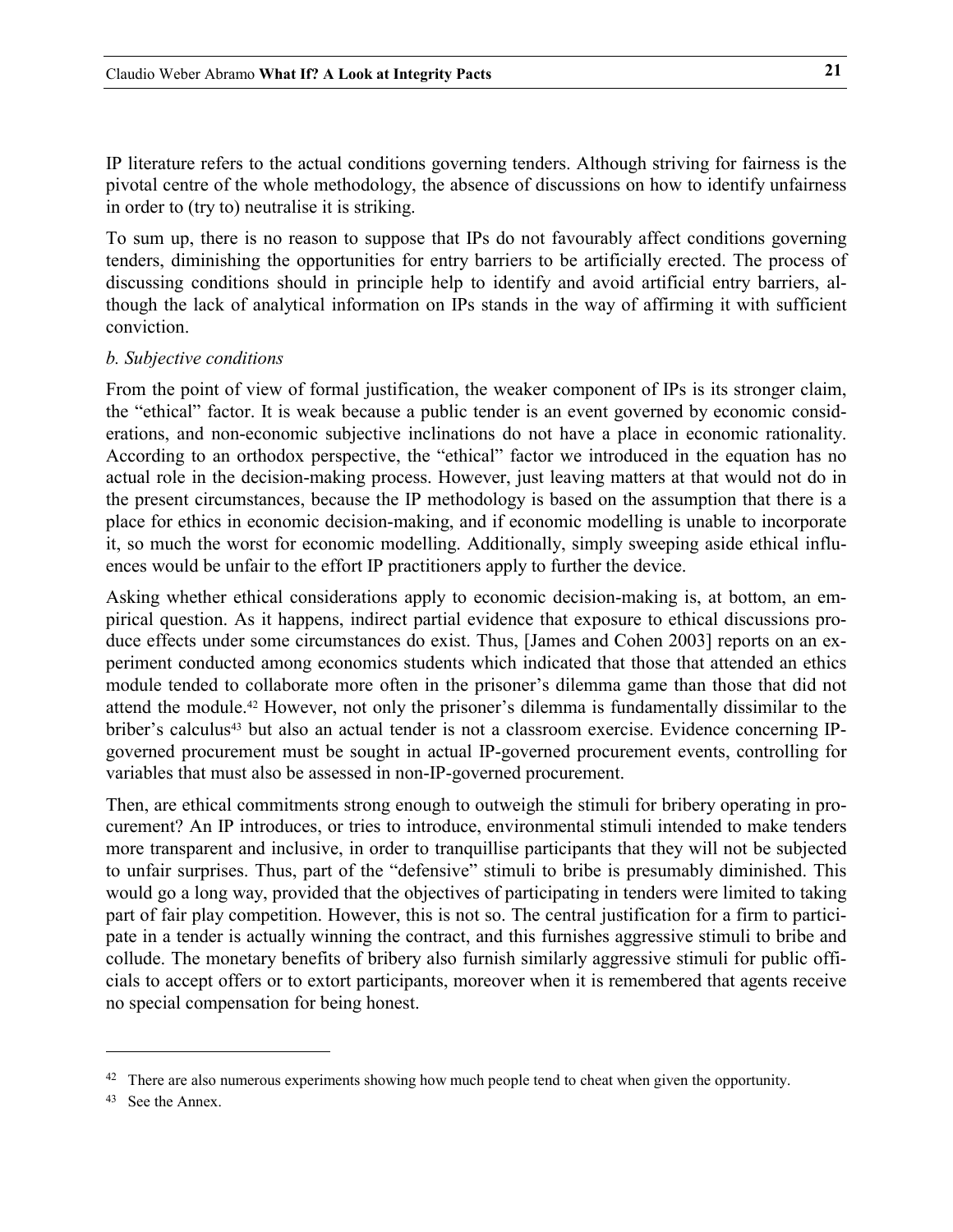IP literature refers to the actual conditions governing tenders. Although striving for fairness is the pivotal centre of the whole methodology, the absence of discussions on how to identify unfairness in order to (try to) neutralise it is striking.

To sum up, there is no reason to suppose that IPs do not favourably affect conditions governing tenders, diminishing the opportunities for entry barriers to be artificially erected. The process of discussing conditions should in principle help to identify and avoid artificial entry barriers, although the lack of analytical information on IPs stands in the way of affirming it with sufficient conviction.

*b. Subjective conditions*

From the point of view of formal justification, the weaker component of IPs is its stronger claim, the "ethical" factor. It is weak because a public tender is an event governed by economic considerations, and non-economic subjective inclinations do not have a place in economic rationality. According to an orthodox perspective, the "ethical" factor we introduced in the equation has no actual role in the decision-making process. However, just leaving matters at that would not do in the present circumstances, because the IP methodology is based on the assumption that there is a place for ethics in economic decision-making, and if economic modelling is unable to incorporate it, so much the worst for economic modelling. Additionally, simply sweeping aside ethical influences would be unfair to the effort IP practitioners apply to further the device.

Asking whether ethical considerations apply to economic decision-making is, at bottom, an empirical question. As it happens, indirect partial evidence that exposure to ethical discussions produce effects under some circumstances do exist. Thus, [James and Cohen 2003] reports on an experiment conducted among economics students which indicated that those that attended an ethics module tended to collaborate more often in the prisoner's dilemma game than those that did not attend the module.[42] However, not only the prisoner's dilemma is fundamentally dissimilar to the briber's calculus[43] but also an actual tender is not a classroom exercise. Evidence concerning IP-governed procurement must be sought in actual IP-governed procurement events, controlling for variables that must also be assessed in non-IP-governed procurement.

Then, are ethical commitments strong enough to outweigh the stimuli for bribery operating in procurement? An IP introduces, or tries to introduce, environmental stimuli intended to make tenders more transparent and inclusive, in order to tranquillise participants that they will not be subjected to unfair surprises. Thus, part of the "defensive" stimuli to bribe is presumably diminished. This would go a long way, provided that the objectives of participating in tenders were limited to taking part of fair play competition. However, this is not so. The central justification for a firm to participate in a tender is actually winning the contract, and this furnishes aggressive stimuli to bribe and collude. The monetary benefits of bribery also furnish similarly aggressive stimuli for public officials to accept offers or to extort participants, moreover when it is remembered that agents receive no special compensation for being honest.

---

[42] There are also numerous experiments showing how much people tend to cheat when given the opportunity.

[43] See the Annex.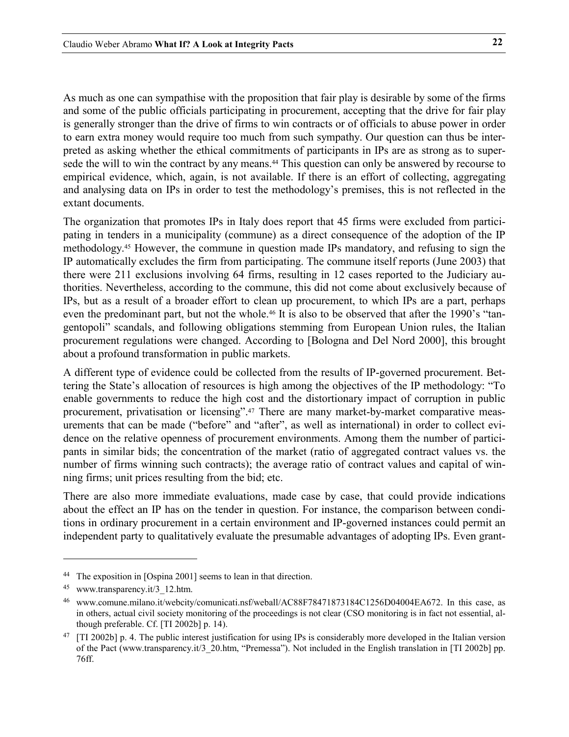As much as one can sympathise with the proposition that fair play is desirable by some of the firms and some of the public officials participating in procurement, accepting that the drive for fair play is generally stronger than the drive of firms to win contracts or of officials to abuse power in order to earn extra money would require too much from such sympathy. Our question can thus be interpreted as asking whether the ethical commitments of participants in IPs are as strong as to supersede the will to win the contract by any means.[44] This question can only be answered by recourse to empirical evidence, which, again, is not available. If there is an effort of collecting, aggregating and analysing data on IPs in order to test the methodology's premises, this is not reflected in the extant documents.

The organization that promotes IPs in Italy does report that 45 firms were excluded from participating in tenders in a municipality (commune) as a direct consequence of the adoption of the IP methodology.[45] However, the commune in question made IPs mandatory, and refusing to sign the IP automatically excludes the firm from participating. The commune itself reports (June 2003) that there were 211 exclusions involving 64 firms, resulting in 12 cases reported to the Judiciary authorities. Nevertheless, according to the commune, this did not come about exclusively because of IPs, but as a result of a broader effort to clean up procurement, to which IPs are a part, perhaps even the predominant part, but not the whole.[46] It is also to be observed that after the 1990's "tangentopoli" scandals, and following obligations stemming from European Union rules, the Italian procurement regulations were changed. According to [Bologna and Del Nord 2000], this brought about a profound transformation in public markets.

A different type of evidence could be collected from the results of IP-governed procurement. Bettering the State's allocation of resources is high among the objectives of the IP methodology: "To enable governments to reduce the high cost and the distortionary impact of corruption in public procurement, privatisation or licensing".[47] There are many market-by-market comparative measurements that can be made ("before" and "after", as well as international) in order to collect evidence on the relative openness of procurement environments. Among them the number of participants in similar bids; the concentration of the market (ratio of aggregated contract values vs. the number of firms winning such contracts); the average ratio of contract values and capital of winning firms; unit prices resulting from the bid; etc.

There are also more immediate evaluations, made case by case, that could provide indications about the effect an IP has on the tender in question. For instance, the comparison between conditions in ordinary procurement in a certain environment and IP-governed instances could permit an independent party to qualitatively evaluate the presumable advantages of adopting IPs. Even grant-

---

[44] The exposition in [Ospina 2001] seems to lean in that direction.

[45] www.transparency.it/3_12.htm.

[46] www.comune.milano.it/webcity/comunicati.nsf/weball/AC88F78471873184C1256D04004EA672. In this case, as in others, actual civil society monitoring of the proceedings is not clear (CSO monitoring is in fact not essential, although preferable. Cf. [TI 2002b] p. 14).

[47] [TI 2002b] p. 4. The public interest justification for using IPs is considerably more developed in the Italian version of the Pact (www.transparency.it/3_20.htm, "Premessa"). Not included in the English translation in [TI 2002b] pp. 76ff.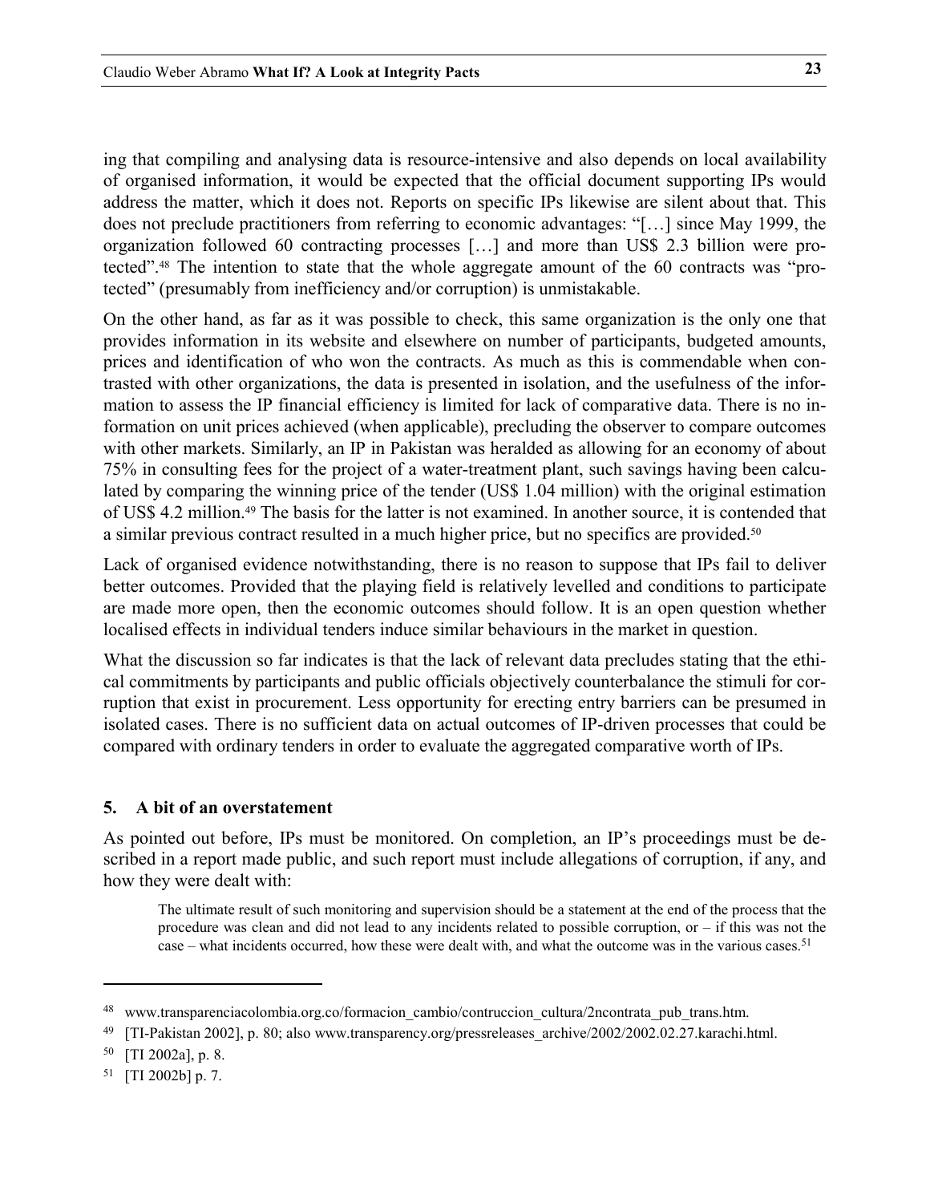ing that compiling and analysing data is resource-intensive and also depends on local availability of organised information, it would be expected that the official document supporting IPs would address the matter, which it does not. Reports on specific IPs likewise are silent about that. This does not preclude practitioners from referring to economic advantages: "[…] since May 1999, the organization followed 60 contracting processes […] and more than US$ 2.3 billion were protected".[48] The intention to state that the whole aggregate amount of the 60 contracts was "protected" (presumably from inefficiency and/or corruption) is unmistakable.

On the other hand, as far as it was possible to check, this same organization is the only one that provides information in its website and elsewhere on number of participants, budgeted amounts, prices and identification of who won the contracts. As much as this is commendable when contrasted with other organizations, the data is presented in isolation, and the usefulness of the information to assess the IP financial efficiency is limited for lack of comparative data. There is no information on unit prices achieved (when applicable), precluding the observer to compare outcomes with other markets. Similarly, an IP in Pakistan was heralded as allowing for an economy of about 75% in consulting fees for the project of a water-treatment plant, such savings having been calculated by comparing the winning price of the tender (US$ 1.04 million) with the original estimation of US$ 4.2 million.[49] The basis for the latter is not examined. In another source, it is contended that a similar previous contract resulted in a much higher price, but no specifics are provided.[50]

Lack of organised evidence notwithstanding, there is no reason to suppose that IPs fail to deliver better outcomes. Provided that the playing field is relatively levelled and conditions to participate are made more open, then the economic outcomes should follow. It is an open question whether localised effects in individual tenders induce similar behaviours in the market in question.

What the discussion so far indicates is that the lack of relevant data precludes stating that the ethical commitments by participants and public officials objectively counterbalance the stimuli for corruption that exist in procurement. Less opportunity for erecting entry barriers can be presumed in isolated cases. There is no sufficient data on actual outcomes of IP-driven processes that could be compared with ordinary tenders in order to evaluate the aggregated comparative worth of IPs.

## 5. A bit of an overstatement

As pointed out before, IPs must be monitored. On completion, an IP's proceedings must be described in a report made public, and such report must include allegations of corruption, if any, and how they were dealt with:

> The ultimate result of such monitoring and supervision should be a statement at the end of the process that the procedure was clean and did not lead to any incidents related to possible corruption, or – if this was not the case – what incidents occurred, how these were dealt with, and what the outcome was in the various cases.[51]

---

[48] www.transparenciacolombia.org.co/formacion_cambio/contruccion_cultura/2ncontrata_pub_trans.htm.

[49] [TI-Pakistan 2002], p. 80; also www.transparency.org/pressreleases_archive/2002/2002.02.27.karachi.html.

[50] [TI 2002a], p. 8.

[51] [TI 2002b] p. 7.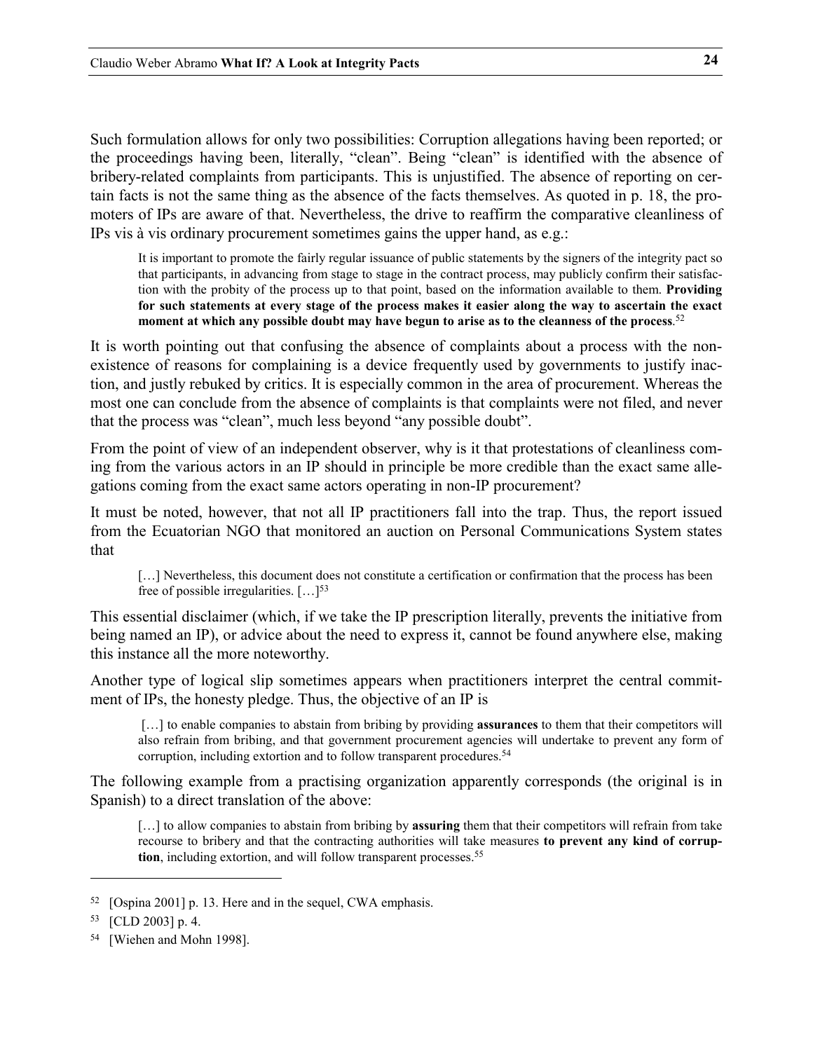Such formulation allows for only two possibilities: Corruption allegations having been reported; or the proceedings having been, literally, "clean". Being "clean" is identified with the absence of bribery-related complaints from participants. This is unjustified. The absence of reporting on certain facts is not the same thing as the absence of the facts themselves. As quoted in p. 18, the promoters of IPs are aware of that. Nevertheless, the drive to reaffirm the comparative cleanliness of IPs vis à vis ordinary procurement sometimes gains the upper hand, as e.g.:

> It is important to promote the fairly regular issuance of public statements by the signers of the integrity pact so that participants, in advancing from stage to stage in the contract process, may publicly confirm their satisfaction with the probity of the process up to that point, based on the information available to them. **Providing for such statements at every stage of the process makes it easier along the way to ascertain the exact moment at which any possible doubt may have begun to arise as to the cleanness of the process**.[52]

It is worth pointing out that confusing the absence of complaints about a process with the non-existence of reasons for complaining is a device frequently used by governments to justify inaction, and justly rebuked by critics. It is especially common in the area of procurement. Whereas the most one can conclude from the absence of complaints is that complaints were not filed, and never that the process was "clean", much less beyond "any possible doubt".

From the point of view of an independent observer, why is it that protestations of cleanliness coming from the various actors in an IP should in principle be more credible than the exact same allegations coming from the exact same actors operating in non-IP procurement?

It must be noted, however, that not all IP practitioners fall into the trap. Thus, the report issued from the Ecuatorian NGO that monitored an auction on Personal Communications System states that

> […] Nevertheless, this document does not constitute a certification or confirmation that the process has been free of possible irregularities. […][53]

This essential disclaimer (which, if we take the IP prescription literally, prevents the initiative from being named an IP), or advice about the need to express it, cannot be found anywhere else, making this instance all the more noteworthy.

Another type of logical slip sometimes appears when practitioners interpret the central commitment of IPs, the honesty pledge. Thus, the objective of an IP is

> […] to enable companies to abstain from bribing by providing **assurances** to them that their competitors will also refrain from bribing, and that government procurement agencies will undertake to prevent any form of corruption, including extortion and to follow transparent procedures.[54]

The following example from a practising organization apparently corresponds (the original is in Spanish) to a direct translation of the above:

> […] to allow companies to abstain from bribing by **assuring** them that their competitors will refrain from take recourse to bribery and that the contracting authorities will take measures **to prevent any kind of corruption**, including extortion, and will follow transparent processes.[55]

---

[52] [Ospina 2001] p. 13. Here and in the sequel, CWA emphasis.

[53] [CLD 2003] p. 4.

[54] [Wiehen and Mohn 1998].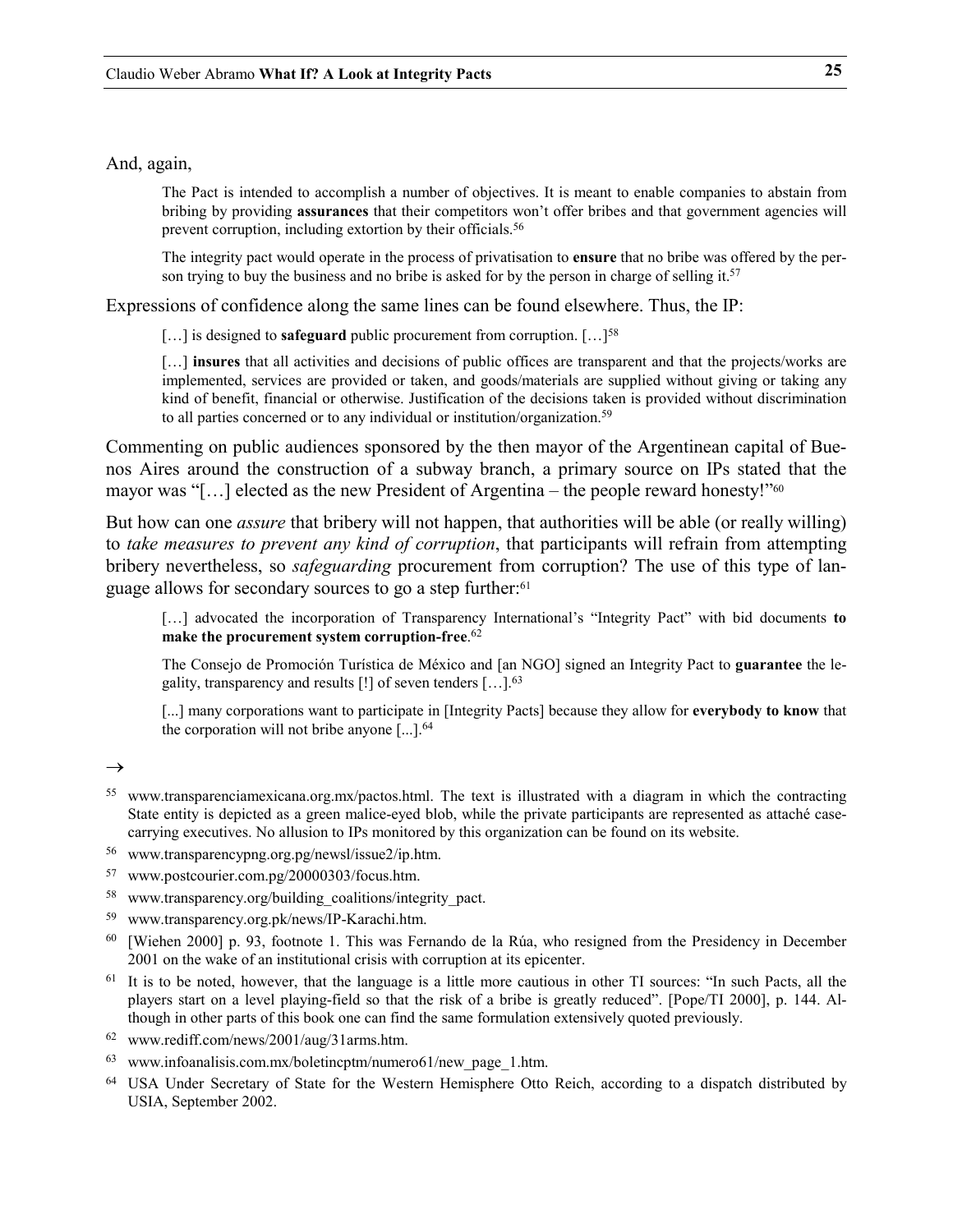And, again,

> The Pact is intended to accomplish a number of objectives. It is meant to enable companies to abstain from bribing by providing **assurances** that their competitors won't offer bribes and that government agencies will prevent corruption, including extortion by their officials.[56]
>
> The integrity pact would operate in the process of privatisation to **ensure** that no bribe was offered by the person trying to buy the business and no bribe is asked for by the person in charge of selling it.[57]

Expressions of confidence along the same lines can be found elsewhere. Thus, the IP:

> […] is designed to **safeguard** public procurement from corruption. […][58]
>
> […] **insures** that all activities and decisions of public offices are transparent and that the projects/works are implemented, services are provided or taken, and goods/materials are supplied without giving or taking any kind of benefit, financial or otherwise. Justification of the decisions taken is provided without discrimination to all parties concerned or to any individual or institution/organization.[59]

Commenting on public audiences sponsored by the then mayor of the Argentinean capital of Buenos Aires around the construction of a subway branch, a primary source on IPs stated that the mayor was "[…] elected as the new President of Argentina – the people reward honesty!"[60]

But how can one *assure* that bribery will not happen, that authorities will be able (or really willing) to *take measures to prevent any kind of corruption*, that participants will refrain from attempting bribery nevertheless, so *safeguarding* procurement from corruption? The use of this type of language allows for secondary sources to go a step further:[61]

> […] advocated the incorporation of Transparency International's "Integrity Pact" with bid documents **to make the procurement system corruption-free**.[62]
>
> The Consejo de Promoción Turística de México and [an NGO] signed an Integrity Pact to **guarantee** the legality, transparency and results [!] of seven tenders […].[63]
>
> [...] many corporations want to participate in [Integrity Pacts] because they allow for **everybody to know** that the corporation will not bribe anyone [...].[64]

→

[55] www.transparenciamexicana.org.mx/pactos.html. The text is illustrated with a diagram in which the contracting State entity is depicted as a green malice-eyed blob, while the private participants are represented as attaché case-carrying executives. No allusion to IPs monitored by this organization can be found on its website.

[56] www.transparencypng.org.pg/newsl/issue2/ip.htm.

[57] www.postcourier.com.pg/20000303/focus.htm.

[58] www.transparency.org/building_coalitions/integrity_pact.

[59] www.transparency.org.pk/news/IP-Karachi.htm.

[60] [Wiehen 2000] p. 93, footnote 1. This was Fernando de la Rúa, who resigned from the Presidency in December 2001 on the wake of an institutional crisis with corruption at its epicenter.

[61] It is to be noted, however, that the language is a little more cautious in other TI sources: "In such Pacts, all the players start on a level playing-field so that the risk of a bribe is greatly reduced". [Pope/TI 2000], p. 144. Although in other parts of this book one can find the same formulation extensively quoted previously.

[62] www.rediff.com/news/2001/aug/31arms.htm.

[63] www.infoanalisis.com.mx/boletincptm/numero61/new_page_1.htm.

[64] USA Under Secretary of State for the Western Hemisphere Otto Reich, according to a dispatch distributed by USIA, September 2002.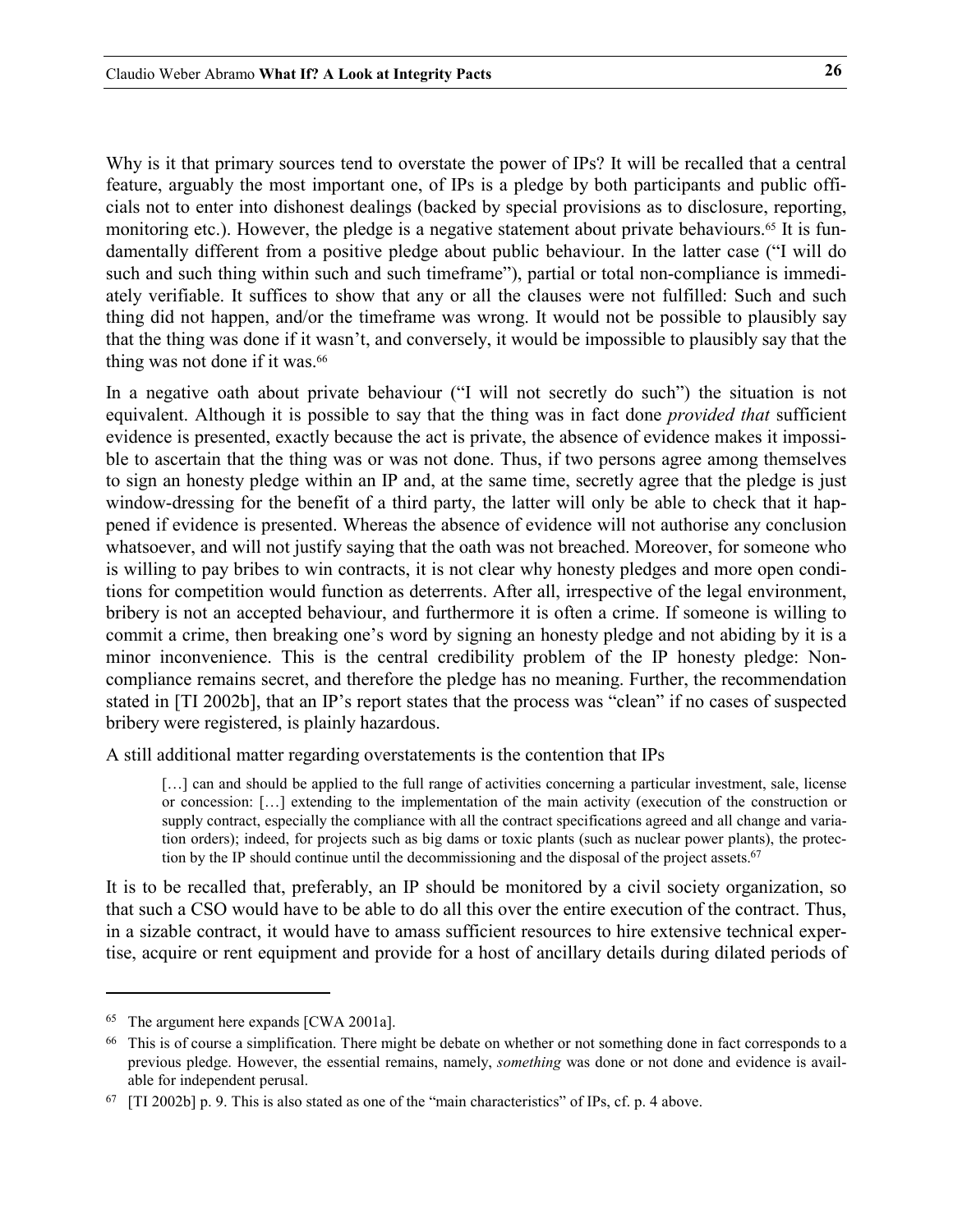Why is it that primary sources tend to overstate the power of IPs? It will be recalled that a central feature, arguably the most important one, of IPs is a pledge by both participants and public officials not to enter into dishonest dealings (backed by special provisions as to disclosure, reporting, monitoring etc.). However, the pledge is a negative statement about private behaviours.[65] It is fundamentally different from a positive pledge about public behaviour. In the latter case ("I will do such and such thing within such and such timeframe"), partial or total non-compliance is immediately verifiable. It suffices to show that any or all the clauses were not fulfilled: Such and such thing did not happen, and/or the timeframe was wrong. It would not be possible to plausibly say that the thing was done if it wasn't, and conversely, it would be impossible to plausibly say that the thing was not done if it was.[66]

In a negative oath about private behaviour ("I will not secretly do such") the situation is not equivalent. Although it is possible to say that the thing was in fact done *provided that* sufficient evidence is presented, exactly because the act is private, the absence of evidence makes it impossible to ascertain that the thing was or was not done. Thus, if two persons agree among themselves to sign an honesty pledge within an IP and, at the same time, secretly agree that the pledge is just window-dressing for the benefit of a third party, the latter will only be able to check that it happened if evidence is presented. Whereas the absence of evidence will not authorise any conclusion whatsoever, and will not justify saying that the oath was not breached. Moreover, for someone who is willing to pay bribes to win contracts, it is not clear why honesty pledges and more open conditions for competition would function as deterrents. After all, irrespective of the legal environment, bribery is not an accepted behaviour, and furthermore it is often a crime. If someone is willing to commit a crime, then breaking one's word by signing an honesty pledge and not abiding by it is a minor inconvenience. This is the central credibility problem of the IP honesty pledge: Non-compliance remains secret, and therefore the pledge has no meaning. Further, the recommendation stated in [TI 2002b], that an IP's report states that the process was "clean" if no cases of suspected bribery were registered, is plainly hazardous.

A still additional matter regarding overstatements is the contention that IPs

> […] can and should be applied to the full range of activities concerning a particular investment, sale, license or concession: […] extending to the implementation of the main activity (execution of the construction or supply contract, especially the compliance with all the contract specifications agreed and all change and variation orders); indeed, for projects such as big dams or toxic plants (such as nuclear power plants), the protection by the IP should continue until the decommissioning and the disposal of the project assets.[67]

It is to be recalled that, preferably, an IP should be monitored by a civil society organization, so that such a CSO would have to be able to do all this over the entire execution of the contract. Thus, in a sizable contract, it would have to amass sufficient resources to hire extensive technical expertise, acquire or rent equipment and provide for a host of ancillary details during dilated periods of

---

[65] The argument here expands [CWA 2001a].

[66] This is of course a simplification. There might be debate on whether or not something done in fact corresponds to a previous pledge. However, the essential remains, namely, *something* was done or not done and evidence is available for independent perusal.

[67] [TI 2002b] p. 9. This is also stated as one of the "main characteristics" of IPs, cf. p. 4 above.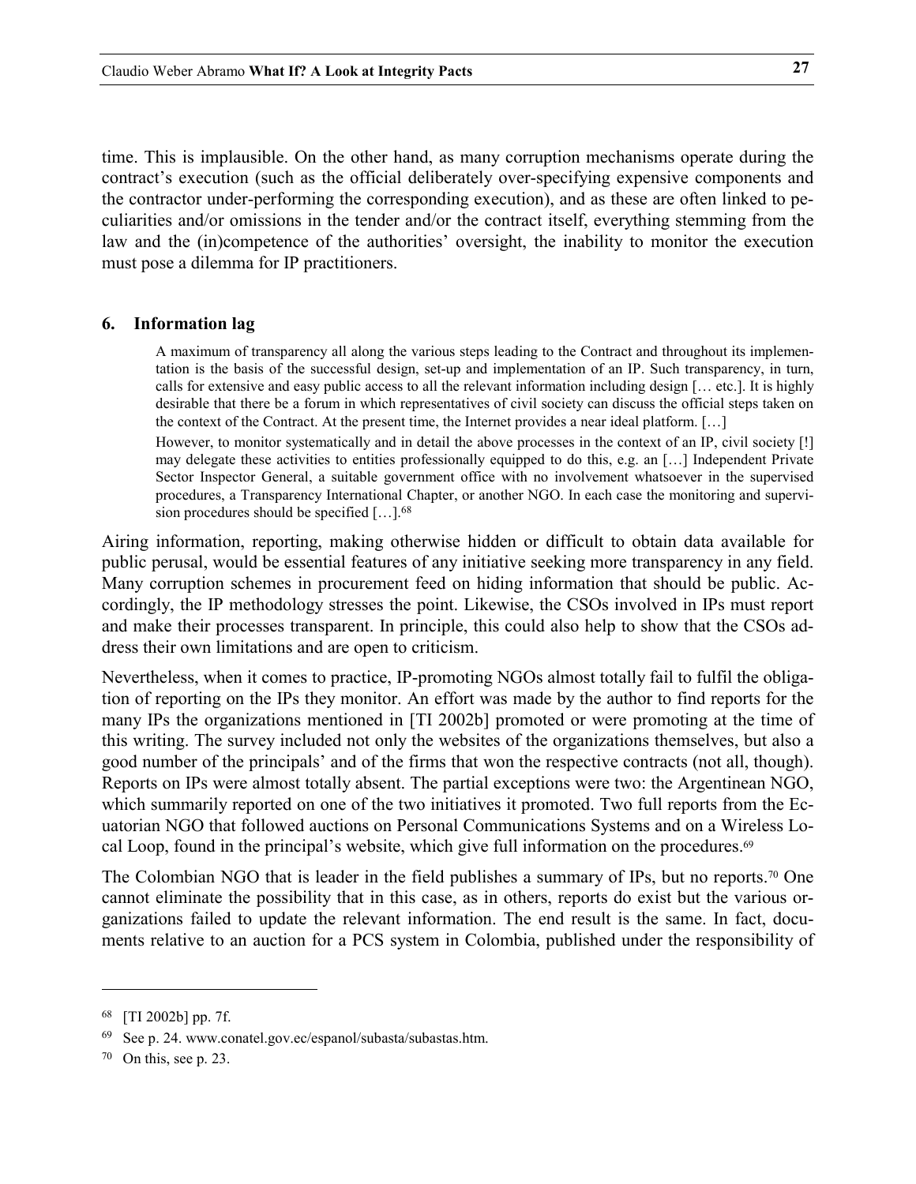time. This is implausible. On the other hand, as many corruption mechanisms operate during the contract's execution (such as the official deliberately over-specifying expensive components and the contractor under-performing the corresponding execution), and as these are often linked to peculiarities and/or omissions in the tender and/or the contract itself, everything stemming from the law and the (in)competence of the authorities' oversight, the inability to monitor the execution must pose a dilemma for IP practitioners.

## 6. Information lag

> A maximum of transparency all along the various steps leading to the Contract and throughout its implementation is the basis of the successful design, set-up and implementation of an IP. Such transparency, in turn, calls for extensive and easy public access to all the relevant information including design [… etc.]. It is highly desirable that there be a forum in which representatives of civil society can discuss the official steps taken on the context of the Contract. At the present time, the Internet provides a near ideal platform. […]
>
> However, to monitor systematically and in detail the above processes in the context of an IP, civil society [!] may delegate these activities to entities professionally equipped to do this, e.g. an […] Independent Private Sector Inspector General, a suitable government office with no involvement whatsoever in the supervised procedures, a Transparency International Chapter, or another NGO. In each case the monitoring and supervision procedures should be specified […].[68]

Airing information, reporting, making otherwise hidden or difficult to obtain data available for public perusal, would be essential features of any initiative seeking more transparency in any field. Many corruption schemes in procurement feed on hiding information that should be public. Accordingly, the IP methodology stresses the point. Likewise, the CSOs involved in IPs must report and make their processes transparent. In principle, this could also help to show that the CSOs address their own limitations and are open to criticism.

Nevertheless, when it comes to practice, IP-promoting NGOs almost totally fail to fulfil the obligation of reporting on the IPs they monitor. An effort was made by the author to find reports for the many IPs the organizations mentioned in [TI 2002b] promoted or were promoting at the time of this writing. The survey included not only the websites of the organizations themselves, but also a good number of the principals' and of the firms that won the respective contracts (not all, though). Reports on IPs were almost totally absent. The partial exceptions were two: the Argentinean NGO, which summarily reported on one of the two initiatives it promoted. Two full reports from the Ecuatorian NGO that followed auctions on Personal Communications Systems and on a Wireless Local Loop, found in the principal's website, which give full information on the procedures.[69]

The Colombian NGO that is leader in the field publishes a summary of IPs, but no reports.[70] One cannot eliminate the possibility that in this case, as in others, reports do exist but the various organizations failed to update the relevant information. The end result is the same. In fact, documents relative to an auction for a PCS system in Colombia, published under the responsibility of

---

[68] [TI 2002b] pp. 7f.

[69] See p. 24. www.conatel.gov.ec/espanol/subasta/subastas.htm.

[70] On this, see p. 23.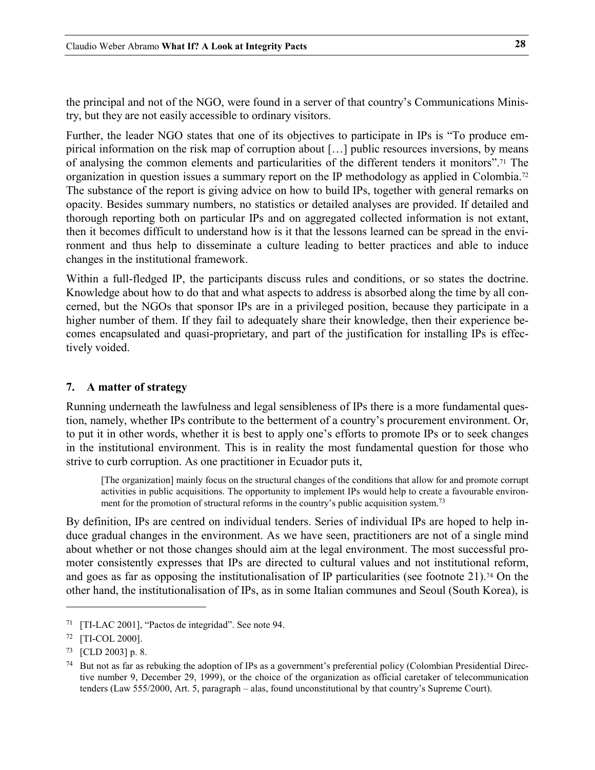the principal and not of the NGO, were found in a server of that country's Communications Ministry, but they are not easily accessible to ordinary visitors.

Further, the leader NGO states that one of its objectives to participate in IPs is "To produce empirical information on the risk map of corruption about […] public resources inversions, by means of analysing the common elements and particularities of the different tenders it monitors".[71] The organization in question issues a summary report on the IP methodology as applied in Colombia.[72] The substance of the report is giving advice on how to build IPs, together with general remarks on opacity. Besides summary numbers, no statistics or detailed analyses are provided. If detailed and thorough reporting both on particular IPs and on aggregated collected information is not extant, then it becomes difficult to understand how is it that the lessons learned can be spread in the environment and thus help to disseminate a culture leading to better practices and able to induce changes in the institutional framework.

Within a full-fledged IP, the participants discuss rules and conditions, or so states the doctrine. Knowledge about how to do that and what aspects to address is absorbed along the time by all concerned, but the NGOs that sponsor IPs are in a privileged position, because they participate in a higher number of them. If they fail to adequately share their knowledge, then their experience becomes encapsulated and quasi-proprietary, and part of the justification for installing IPs is effectively voided.

## 7. A matter of strategy

Running underneath the lawfulness and legal sensibleness of IPs there is a more fundamental question, namely, whether IPs contribute to the betterment of a country's procurement environment. Or, to put it in other words, whether it is best to apply one's efforts to promote IPs or to seek changes in the institutional environment. This is in reality the most fundamental question for those who strive to curb corruption. As one practitioner in Ecuador puts it,

> [The organization] mainly focus on the structural changes of the conditions that allow for and promote corrupt activities in public acquisitions. The opportunity to implement IPs would help to create a favourable environment for the promotion of structural reforms in the country's public acquisition system.[73]

By definition, IPs are centred on individual tenders. Series of individual IPs are hoped to help induce gradual changes in the environment. As we have seen, practitioners are not of a single mind about whether or not those changes should aim at the legal environment. The most successful promoter consistently expresses that IPs are directed to cultural values and not institutional reform, and goes as far as opposing the institutionalisation of IP particularities (see footnote 21).[74] On the other hand, the institutionalisation of IPs, as in some Italian communes and Seoul (South Korea), is

---

[71] [TI-LAC 2001], "Pactos de integridad". See note 94.

[72] [TI-COL 2000].

[73] [CLD 2003] p. 8.

[74] But not as far as rebuking the adoption of IPs as a government's preferential policy (Colombian Presidential Directive number 9, December 29, 1999), or the choice of the organization as official caretaker of telecommunication tenders (Law 555/2000, Art. 5, paragraph – alas, found unconstitutional by that country's Supreme Court).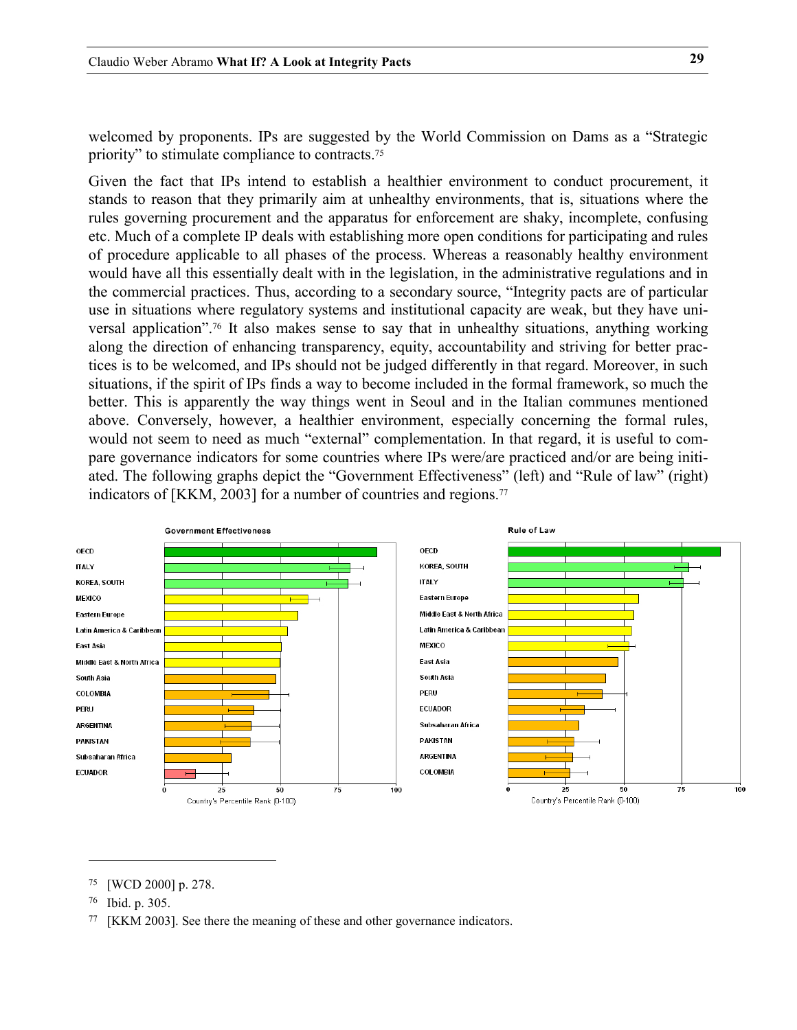welcomed by proponents. IPs are suggested by the World Commission on Dams as a "Strategic priority" to stimulate compliance to contracts.[75]

Given the fact that IPs intend to establish a healthier environment to conduct procurement, it stands to reason that they primarily aim at unhealthy environments, that is, situations where the rules governing procurement and the apparatus for enforcement are shaky, incomplete, confusing etc. Much of a complete IP deals with establishing more open conditions for participating and rules of procedure applicable to all phases of the process. Whereas a reasonably healthy environment would have all this essentially dealt with in the legislation, in the administrative regulations and in the commercial practices. Thus, according to a secondary source, "Integrity pacts are of particular use in situations where regulatory systems and institutional capacity are weak, but they have universal application".[76] It also makes sense to say that in unhealthy situations, anything working along the direction of enhancing transparency, equity, accountability and striving for better practices is to be welcomed, and IPs should not be judged differently in that regard. Moreover, in such situations, if the spirit of IPs finds a way to become included in the formal framework, so much the better. This is apparently the way things went in Seoul and in the Italian communes mentioned above. Conversely, however, a healthier environment, especially concerning the formal rules, would not seem to need as much "external" complementation. In that regard, it is useful to compare governance indicators for some countries where IPs were/are practiced and/or are being initiated. The following graphs depict the "Government Effectiveness" (left) and "Rule of law" (right) indicators of [KKM, 2003] for a number of countries and regions.[77]

**Government Effectiveness**

OECD, ITALY, KOREA, SOUTH, MEXICO, Eastern Europe, Latin America & Caribbean, East Asia, Middle East & North Africa, South Asia, COLOMBIA, PERU, ARGENTINA, PAKISTAN, Subsaharan Africa, ECUADOR

Country's Percentile Rank (0-100)

**Rule of Law**

OECD, KOREA, SOUTH, ITALY, Eastern Europe, Middle East & North Africa, Latin America & Caribbean, MEXICO, East Asia, South Asia, PERU, ECUADOR, Subsaharan Africa, PAKISTAN, ARGENTINA, COLOMBIA

Country's Percentile Rank (0-100)

---

75 [WCD 2000] p. 278.

76 Ibid. p. 305.

77 [KKM 2003]. See there the meaning of these and other governance indicators.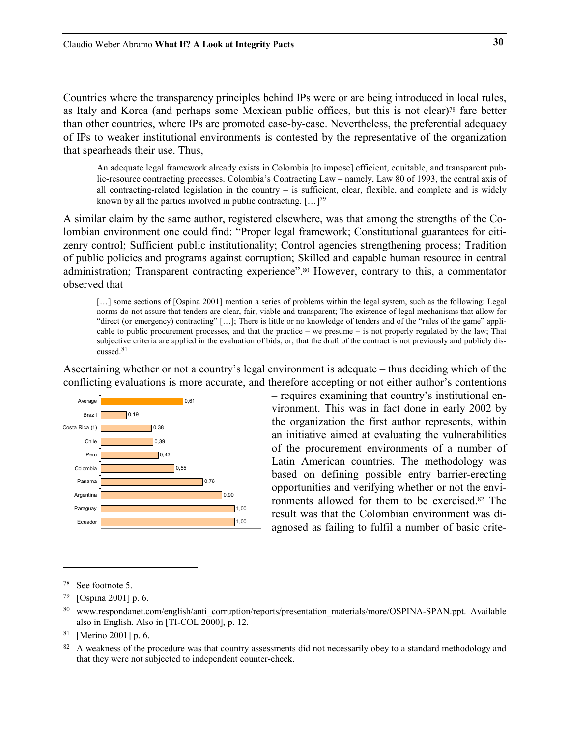Countries where the transparency principles behind IPs were or are being introduced in local rules, as Italy and Korea (and perhaps some Mexican public offices, but this is not clear)[78] fare better than other countries, where IPs are promoted case-by-case. Nevertheless, the preferential adequacy of IPs to weaker institutional environments is contested by the representative of the organization that spearheads their use. Thus,

> An adequate legal framework already exists in Colombia [to impose] efficient, equitable, and transparent public-resource contracting processes. Colombia's Contracting Law – namely, Law 80 of 1993, the central axis of all contracting-related legislation in the country – is sufficient, clear, flexible, and complete and is widely known by all the parties involved in public contracting. […][79]

A similar claim by the same author, registered elsewhere, was that among the strengths of the Colombian environment one could find: "Proper legal framework; Constitutional guarantees for citizenry control; Sufficient public institutionality; Control agencies strengthening process; Tradition of public policies and programs against corruption; Skilled and capable human resource in central administration; Transparent contracting experience".[80] However, contrary to this, a commentator observed that

> […] some sections of [Ospina 2001] mention a series of problems within the legal system, such as the following: Legal norms do not assure that tenders are clear, fair, viable and transparent; The existence of legal mechanisms that allow for "direct (or emergency) contracting" […]; There is little or no knowledge of tenders and of the "rules of the game" applicable to public procurement processes, and that the practice – we presume – is not properly regulated by the law; That subjective criteria are applied in the evaluation of bids; or, that the draft of the contract is not previously and publicly discussed.[81]

Ascertaining whether or not a country's legal environment is adequate – thus deciding which of the conflicting evaluations is more accurate, and therefore accepting or not either author's contentions – requires examining that country's institutional environment. This was in fact done in early 2002 by the organization the first author represents, within an initiative aimed at evaluating the vulnerabilities of the procurement environments of a number of Latin American countries. The methodology was based on defining possible entry barrier-erecting opportunities and verifying whether or not the environments allowed for them to be exercised.[82] The result was that the Colombian environment was diagnosed as failing to fulfil a number of basic crite-

| Country | Value |
|---|---|
| Average | 0,61 |
| Brazil | 0,19 |
| Costa Rica (1) | 0,38 |
| Chile | 0,39 |
| Peru | 0,43 |
| Colombia | 0,55 |
| Panama | 0,76 |
| Argentina | 0,90 |
| Paraguay | 1,00 |
| Ecuador | 1,00 |

---

[78] See footnote 5.

[79] [Ospina 2001] p. 6.

[80] www.respondanet.com/english/anti_corruption/reports/presentation_materials/more/OSPINA-SPAN.ppt. Available also in English. Also in [TI-COL 2000], p. 12.

[81] [Merino 2001] p. 6.

[82] A weakness of the procedure was that country assessments did not necessarily obey to a standard methodology and that they were not subjected to independent counter-check.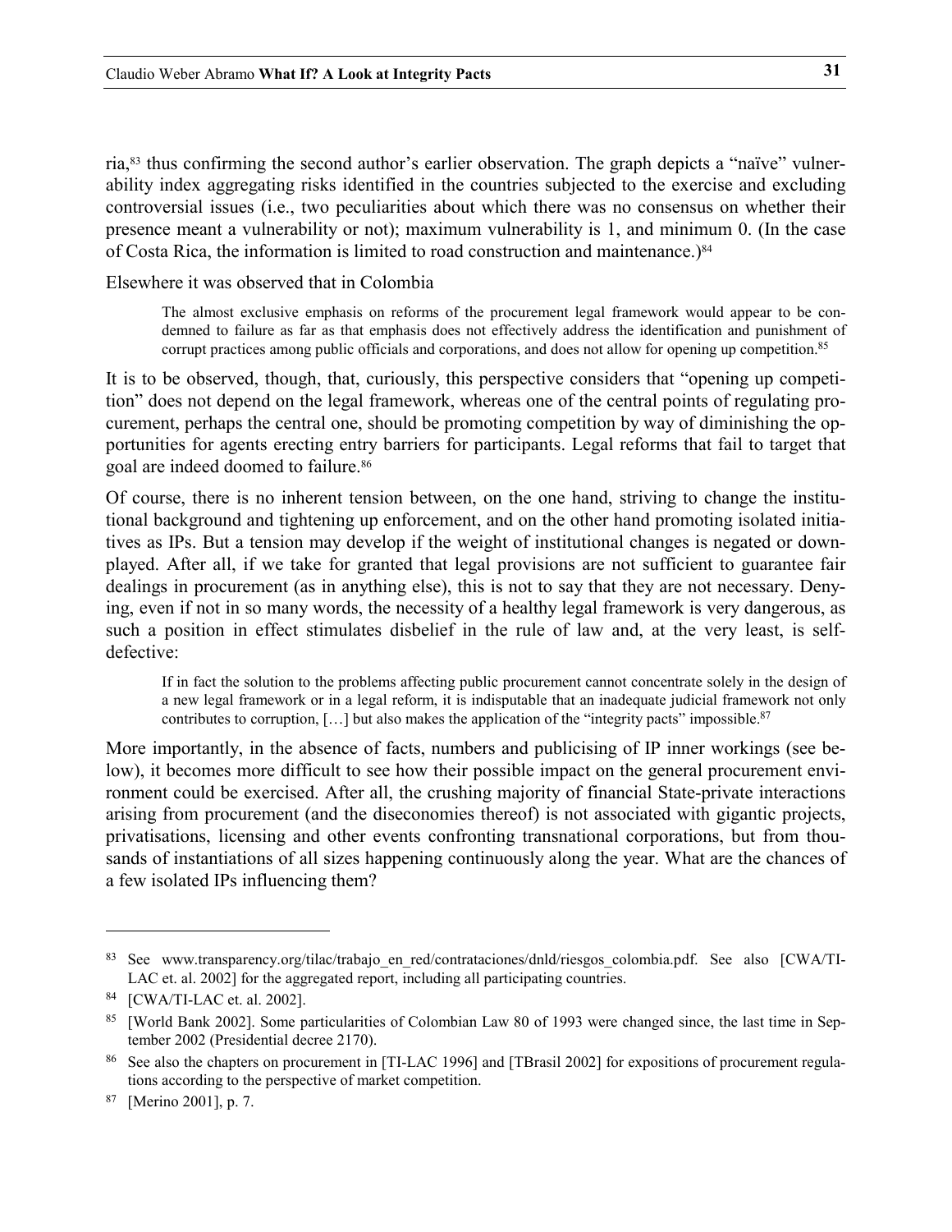ria,[83] thus confirming the second author's earlier observation. The graph depicts a "naïve" vulnerability index aggregating risks identified in the countries subjected to the exercise and excluding controversial issues (i.e., two peculiarities about which there was no consensus on whether their presence meant a vulnerability or not); maximum vulnerability is 1, and minimum 0. (In the case of Costa Rica, the information is limited to road construction and maintenance.)[84]

Elsewhere it was observed that in Colombia

> The almost exclusive emphasis on reforms of the procurement legal framework would appear to be condemned to failure as far as that emphasis does not effectively address the identification and punishment of corrupt practices among public officials and corporations, and does not allow for opening up competition.[85]

It is to be observed, though, that, curiously, this perspective considers that "opening up competition" does not depend on the legal framework, whereas one of the central points of regulating procurement, perhaps the central one, should be promoting competition by way of diminishing the opportunities for agents erecting entry barriers for participants. Legal reforms that fail to target that goal are indeed doomed to failure.[86]

Of course, there is no inherent tension between, on the one hand, striving to change the institutional background and tightening up enforcement, and on the other hand promoting isolated initiatives as IPs. But a tension may develop if the weight of institutional changes is negated or downplayed. After all, if we take for granted that legal provisions are not sufficient to guarantee fair dealings in procurement (as in anything else), this is not to say that they are not necessary. Denying, even if not in so many words, the necessity of a healthy legal framework is very dangerous, as such a position in effect stimulates disbelief in the rule of law and, at the very least, is self-defective:

> If in fact the solution to the problems affecting public procurement cannot concentrate solely in the design of a new legal framework or in a legal reform, it is indisputable that an inadequate judicial framework not only contributes to corruption, […] but also makes the application of the "integrity pacts" impossible.[87]

More importantly, in the absence of facts, numbers and publicising of IP inner workings (see below), it becomes more difficult to see how their possible impact on the general procurement environment could be exercised. After all, the crushing majority of financial State-private interactions arising from procurement (and the diseconomies thereof) is not associated with gigantic projects, privatisations, licensing and other events confronting transnational corporations, but from thousands of instantiations of all sizes happening continuously along the year. What are the chances of a few isolated IPs influencing them?

---

[83] See www.transparency.org/tilac/trabajo_en_red/contrataciones/dnld/riesgos_colombia.pdf. See also [CWA/TI-LAC et. al. 2002] for the aggregated report, including all participating countries.

[84] [CWA/TI-LAC et. al. 2002].

[85] [World Bank 2002]. Some particularities of Colombian Law 80 of 1993 were changed since, the last time in September 2002 (Presidential decree 2170).

[86] See also the chapters on procurement in [TI-LAC 1996] and [TBrasil 2002] for expositions of procurement regulations according to the perspective of market competition.

[87] [Merino 2001], p. 7.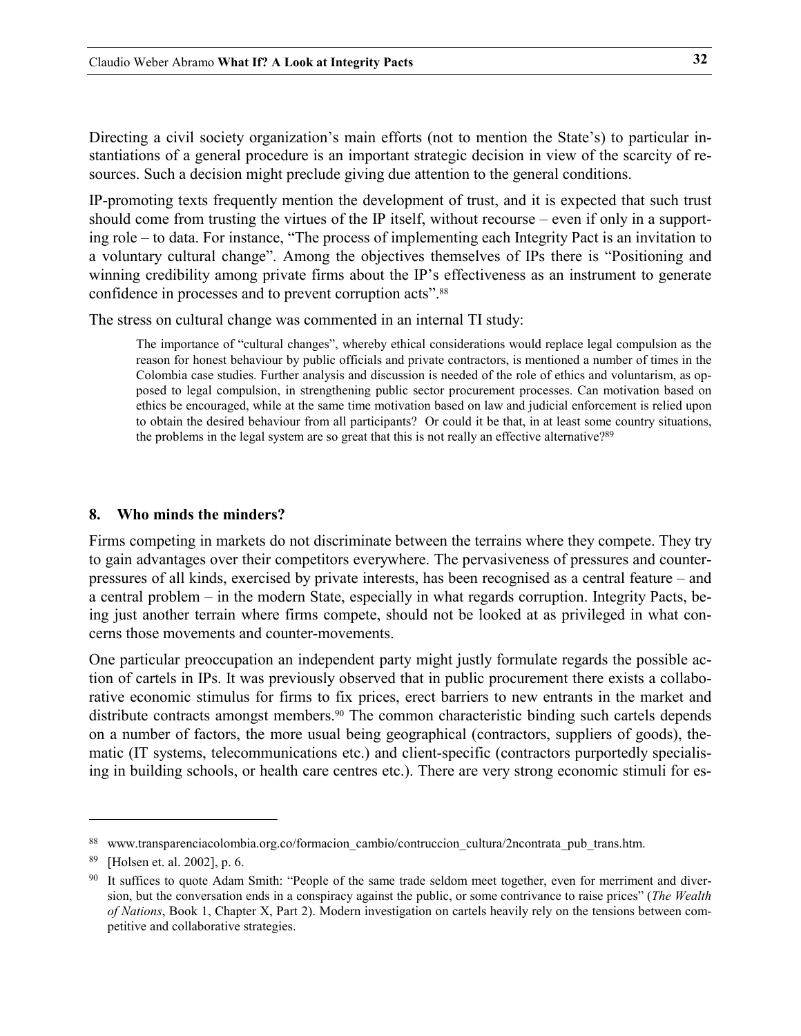Directing a civil society organization's main efforts (not to mention the State's) to particular instantiations of a general procedure is an important strategic decision in view of the scarcity of resources. Such a decision might preclude giving due attention to the general conditions.

IP-promoting texts frequently mention the development of trust, and it is expected that such trust should come from trusting the virtues of the IP itself, without recourse – even if only in a supporting role – to data. For instance, "The process of implementing each Integrity Pact is an invitation to a voluntary cultural change". Among the objectives themselves of IPs there is "Positioning and winning credibility among private firms about the IP's effectiveness as an instrument to generate confidence in processes and to prevent corruption acts".[88]

The stress on cultural change was commented in an internal TI study:

> The importance of "cultural changes", whereby ethical considerations would replace legal compulsion as the reason for honest behaviour by public officials and private contractors, is mentioned a number of times in the Colombia case studies. Further analysis and discussion is needed of the role of ethics and voluntarism, as opposed to legal compulsion, in strengthening public sector procurement processes. Can motivation based on ethics be encouraged, while at the same time motivation based on law and judicial enforcement is relied upon to obtain the desired behaviour from all participants? Or could it be that, in at least some country situations, the problems in the legal system are so great that this is not really an effective alternative?[89]

## 8. Who minds the minders?

Firms competing in markets do not discriminate between the terrains where they compete. They try to gain advantages over their competitors everywhere. The pervasiveness of pressures and counter-pressures of all kinds, exercised by private interests, has been recognised as a central feature – and a central problem – in the modern State, especially in what regards corruption. Integrity Pacts, being just another terrain where firms compete, should not be looked at as privileged in what concerns those movements and counter-movements.

One particular preoccupation an independent party might justly formulate regards the possible action of cartels in IPs. It was previously observed that in public procurement there exists a collaborative economic stimulus for firms to fix prices, erect barriers to new entrants in the market and distribute contracts amongst members.[90] The common characteristic binding such cartels depends on a number of factors, the more usual being geographical (contractors, suppliers of goods), thematic (IT systems, telecommunications etc.) and client-specific (contractors purportedly specialising in building schools, or health care centres etc.). There are very strong economic stimuli for es-

---

[88] www.transparenciacolombia.org.co/formacion_cambio/contruccion_cultura/2ncontrata_pub_trans.htm.

[89] [Holsen et. al. 2002], p. 6.

[90] It suffices to quote Adam Smith: "People of the same trade seldom meet together, even for merriment and diversion, but the conversation ends in a conspiracy against the public, or some contrivance to raise prices" (*The Wealth of Nations*, Book 1, Chapter X, Part 2). Modern investigation on cartels heavily rely on the tensions between competitive and collaborative strategies.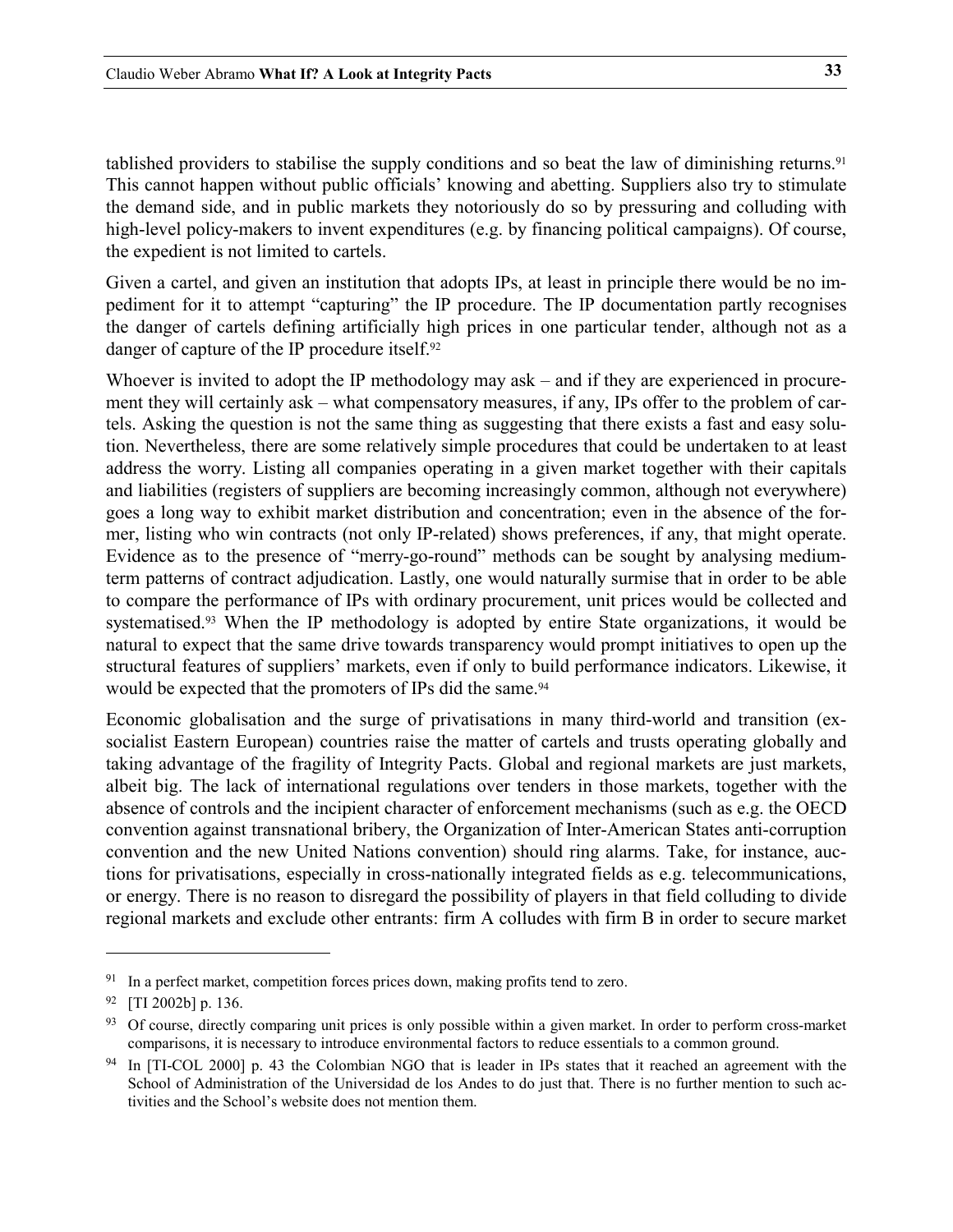tablished providers to stabilise the supply conditions and so beat the law of diminishing returns.[91] This cannot happen without public officials' knowing and abetting. Suppliers also try to stimulate the demand side, and in public markets they notoriously do so by pressuring and colluding with high-level policy-makers to invent expenditures (e.g. by financing political campaigns). Of course, the expedient is not limited to cartels.

Given a cartel, and given an institution that adopts IPs, at least in principle there would be no impediment for it to attempt "capturing" the IP procedure. The IP documentation partly recognises the danger of cartels defining artificially high prices in one particular tender, although not as a danger of capture of the IP procedure itself.[92]

Whoever is invited to adopt the IP methodology may ask – and if they are experienced in procurement they will certainly ask – what compensatory measures, if any, IPs offer to the problem of cartels. Asking the question is not the same thing as suggesting that there exists a fast and easy solution. Nevertheless, there are some relatively simple procedures that could be undertaken to at least address the worry. Listing all companies operating in a given market together with their capitals and liabilities (registers of suppliers are becoming increasingly common, although not everywhere) goes a long way to exhibit market distribution and concentration; even in the absence of the former, listing who win contracts (not only IP-related) shows preferences, if any, that might operate. Evidence as to the presence of "merry-go-round" methods can be sought by analysing medium-term patterns of contract adjudication. Lastly, one would naturally surmise that in order to be able to compare the performance of IPs with ordinary procurement, unit prices would be collected and systematised.[93] When the IP methodology is adopted by entire State organizations, it would be natural to expect that the same drive towards transparency would prompt initiatives to open up the structural features of suppliers' markets, even if only to build performance indicators. Likewise, it would be expected that the promoters of IPs did the same.[94]

Economic globalisation and the surge of privatisations in many third-world and transition (ex-socialist Eastern European) countries raise the matter of cartels and trusts operating globally and taking advantage of the fragility of Integrity Pacts. Global and regional markets are just markets, albeit big. The lack of international regulations over tenders in those markets, together with the absence of controls and the incipient character of enforcement mechanisms (such as e.g. the OECD convention against transnational bribery, the Organization of Inter-American States anti-corruption convention and the new United Nations convention) should ring alarms. Take, for instance, auctions for privatisations, especially in cross-nationally integrated fields as e.g. telecommunications, or energy. There is no reason to disregard the possibility of players in that field colluding to divide regional markets and exclude other entrants: firm A colludes with firm B in order to secure market

---

[91] In a perfect market, competition forces prices down, making profits tend to zero.

[92] [TI 2002b] p. 136.

[93] Of course, directly comparing unit prices is only possible within a given market. In order to perform cross-market comparisons, it is necessary to introduce environmental factors to reduce essentials to a common ground.

[94] In [TI-COL 2000] p. 43 the Colombian NGO that is leader in IPs states that it reached an agreement with the School of Administration of the Universidad de los Andes to do just that. There is no further mention to such activities and the School's website does not mention them.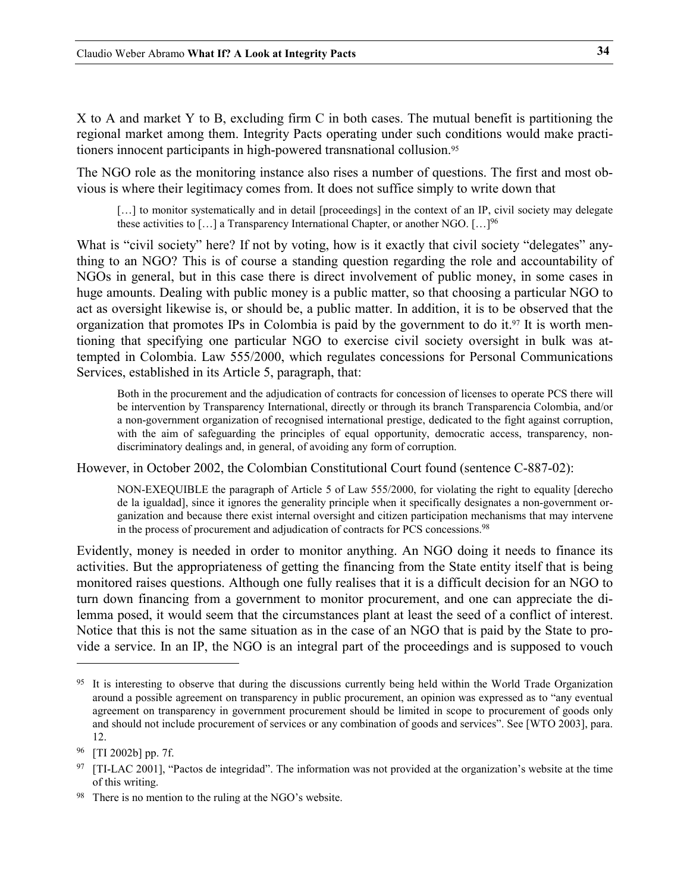X to A and market Y to B, excluding firm C in both cases. The mutual benefit is partitioning the regional market among them. Integrity Pacts operating under such conditions would make practitioners innocent participants in high-powered transnational collusion.[95]

The NGO role as the monitoring instance also rises a number of questions. The first and most obvious is where their legitimacy comes from. It does not suffice simply to write down that

> […] to monitor systematically and in detail [proceedings] in the context of an IP, civil society may delegate these activities to […] a Transparency International Chapter, or another NGO. […][96]

What is "civil society" here? If not by voting, how is it exactly that civil society "delegates" anything to an NGO? This is of course a standing question regarding the role and accountability of NGOs in general, but in this case there is direct involvement of public money, in some cases in huge amounts. Dealing with public money is a public matter, so that choosing a particular NGO to act as oversight likewise is, or should be, a public matter. In addition, it is to be observed that the organization that promotes IPs in Colombia is paid by the government to do it.[97] It is worth mentioning that specifying one particular NGO to exercise civil society oversight in bulk was attempted in Colombia. Law 555/2000, which regulates concessions for Personal Communications Services, established in its Article 5, paragraph, that:

> Both in the procurement and the adjudication of contracts for concession of licenses to operate PCS there will be intervention by Transparency International, directly or through its branch Transparencia Colombia, and/or a non-government organization of recognised international prestige, dedicated to the fight against corruption, with the aim of safeguarding the principles of equal opportunity, democratic access, transparency, non-discriminatory dealings and, in general, of avoiding any form of corruption.

However, in October 2002, the Colombian Constitutional Court found (sentence C-887-02):

> NON-EXEQUIBLE the paragraph of Article 5 of Law 555/2000, for violating the right to equality [derecho de la igualdad], since it ignores the generality principle when it specifically designates a non-government organization and because there exist internal oversight and citizen participation mechanisms that may intervene in the process of procurement and adjudication of contracts for PCS concessions.[98]

Evidently, money is needed in order to monitor anything. An NGO doing it needs to finance its activities. But the appropriateness of getting the financing from the State entity itself that is being monitored raises questions. Although one fully realises that it is a difficult decision for an NGO to turn down financing from a government to monitor procurement, and one can appreciate the dilemma posed, it would seem that the circumstances plant at least the seed of a conflict of interest. Notice that this is not the same situation as in the case of an NGO that is paid by the State to provide a service. In an IP, the NGO is an integral part of the proceedings and is supposed to vouch

---

[95] It is interesting to observe that during the discussions currently being held within the World Trade Organization around a possible agreement on transparency in public procurement, an opinion was expressed as to "any eventual agreement on transparency in government procurement should be limited in scope to procurement of goods only and should not include procurement of services or any combination of goods and services". See [WTO 2003], para. 12.

[96] [TI 2002b] pp. 7f.

[97] [TI-LAC 2001], "Pactos de integridad". The information was not provided at the organization's website at the time of this writing.

[98] There is no mention to the ruling at the NGO's website.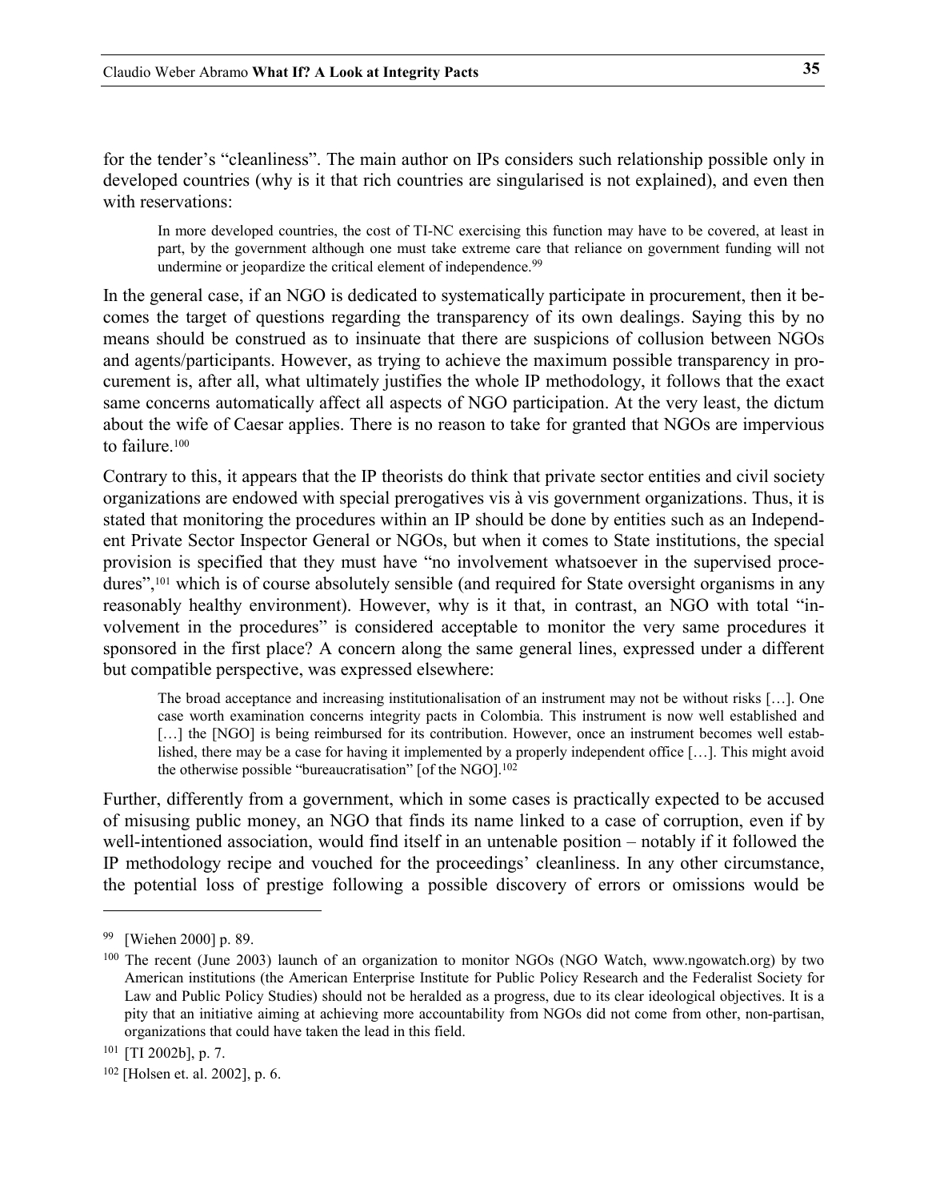for the tender's "cleanliness". The main author on IPs considers such relationship possible only in developed countries (why is it that rich countries are singularised is not explained), and even then with reservations:

> In more developed countries, the cost of TI-NC exercising this function may have to be covered, at least in part, by the government although one must take extreme care that reliance on government funding will not undermine or jeopardize the critical element of independence.[99]

In the general case, if an NGO is dedicated to systematically participate in procurement, then it becomes the target of questions regarding the transparency of its own dealings. Saying this by no means should be construed as to insinuate that there are suspicions of collusion between NGOs and agents/participants. However, as trying to achieve the maximum possible transparency in procurement is, after all, what ultimately justifies the whole IP methodology, it follows that the exact same concerns automatically affect all aspects of NGO participation. At the very least, the dictum about the wife of Caesar applies. There is no reason to take for granted that NGOs are impervious to failure.[100]

Contrary to this, it appears that the IP theorists do think that private sector entities and civil society organizations are endowed with special prerogatives vis à vis government organizations. Thus, it is stated that monitoring the procedures within an IP should be done by entities such as an Independent Private Sector Inspector General or NGOs, but when it comes to State institutions, the special provision is specified that they must have "no involvement whatsoever in the supervised procedures",[101] which is of course absolutely sensible (and required for State oversight organisms in any reasonably healthy environment). However, why is it that, in contrast, an NGO with total "involvement in the procedures" is considered acceptable to monitor the very same procedures it sponsored in the first place? A concern along the same general lines, expressed under a different but compatible perspective, was expressed elsewhere:

> The broad acceptance and increasing institutionalisation of an instrument may not be without risks […]. One case worth examination concerns integrity pacts in Colombia. This instrument is now well established and […] the [NGO] is being reimbursed for its contribution. However, once an instrument becomes well established, there may be a case for having it implemented by a properly independent office […]. This might avoid the otherwise possible "bureaucratisation" [of the NGO].[102]

Further, differently from a government, which in some cases is practically expected to be accused of misusing public money, an NGO that finds its name linked to a case of corruption, even if by well-intentioned association, would find itself in an untenable position – notably if it followed the IP methodology recipe and vouched for the proceedings' cleanliness. In any other circumstance, the potential loss of prestige following a possible discovery of errors or omissions would be

---

[99] [Wiehen 2000] p. 89.

[100] The recent (June 2003) launch of an organization to monitor NGOs (NGO Watch, www.ngowatch.org) by two American institutions (the American Enterprise Institute for Public Policy Research and the Federalist Society for Law and Public Policy Studies) should not be heralded as a progress, due to its clear ideological objectives. It is a pity that an initiative aiming at achieving more accountability from NGOs did not come from other, non-partisan, organizations that could have taken the lead in this field.

[101] [TI 2002b], p. 7.

[102] [Holsen et. al. 2002], p. 6.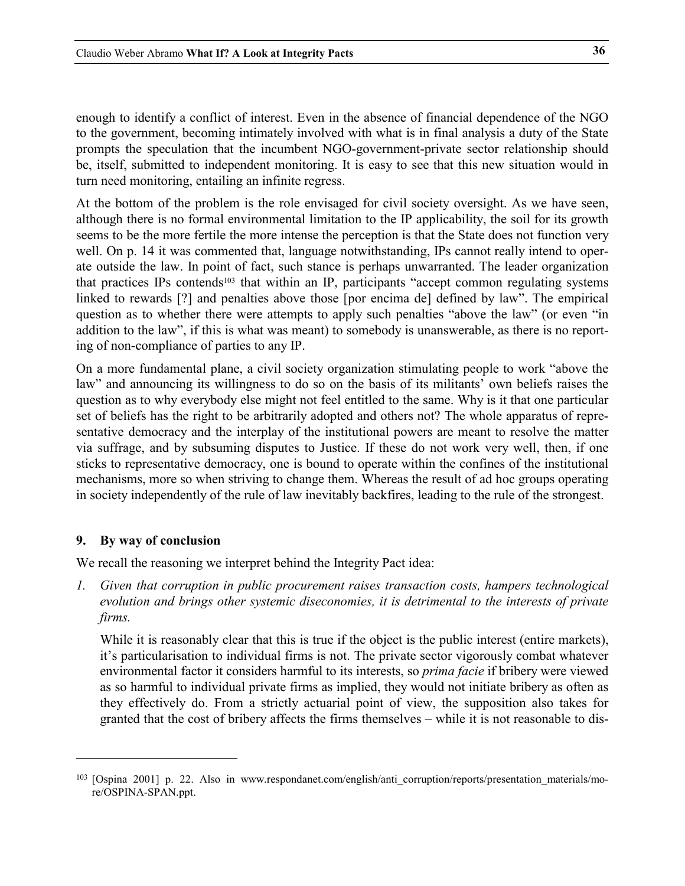enough to identify a conflict of interest. Even in the absence of financial dependence of the NGO to the government, becoming intimately involved with what is in final analysis a duty of the State prompts the speculation that the incumbent NGO-government-private sector relationship should be, itself, submitted to independent monitoring. It is easy to see that this new situation would in turn need monitoring, entailing an infinite regress.

At the bottom of the problem is the role envisaged for civil society oversight. As we have seen, although there is no formal environmental limitation to the IP applicability, the soil for its growth seems to be the more fertile the more intense the perception is that the State does not function very well. On p. 14 it was commented that, language notwithstanding, IPs cannot really intend to operate outside the law. In point of fact, such stance is perhaps unwarranted. The leader organization that practices IPs contends[103] that within an IP, participants "accept common regulating systems linked to rewards [?] and penalties above those [por encima de] defined by law". The empirical question as to whether there were attempts to apply such penalties "above the law" (or even "in addition to the law", if this is what was meant) to somebody is unanswerable, as there is no reporting of non-compliance of parties to any IP.

On a more fundamental plane, a civil society organization stimulating people to work "above the law" and announcing its willingness to do so on the basis of its militants' own beliefs raises the question as to why everybody else might not feel entitled to the same. Why is it that one particular set of beliefs has the right to be arbitrarily adopted and others not? The whole apparatus of representative democracy and the interplay of the institutional powers are meant to resolve the matter via suffrage, and by subsuming disputes to Justice. If these do not work very well, then, if one sticks to representative democracy, one is bound to operate within the confines of the institutional mechanisms, more so when striving to change them. Whereas the result of ad hoc groups operating in society independently of the rule of law inevitably backfires, leading to the rule of the strongest.

## 9. By way of conclusion

We recall the reasoning we interpret behind the Integrity Pact idea:

1. *Given that corruption in public procurement raises transaction costs, hampers technological evolution and brings other systemic diseconomies, it is detrimental to the interests of private firms.*

   While it is reasonably clear that this is true if the object is the public interest (entire markets), it's particularisation to individual firms is not. The private sector vigorously combat whatever environmental factor it considers harmful to its interests, so *prima facie* if bribery were viewed as so harmful to individual private firms as implied, they would not initiate bribery as often as they effectively do. From a strictly actuarial point of view, the supposition also takes for granted that the cost of bribery affects the firms themselves – while it is not reasonable to dis-

---

[103] [Ospina 2001] p. 22. Also in www.respondanet.com/english/anti_corruption/reports/presentation_materials/more/OSPINA-SPAN.ppt.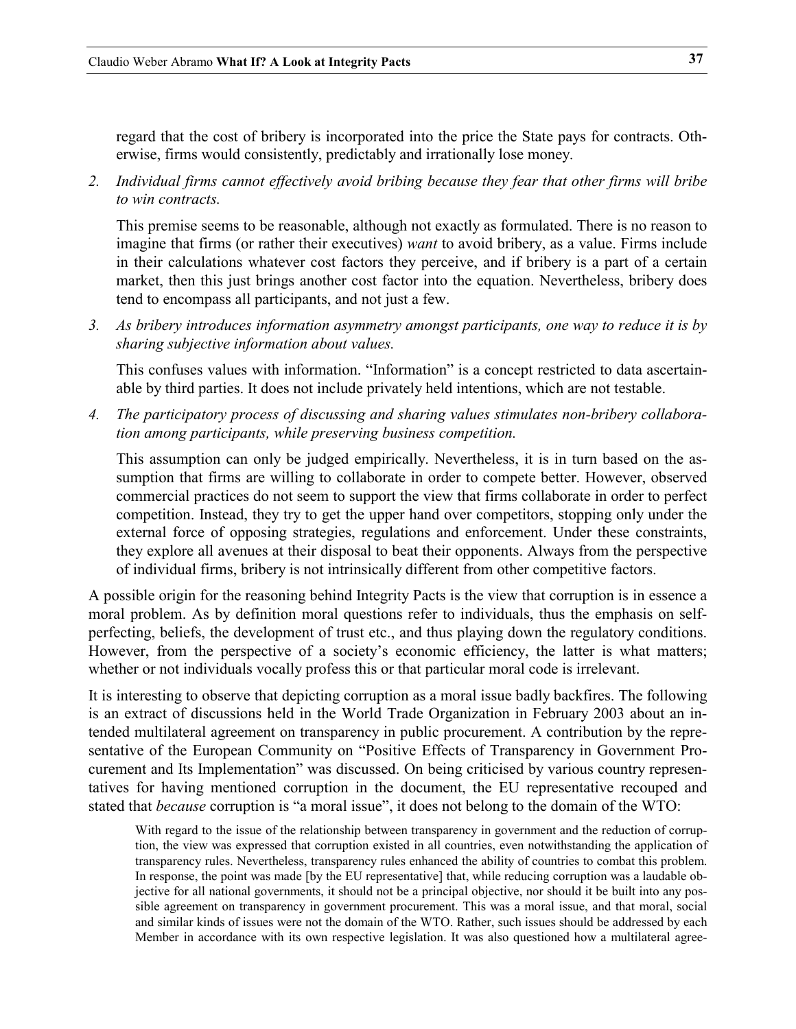regard that the cost of bribery is incorporated into the price the State pays for contracts. Otherwise, firms would consistently, predictably and irrationally lose money.

2. *Individual firms cannot effectively avoid bribing because they fear that other firms will bribe to win contracts.*

   This premise seems to be reasonable, although not exactly as formulated. There is no reason to imagine that firms (or rather their executives) *want* to avoid bribery, as a value. Firms include in their calculations whatever cost factors they perceive, and if bribery is a part of a certain market, then this just brings another cost factor into the equation. Nevertheless, bribery does tend to encompass all participants, and not just a few.

3. *As bribery introduces information asymmetry amongst participants, one way to reduce it is by sharing subjective information about values.*

   This confuses values with information. "Information" is a concept restricted to data ascertainable by third parties. It does not include privately held intentions, which are not testable.

4. *The participatory process of discussing and sharing values stimulates non-bribery collaboration among participants, while preserving business competition.*

   This assumption can only be judged empirically. Nevertheless, it is in turn based on the assumption that firms are willing to collaborate in order to compete better. However, observed commercial practices do not seem to support the view that firms collaborate in order to perfect competition. Instead, they try to get the upper hand over competitors, stopping only under the external force of opposing strategies, regulations and enforcement. Under these constraints, they explore all avenues at their disposal to beat their opponents. Always from the perspective of individual firms, bribery is not intrinsically different from other competitive factors.

A possible origin for the reasoning behind Integrity Pacts is the view that corruption is in essence a moral problem. As by definition moral questions refer to individuals, thus the emphasis on self-perfecting, beliefs, the development of trust etc., and thus playing down the regulatory conditions. However, from the perspective of a society's economic efficiency, the latter is what matters; whether or not individuals vocally profess this or that particular moral code is irrelevant.

It is interesting to observe that depicting corruption as a moral issue badly backfires. The following is an extract of discussions held in the World Trade Organization in February 2003 about an intended multilateral agreement on transparency in public procurement. A contribution by the representative of the European Community on "Positive Effects of Transparency in Government Procurement and Its Implementation" was discussed. On being criticised by various country representatives for having mentioned corruption in the document, the EU representative recouped and stated that *because* corruption is "a moral issue", it does not belong to the domain of the WTO:

> With regard to the issue of the relationship between transparency in government and the reduction of corruption, the view was expressed that corruption existed in all countries, even notwithstanding the application of transparency rules. Nevertheless, transparency rules enhanced the ability of countries to combat this problem. In response, the point was made [by the EU representative] that, while reducing corruption was a laudable objective for all national governments, it should not be a principal objective, nor should it be built into any possible agreement on transparency in government procurement. This was a moral issue, and that moral, social and similar kinds of issues were not the domain of the WTO. Rather, such issues should be addressed by each Member in accordance with its own respective legislation. It was also questioned how a multilateral agree-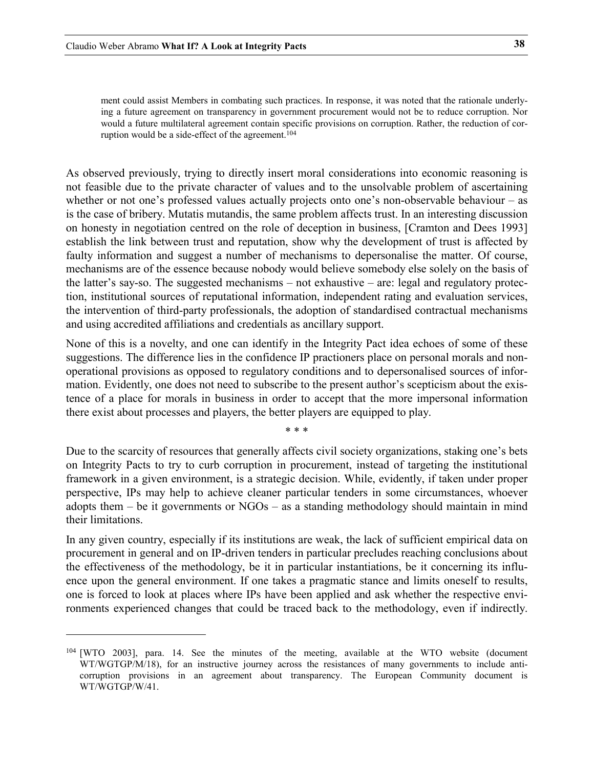> ment could assist Members in combating such practices. In response, it was noted that the rationale underlying a future agreement on transparency in government procurement would not be to reduce corruption. Nor would a future multilateral agreement contain specific provisions on corruption. Rather, the reduction of corruption would be a side-effect of the agreement.[104]

As observed previously, trying to directly insert moral considerations into economic reasoning is not feasible due to the private character of values and to the unsolvable problem of ascertaining whether or not one's professed values actually projects onto one's non-observable behaviour – as is the case of bribery. Mutatis mutandis, the same problem affects trust. In an interesting discussion on honesty in negotiation centred on the role of deception in business, [Cramton and Dees 1993] establish the link between trust and reputation, show why the development of trust is affected by faulty information and suggest a number of mechanisms to depersonalise the matter. Of course, mechanisms are of the essence because nobody would believe somebody else solely on the basis of the latter's say-so. The suggested mechanisms – not exhaustive – are: legal and regulatory protection, institutional sources of reputational information, independent rating and evaluation services, the intervention of third-party professionals, the adoption of standardised contractual mechanisms and using accredited affiliations and credentials as ancillary support.

None of this is a novelty, and one can identify in the Integrity Pact idea echoes of some of these suggestions. The difference lies in the confidence IP practioners place on personal morals and non-operational provisions as opposed to regulatory conditions and to depersonalised sources of information. Evidently, one does not need to subscribe to the present author's scepticism about the existence of a place for morals in business in order to accept that the more impersonal information there exist about processes and players, the better players are equipped to play.

\* \* \*

Due to the scarcity of resources that generally affects civil society organizations, staking one's bets on Integrity Pacts to try to curb corruption in procurement, instead of targeting the institutional framework in a given environment, is a strategic decision. While, evidently, if taken under proper perspective, IPs may help to achieve cleaner particular tenders in some circumstances, whoever adopts them – be it governments or NGOs – as a standing methodology should maintain in mind their limitations.

In any given country, especially if its institutions are weak, the lack of sufficient empirical data on procurement in general and on IP-driven tenders in particular precludes reaching conclusions about the effectiveness of the methodology, be it in particular instantiations, be it concerning its influence upon the general environment. If one takes a pragmatic stance and limits oneself to results, one is forced to look at places where IPs have been applied and ask whether the respective environments experienced changes that could be traced back to the methodology, even if indirectly.

[104] [WTO 2003], para. 14. See the minutes of the meeting, available at the WTO website (document WT/WGTGP/M/18), for an instructive journey across the resistances of many governments to include anti-corruption provisions in an agreement about transparency. The European Community document is WT/WGTGP/W/41.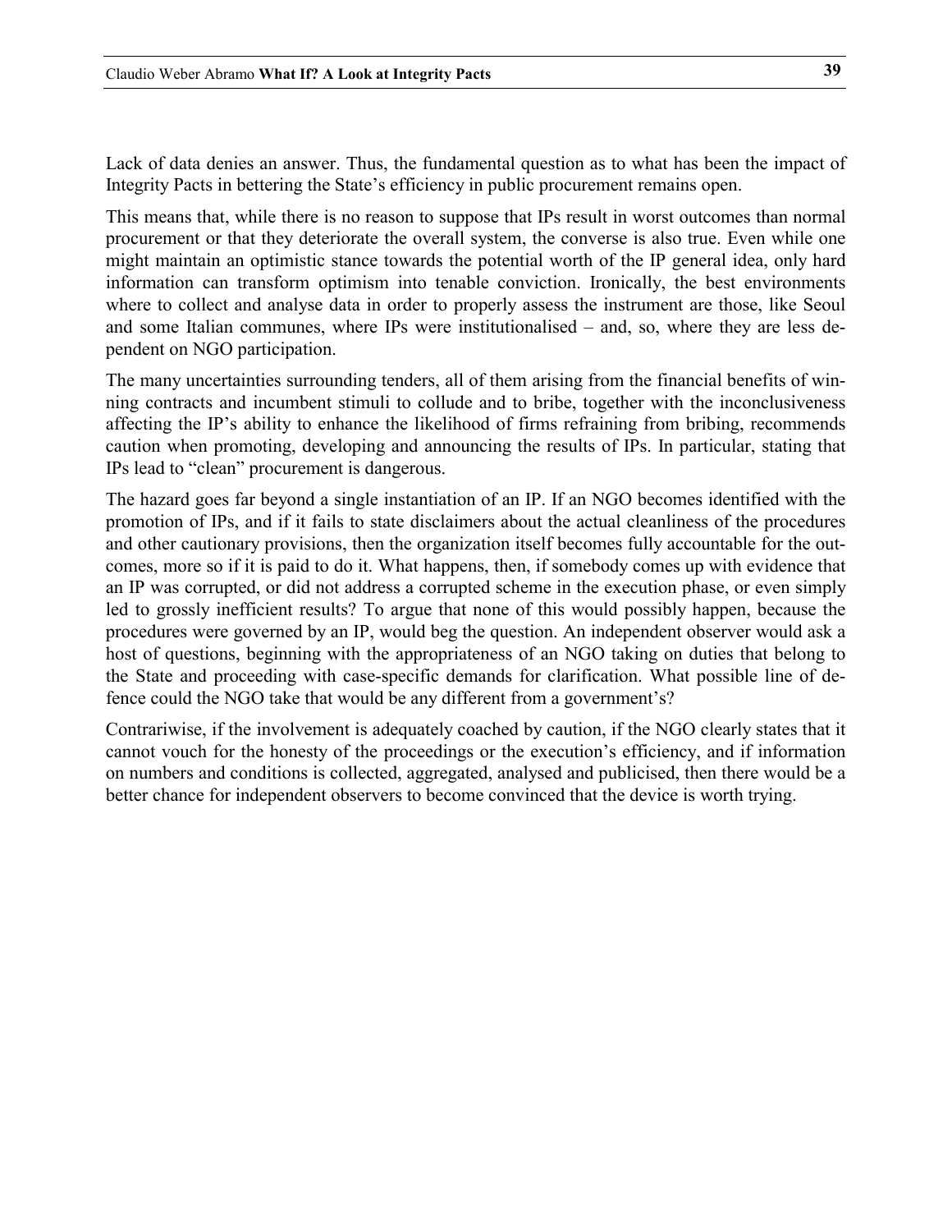Lack of data denies an answer. Thus, the fundamental question as to what has been the impact of Integrity Pacts in bettering the State's efficiency in public procurement remains open.

This means that, while there is no reason to suppose that IPs result in worst outcomes than normal procurement or that they deteriorate the overall system, the converse is also true. Even while one might maintain an optimistic stance towards the potential worth of the IP general idea, only hard information can transform optimism into tenable conviction. Ironically, the best environments where to collect and analyse data in order to properly assess the instrument are those, like Seoul and some Italian communes, where IPs were institutionalised – and, so, where they are less dependent on NGO participation.

The many uncertainties surrounding tenders, all of them arising from the financial benefits of winning contracts and incumbent stimuli to collude and to bribe, together with the inconclusiveness affecting the IP's ability to enhance the likelihood of firms refraining from bribing, recommends caution when promoting, developing and announcing the results of IPs. In particular, stating that IPs lead to "clean" procurement is dangerous.

The hazard goes far beyond a single instantiation of an IP. If an NGO becomes identified with the promotion of IPs, and if it fails to state disclaimers about the actual cleanliness of the procedures and other cautionary provisions, then the organization itself becomes fully accountable for the outcomes, more so if it is paid to do it. What happens, then, if somebody comes up with evidence that an IP was corrupted, or did not address a corrupted scheme in the execution phase, or even simply led to grossly inefficient results? To argue that none of this would possibly happen, because the procedures were governed by an IP, would beg the question. An independent observer would ask a host of questions, beginning with the appropriateness of an NGO taking on duties that belong to the State and proceeding with case-specific demands for clarification. What possible line of defence could the NGO take that would be any different from a government's?

Contrariwise, if the involvement is adequately coached by caution, if the NGO clearly states that it cannot vouch for the honesty of the proceedings or the execution's efficiency, and if information on numbers and conditions is collected, aggregated, analysed and publicised, then there would be a better chance for independent observers to become convinced that the device is worth trying.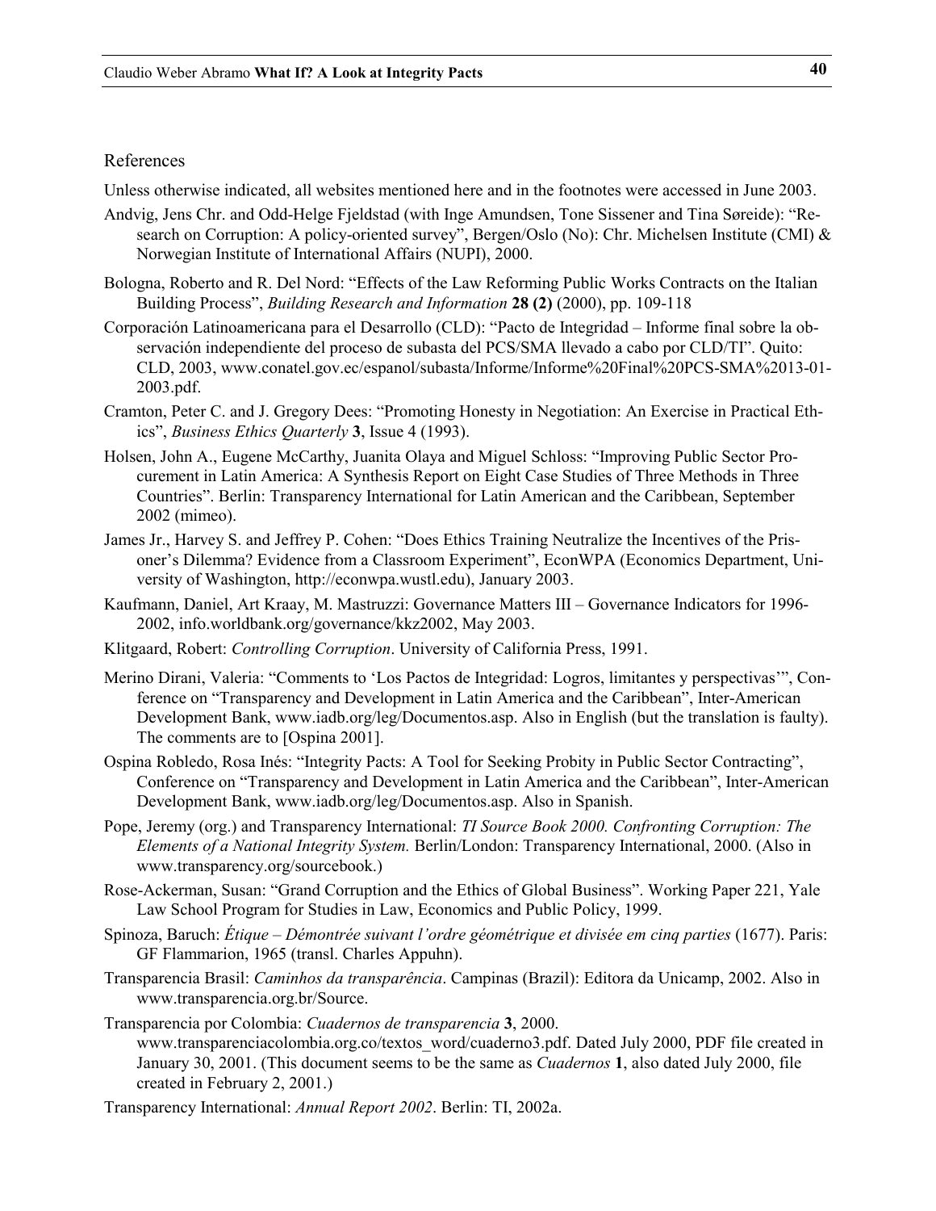## References

Unless otherwise indicated, all websites mentioned here and in the footnotes were accessed in June 2003.

Andvig, Jens Chr. and Odd-Helge Fjeldstad (with Inge Amundsen, Tone Sissener and Tina Søreide): "Research on Corruption: A policy-oriented survey", Bergen/Oslo (No): Chr. Michelsen Institute (CMI) & Norwegian Institute of International Affairs (NUPI), 2000.

Bologna, Roberto and R. Del Nord: "Effects of the Law Reforming Public Works Contracts on the Italian Building Process", *Building Research and Information* **28 (2)** (2000), pp. 109-118

Corporación Latinoamericana para el Desarrollo (CLD): "Pacto de Integridad – Informe final sobre la observación independiente del proceso de subasta del PCS/SMA llevado a cabo por CLD/TI". Quito: CLD, 2003, www.conatel.gov.ec/espanol/subasta/Informe/Informe%20Final%20PCS-SMA%2013-01-2003.pdf.

Cramton, Peter C. and J. Gregory Dees: "Promoting Honesty in Negotiation: An Exercise in Practical Ethics", *Business Ethics Quarterly* **3**, Issue 4 (1993).

Holsen, John A., Eugene McCarthy, Juanita Olaya and Miguel Schloss: "Improving Public Sector Procurement in Latin America: A Synthesis Report on Eight Case Studies of Three Methods in Three Countries". Berlin: Transparency International for Latin American and the Caribbean, September 2002 (mimeo).

James Jr., Harvey S. and Jeffrey P. Cohen: "Does Ethics Training Neutralize the Incentives of the Prisoner's Dilemma? Evidence from a Classroom Experiment", EconWPA (Economics Department, University of Washington, http://econwpa.wustl.edu), January 2003.

Kaufmann, Daniel, Art Kraay, M. Mastruzzi: Governance Matters III – Governance Indicators for 1996-2002, info.worldbank.org/governance/kkz2002, May 2003.

Klitgaard, Robert: *Controlling Corruption*. University of California Press, 1991.

Merino Dirani, Valeria: "Comments to 'Los Pactos de Integridad: Logros, limitantes y perspectivas'", Conference on "Transparency and Development in Latin America and the Caribbean", Inter-American Development Bank, www.iadb.org/leg/Documentos.asp. Also in English (but the translation is faulty). The comments are to [Ospina 2001].

Ospina Robledo, Rosa Inés: "Integrity Pacts: A Tool for Seeking Probity in Public Sector Contracting", Conference on "Transparency and Development in Latin America and the Caribbean", Inter-American Development Bank, www.iadb.org/leg/Documentos.asp. Also in Spanish.

Pope, Jeremy (org.) and Transparency International: *TI Source Book 2000. Confronting Corruption: The Elements of a National Integrity System.* Berlin/London: Transparency International, 2000. (Also in www.transparency.org/sourcebook.)

Rose-Ackerman, Susan: "Grand Corruption and the Ethics of Global Business". Working Paper 221, Yale Law School Program for Studies in Law, Economics and Public Policy, 1999.

Spinoza, Baruch: *Étique – Démontrée suivant l'ordre géométrique et divisée em cinq parties* (1677). Paris: GF Flammarion, 1965 (transl. Charles Appuhn).

Transparencia Brasil: *Caminhos da transparência*. Campinas (Brazil): Editora da Unicamp, 2002. Also in www.transparencia.org.br/Source.

Transparencia por Colombia: *Cuadernos de transparencia* **3**, 2000. www.transparenciacolombia.org.co/textos_word/cuaderno3.pdf. Dated July 2000, PDF file created in January 30, 2001. (This document seems to be the same as *Cuadernos* **1**, also dated July 2000, file created in February 2, 2001.)

Transparency International: *Annual Report 2002*. Berlin: TI, 2002a.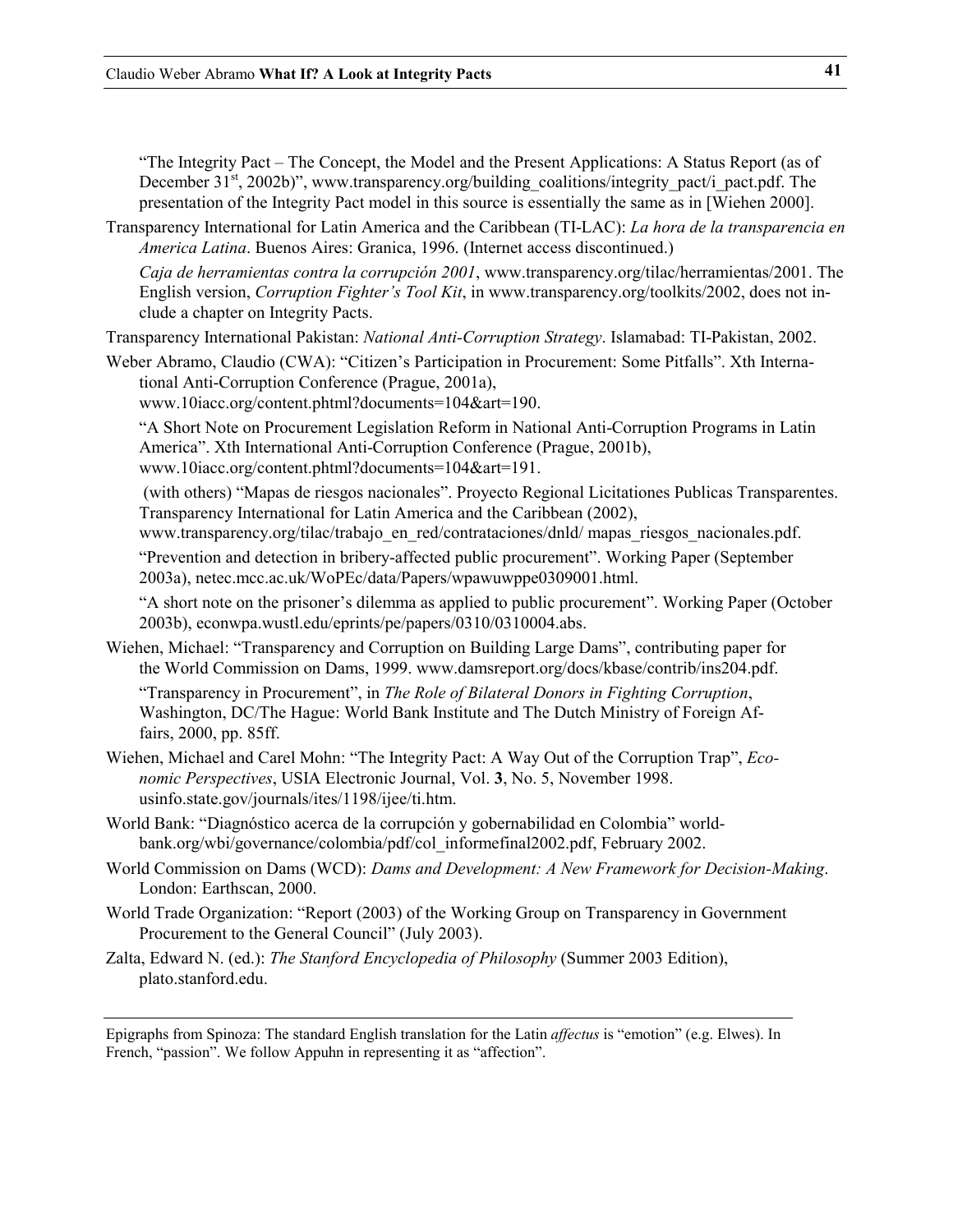"The Integrity Pact – The Concept, the Model and the Present Applications: A Status Report (as of December 31st, 2002b)", www.transparency.org/building_coalitions/integrity_pact/i_pact.pdf. The presentation of the Integrity Pact model in this source is essentially the same as in [Wiehen 2000].

Transparency International for Latin America and the Caribbean (TI-LAC): *La hora de la transparencia en America Latina*. Buenos Aires: Granica, 1996. (Internet access discontinued.)

*Caja de herramientas contra la corrupción 2001*, www.transparency.org/tilac/herramientas/2001. The English version, *Corruption Fighter's Tool Kit*, in www.transparency.org/toolkits/2002, does not include a chapter on Integrity Pacts.

Transparency International Pakistan: *National Anti-Corruption Strategy*. Islamabad: TI-Pakistan, 2002.

Weber Abramo, Claudio (CWA): "Citizen's Participation in Procurement: Some Pitfalls". Xth International Anti-Corruption Conference (Prague, 2001a), www.10iacc.org/content.phtml?documents=104&art=190.

"A Short Note on Procurement Legislation Reform in National Anti-Corruption Programs in Latin America". Xth International Anti-Corruption Conference (Prague, 2001b), www.10iacc.org/content.phtml?documents=104&art=191.

(with others) "Mapas de riesgos nacionales". Proyecto Regional Licitationes Publicas Transparentes. Transparency International for Latin America and the Caribbean (2002), www.transparency.org/tilac/trabajo_en_red/contrataciones/dnld/ mapas_riesgos_nacionales.pdf.

"Prevention and detection in bribery-affected public procurement". Working Paper (September 2003a), netec.mcc.ac.uk/WoPEc/data/Papers/wpawuwppe0309001.html.

"A short note on the prisoner's dilemma as applied to public procurement". Working Paper (October 2003b), econwpa.wustl.edu/eprints/pe/papers/0310/0310004.abs.

Wiehen, Michael: "Transparency and Corruption on Building Large Dams", contributing paper for the World Commission on Dams, 1999. www.damsreport.org/docs/kbase/contrib/ins204.pdf.

"Transparency in Procurement", in *The Role of Bilateral Donors in Fighting Corruption*, Washington, DC/The Hague: World Bank Institute and The Dutch Ministry of Foreign Affairs, 2000, pp. 85ff.

Wiehen, Michael and Carel Mohn: "The Integrity Pact: A Way Out of the Corruption Trap", *Economic Perspectives*, USIA Electronic Journal, Vol. **3**, No. 5, November 1998. usinfo.state.gov/journals/ites/1198/ijee/ti.htm.

World Bank: "Diagnóstico acerca de la corrupción y gobernabilidad en Colombia" worldbank.org/wbi/governance/colombia/pdf/col_informefinal2002.pdf, February 2002.

World Commission on Dams (WCD): *Dams and Development: A New Framework for Decision-Making*. London: Earthscan, 2000.

World Trade Organization: "Report (2003) of the Working Group on Transparency in Government Procurement to the General Council" (July 2003).

Zalta, Edward N. (ed.): *The Stanford Encyclopedia of Philosophy* (Summer 2003 Edition), plato.stanford.edu.

---

Epigraphs from Spinoza: The standard English translation for the Latin *affectus* is "emotion" (e.g. Elwes). In French, "passion". We follow Appuhn in representing it as "affection".